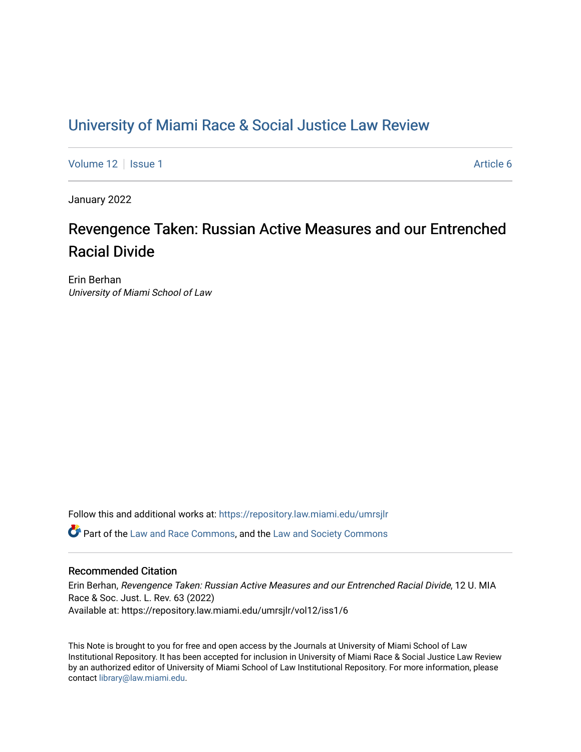# University of Miami Race & Social Justice Law Review

Volume 12 | Issue 1 Article 6

January 2022

## Revengence Taken: Russian Active Measures and our Entrenched Racial Divide

Erin Berhan
*University of Miami School of Law*

Follow this and additional works at: https://repository.law.miami.edu/umrsjlr

Part of the Law and Race Commons, and the Law and Society Commons

### Recommended Citation

Erin Berhan, *Revengence Taken: Russian Active Measures and our Entrenched Racial Divide*, 12 U. MIA Race & Soc. Just. L. Rev. 63 (2022)
Available at: https://repository.law.miami.edu/umrsjlr/vol12/iss1/6

This Note is brought to you for free and open access by the Journals at University of Miami School of Law Institutional Repository. It has been accepted for inclusion in University of Miami Race & Social Justice Law Review by an authorized editor of University of Miami School of Law Institutional Repository. For more information, please contact library@law.miami.edu.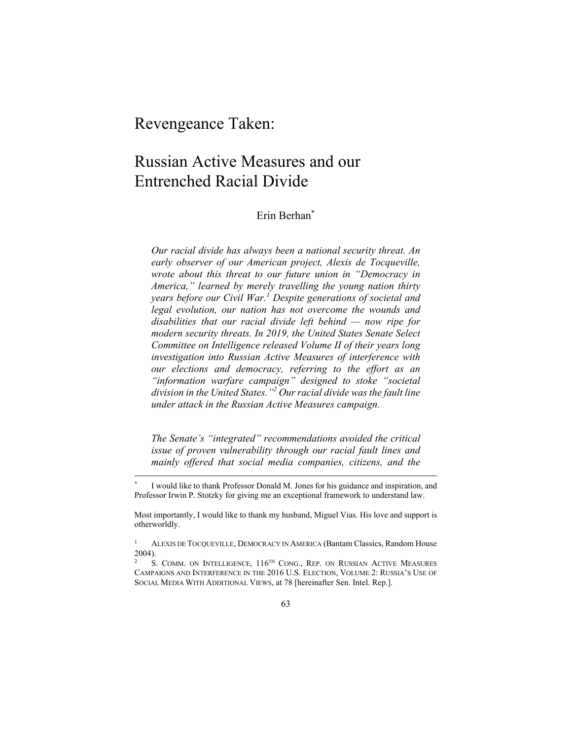# Revengeance Taken:

# Russian Active Measures and our Entrenched Racial Divide

Erin Berhan*

*Our racial divide has always been a national security threat. An early observer of our American project, Alexis de Tocqueville, wrote about this threat to our future union in "Democracy in America," learned by merely travelling the young nation thirty years before our Civil War.[1] Despite generations of societal and legal evolution, our nation has not overcome the wounds and disabilities that our racial divide left behind — now ripe for modern security threats. In 2019, the United States Senate Select Committee on Intelligence released Volume II of their years long investigation into Russian Active Measures of interference with our elections and democracy, referring to the effort as an "information warfare campaign" designed to stoke "societal division in the United States."[2] Our racial divide was the fault line under attack in the Russian Active Measures campaign.*

*The Senate's "integrated" recommendations avoided the critical issue of proven vulnerability through our racial fault lines and mainly offered that social media companies, citizens, and the*

---

\* I would like to thank Professor Donald M. Jones for his guidance and inspiration, and Professor Irwin P. Stotzky for giving me an exceptional framework to understand law.

Most importantly, I would like to thank my husband, Miguel Vias. His love and support is otherworldly.

[1] ALEXIS DE TOCQUEVILLE, DEMOCRACY IN AMERICA (Bantam Classics, Random House 2004).

[2] S. COMM. ON INTELLIGENCE, 116TH CONG., REP. ON RUSSIAN ACTIVE MEASURES CAMPAIGNS AND INTERFERENCE IN THE 2016 U.S. ELECTION, VOLUME 2: RUSSIA'S USE OF SOCIAL MEDIA WITH ADDITIONAL VIEWS, at 78 [hereinafter Sen. Intel. Rep.].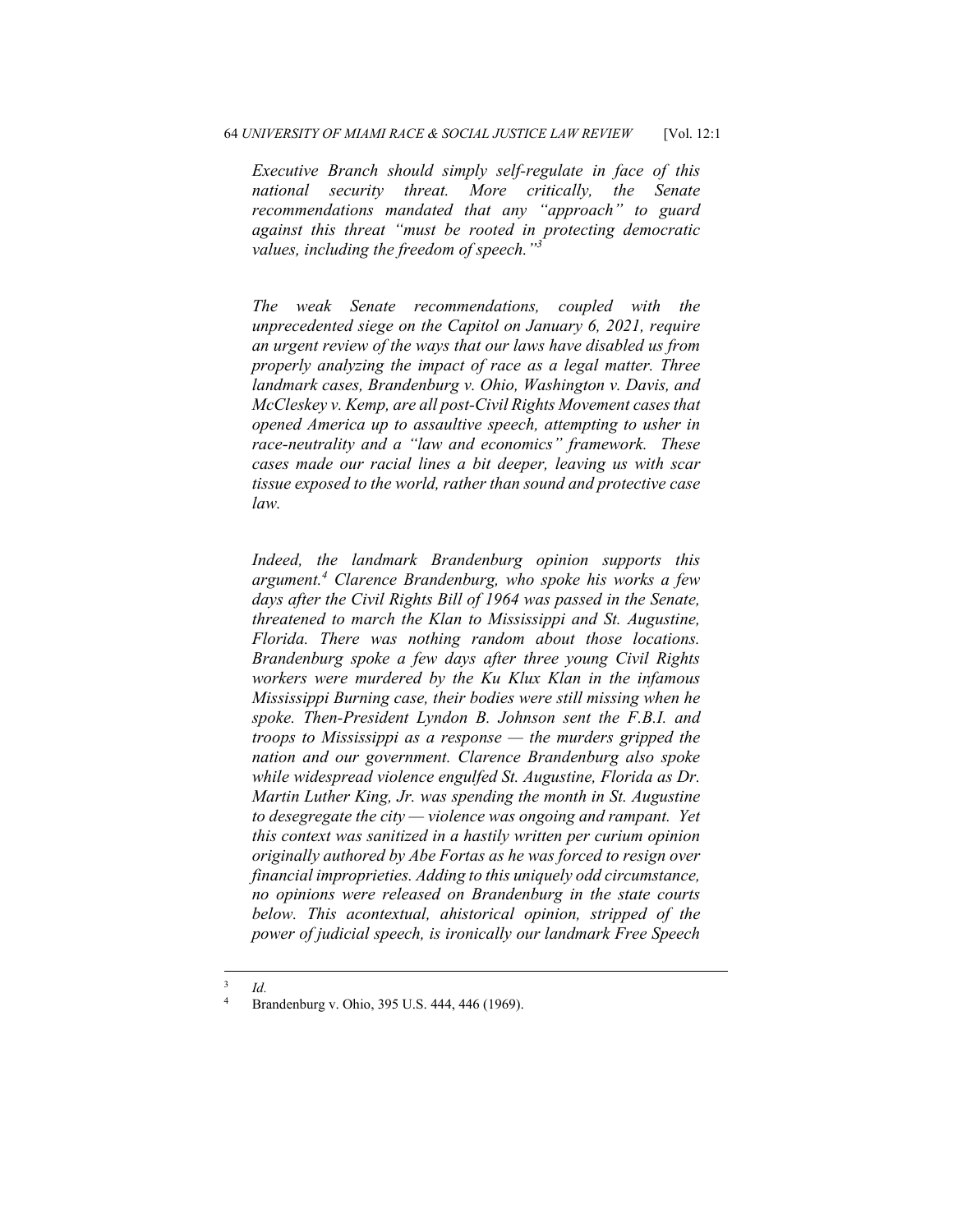*Executive Branch should simply self-regulate in face of this national security threat. More critically, the Senate recommendations mandated that any "approach" to guard against this threat "must be rooted in protecting democratic values, including the freedom of speech."*[3]

*The weak Senate recommendations, coupled with the unprecedented siege on the Capitol on January 6, 2021, require an urgent review of the ways that our laws have disabled us from properly analyzing the impact of race as a legal matter. Three landmark cases, Brandenburg v. Ohio, Washington v. Davis, and McCleskey v. Kemp, are all post-Civil Rights Movement cases that opened America up to assaultive speech, attempting to usher in race-neutrality and a "law and economics" framework. These cases made our racial lines a bit deeper, leaving us with scar tissue exposed to the world, rather than sound and protective case law.*

*Indeed, the landmark Brandenburg opinion supports this argument.*[4] *Clarence Brandenburg, who spoke his works a few days after the Civil Rights Bill of 1964 was passed in the Senate, threatened to march the Klan to Mississippi and St. Augustine, Florida. There was nothing random about those locations. Brandenburg spoke a few days after three young Civil Rights workers were murdered by the Ku Klux Klan in the infamous Mississippi Burning case, their bodies were still missing when he spoke. Then-President Lyndon B. Johnson sent the F.B.I. and troops to Mississippi as a response — the murders gripped the nation and our government. Clarence Brandenburg also spoke while widespread violence engulfed St. Augustine, Florida as Dr. Martin Luther King, Jr. was spending the month in St. Augustine to desegregate the city — violence was ongoing and rampant. Yet this context was sanitized in a hastily written per curium opinion originally authored by Abe Fortas as he was forced to resign over financial improprieties. Adding to this uniquely odd circumstance, no opinions were released on Brandenburg in the state courts below. This acontextual, ahistorical opinion, stripped of the power of judicial speech, is ironically our landmark Free Speech*

---

[3] *Id.*

[4] Brandenburg v. Ohio, 395 U.S. 444, 446 (1969).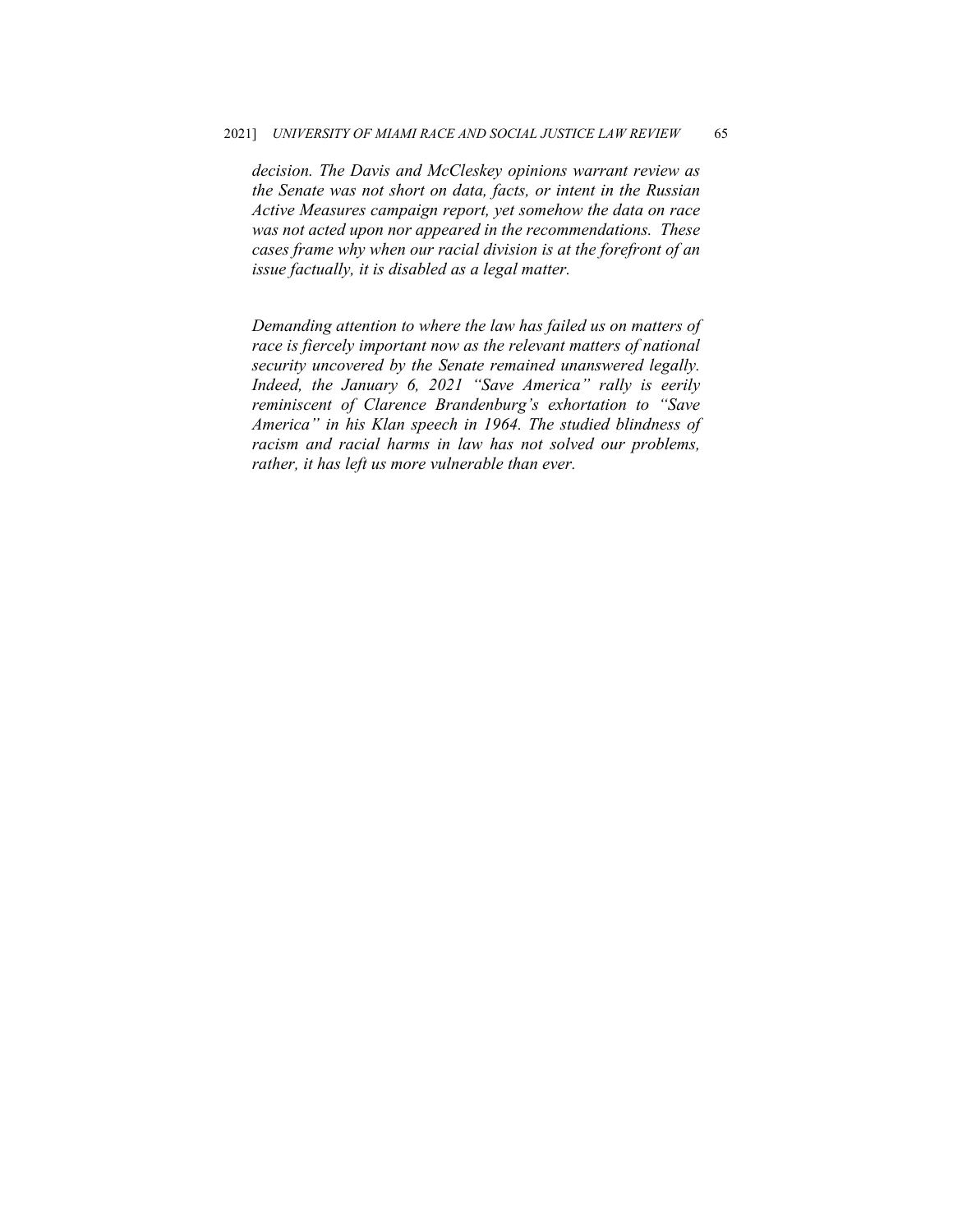*decision. The Davis and McCleskey opinions warrant review as the Senate was not short on data, facts, or intent in the Russian Active Measures campaign report, yet somehow the data on race was not acted upon nor appeared in the recommendations. These cases frame why when our racial division is at the forefront of an issue factually, it is disabled as a legal matter.*

*Demanding attention to where the law has failed us on matters of race is fiercely important now as the relevant matters of national security uncovered by the Senate remained unanswered legally. Indeed, the January 6, 2021 "Save America" rally is eerily reminiscent of Clarence Brandenburg's exhortation to "Save America" in his Klan speech in 1964. The studied blindness of racism and racial harms in law has not solved our problems, rather, it has left us more vulnerable than ever.*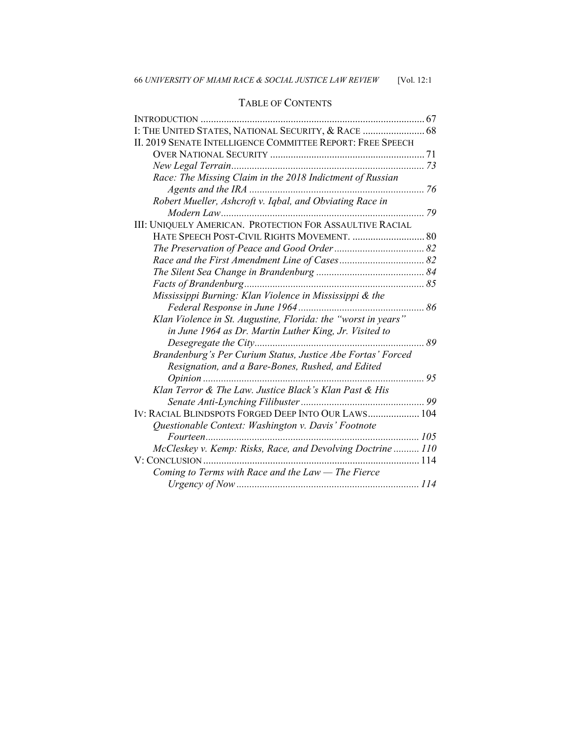## TABLE OF CONTENTS

INTRODUCTION ....................................................................................... 67

I: THE UNITED STATES, NATIONAL SECURITY, & RACE ........................ 68

II. 2019 SENATE INTELLIGENCE COMMITTEE REPORT: FREE SPEECH OVER NATIONAL SECURITY ............................................................ 71

- *New Legal Terrain* ........................................................................... 73
- *Race: The Missing Claim in the 2018 Indictment of Russian Agents and the IRA* .................................................................... 76
- *Robert Mueller, Ashcroft v. Iqbal, and Obviating Race in Modern Law* ............................................................................... 79

III: UNIQUELY AMERICAN. PROTECTION FOR ASSAULTIVE RACIAL HATE SPEECH POST-CIVIL RIGHTS MOVEMENT. ............................ 80

- *The Preservation of Peace and Good Order* ................................... 82
- *Race and the First Amendment Line of Cases* ................................. 82
- *The Silent Sea Change in Brandenburg* .......................................... 84
- *Facts of Brandenburg* ...................................................................... 85
- *Mississippi Burning: Klan Violence in Mississippi & the Federal Response in June 1964* ................................................. 86
- *Klan Violence in St. Augustine, Florida: the "worst in years" in June 1964 as Dr. Martin Luther King, Jr. Visited to Desegregate the City* .................................................................. 89
- *Brandenburg's Per Curium Status, Justice Abe Fortas' Forced Resignation, and a Bare-Bones, Rushed, and Edited Opinion* ..................................................................................... 95
- *Klan Terror & The Law. Justice Black's Klan Past & His Senate Anti-Lynching Filibuster* ................................................ 99

IV: RACIAL BLINDSPOTS FORGED DEEP INTO OUR LAWS .................... 104

- *Questionable Context: Washington v. Davis' Footnote Fourteen* ................................................................................... 105
- *McCleskey v. Kemp: Risks, Race, and Devolving Doctrine* .......... 110

V: CONCLUSION .................................................................................... 114

- *Coming to Terms with Race and the Law — The Fierce Urgency of Now* ....................................................................... 114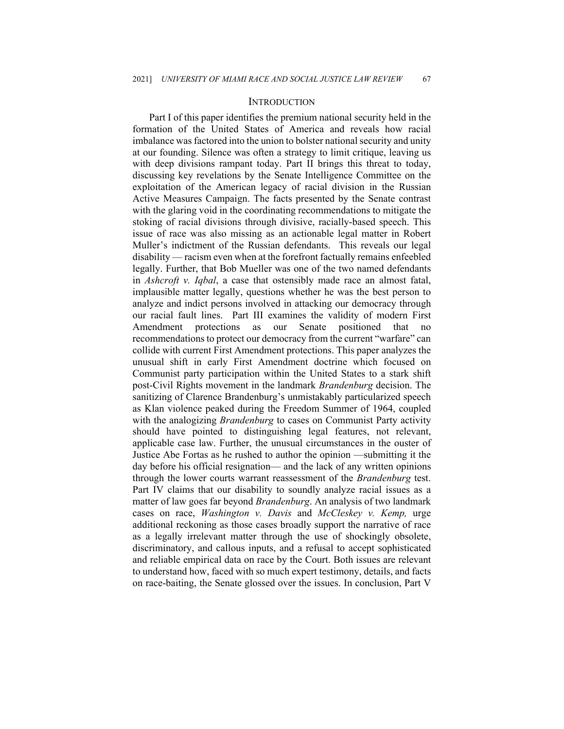## INTRODUCTION

Part I of this paper identifies the premium national security held in the formation of the United States of America and reveals how racial imbalance was factored into the union to bolster national security and unity at our founding. Silence was often a strategy to limit critique, leaving us with deep divisions rampant today. Part II brings this threat to today, discussing key revelations by the Senate Intelligence Committee on the exploitation of the American legacy of racial division in the Russian Active Measures Campaign. The facts presented by the Senate contrast with the glaring void in the coordinating recommendations to mitigate the stoking of racial divisions through divisive, racially-based speech. This issue of race was also missing as an actionable legal matter in Robert Muller's indictment of the Russian defendants. This reveals our legal disability — racism even when at the forefront factually remains enfeebled legally. Further, that Bob Mueller was one of the two named defendants in *Ashcroft v. Iqbal*, a case that ostensibly made race an almost fatal, implausible matter legally, questions whether he was the best person to analyze and indict persons involved in attacking our democracy through our racial fault lines. Part III examines the validity of modern First Amendment protections as our Senate positioned that no recommendations to protect our democracy from the current "warfare" can collide with current First Amendment protections. This paper analyzes the unusual shift in early First Amendment doctrine which focused on Communist party participation within the United States to a stark shift post-Civil Rights movement in the landmark *Brandenburg* decision. The sanitizing of Clarence Brandenburg's unmistakably particularized speech as Klan violence peaked during the Freedom Summer of 1964, coupled with the analogizing *Brandenburg* to cases on Communist Party activity should have pointed to distinguishing legal features, not relevant, applicable case law. Further, the unusual circumstances in the ouster of Justice Abe Fortas as he rushed to author the opinion —submitting it the day before his official resignation— and the lack of any written opinions through the lower courts warrant reassessment of the *Brandenburg* test. Part IV claims that our disability to soundly analyze racial issues as a matter of law goes far beyond *Brandenburg*. An analysis of two landmark cases on race, *Washington v. Davis* and *McCleskey v. Kemp,* urge additional reckoning as those cases broadly support the narrative of race as a legally irrelevant matter through the use of shockingly obsolete, discriminatory, and callous inputs, and a refusal to accept sophisticated and reliable empirical data on race by the Court. Both issues are relevant to understand how, faced with so much expert testimony, details, and facts on race-baiting, the Senate glossed over the issues. In conclusion, Part V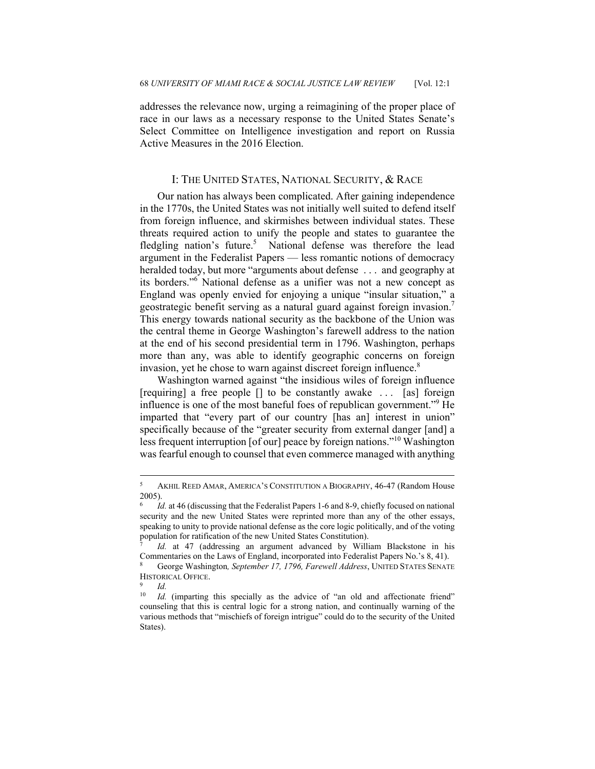addresses the relevance now, urging a reimagining of the proper place of race in our laws as a necessary response to the United States Senate's Select Committee on Intelligence investigation and report on Russia Active Measures in the 2016 Election.

## I: THE UNITED STATES, NATIONAL SECURITY, & RACE

Our nation has always been complicated. After gaining independence in the 1770s, the United States was not initially well suited to defend itself from foreign influence, and skirmishes between individual states. These threats required action to unify the people and states to guarantee the fledgling nation's future.[5] National defense was therefore the lead argument in the Federalist Papers — less romantic notions of democracy heralded today, but more "arguments about defense . . . and geography at its borders."[6] National defense as a unifier was not a new concept as England was openly envied for enjoying a unique "insular situation," a geostrategic benefit serving as a natural guard against foreign invasion.[7] This energy towards national security as the backbone of the Union was the central theme in George Washington's farewell address to the nation at the end of his second presidential term in 1796. Washington, perhaps more than any, was able to identify geographic concerns on foreign invasion, yet he chose to warn against discreet foreign influence.[8]

Washington warned against "the insidious wiles of foreign influence [requiring] a free people [] to be constantly awake . . . [as] foreign influence is one of the most baneful foes of republican government."[9] He imparted that "every part of our country [has an] interest in union" specifically because of the "greater security from external danger [and] a less frequent interruption [of our] peace by foreign nations."[10] Washington was fearful enough to counsel that even commerce managed with anything

---

[5] AKHIL REED AMAR, AMERICA'S CONSTITUTION A BIOGRAPHY, 46-47 (Random House 2005).

[6] *Id.* at 46 (discussing that the Federalist Papers 1-6 and 8-9, chiefly focused on national security and the new United States were reprinted more than any of the other essays, speaking to unity to provide national defense as the core logic politically, and of the voting population for ratification of the new United States Constitution).

[7] *Id.* at 47 (addressing an argument advanced by William Blackstone in his Commentaries on the Laws of England, incorporated into Federalist Papers No.'s 8, 41).

[8] George Washington*, September 17, 1796, Farewell Address*, UNITED STATES SENATE HISTORICAL OFFICE.

[9] *Id.*

[10] *Id.* (imparting this specially as the advice of "an old and affectionate friend" counseling that this is central logic for a strong nation, and continually warning of the various methods that "mischiefs of foreign intrigue" could do to the security of the United States).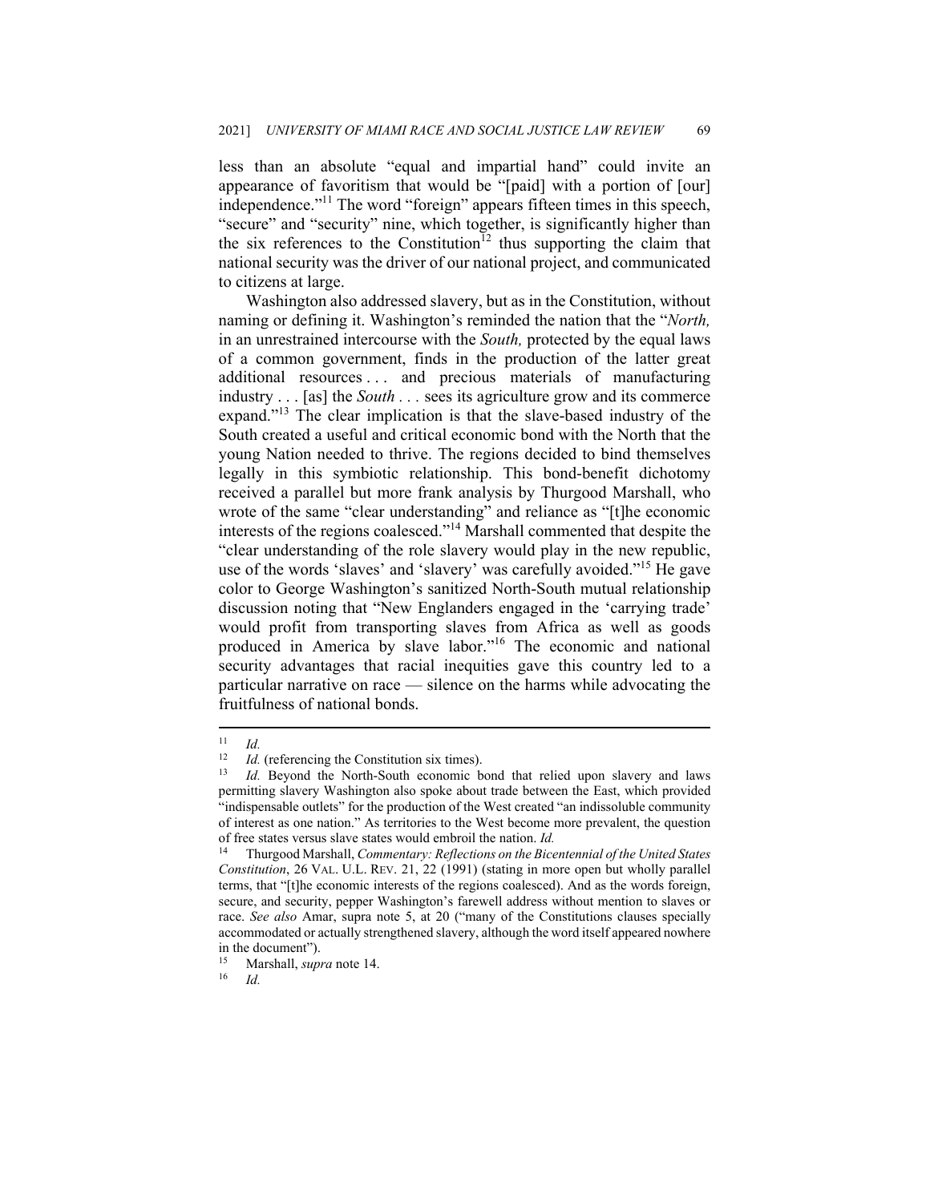less than an absolute "equal and impartial hand" could invite an appearance of favoritism that would be "[paid] with a portion of [our] independence."[11] The word "foreign" appears fifteen times in this speech, "secure" and "security" nine, which together, is significantly higher than the six references to the Constitution[12] thus supporting the claim that national security was the driver of our national project, and communicated to citizens at large.

Washington also addressed slavery, but as in the Constitution, without naming or defining it. Washington's reminded the nation that the "*North,* in an unrestrained intercourse with the *South,* protected by the equal laws of a common government, finds in the production of the latter great additional resources . . . and precious materials of manufacturing industry . . . [as] the *South* . . . sees its agriculture grow and its commerce expand."[13] The clear implication is that the slave-based industry of the South created a useful and critical economic bond with the North that the young Nation needed to thrive. The regions decided to bind themselves legally in this symbiotic relationship. This bond-benefit dichotomy received a parallel but more frank analysis by Thurgood Marshall, who wrote of the same "clear understanding" and reliance as "[t]he economic interests of the regions coalesced."[14] Marshall commented that despite the "clear understanding of the role slavery would play in the new republic, use of the words 'slaves' and 'slavery' was carefully avoided."[15] He gave color to George Washington's sanitized North-South mutual relationship discussion noting that "New Englanders engaged in the 'carrying trade' would profit from transporting slaves from Africa as well as goods produced in America by slave labor."[16] The economic and national security advantages that racial inequities gave this country led to a particular narrative on race — silence on the harms while advocating the fruitfulness of national bonds.

---

[11] *Id.*

[12] *Id.* (referencing the Constitution six times).

[13] *Id.* Beyond the North-South economic bond that relied upon slavery and laws permitting slavery Washington also spoke about trade between the East, which provided "indispensable outlets" for the production of the West created "an indissoluble community of interest as one nation." As territories to the West become more prevalent, the question of free states versus slave states would embroil the nation. *Id.*

[14] Thurgood Marshall, *Commentary: Reflections on the Bicentennial of the United States Constitution*, 26 VAL. U.L. REV. 21, 22 (1991) (stating in more open but wholly parallel terms, that "[t]he economic interests of the regions coalesced). And as the words foreign, secure, and security, pepper Washington's farewell address without mention to slaves or race. *See also* Amar, supra note 5, at 20 ("many of the Constitutions clauses specially accommodated or actually strengthened slavery, although the word itself appeared nowhere in the document").

[15] Marshall, *supra* note 14.

[16] *Id.*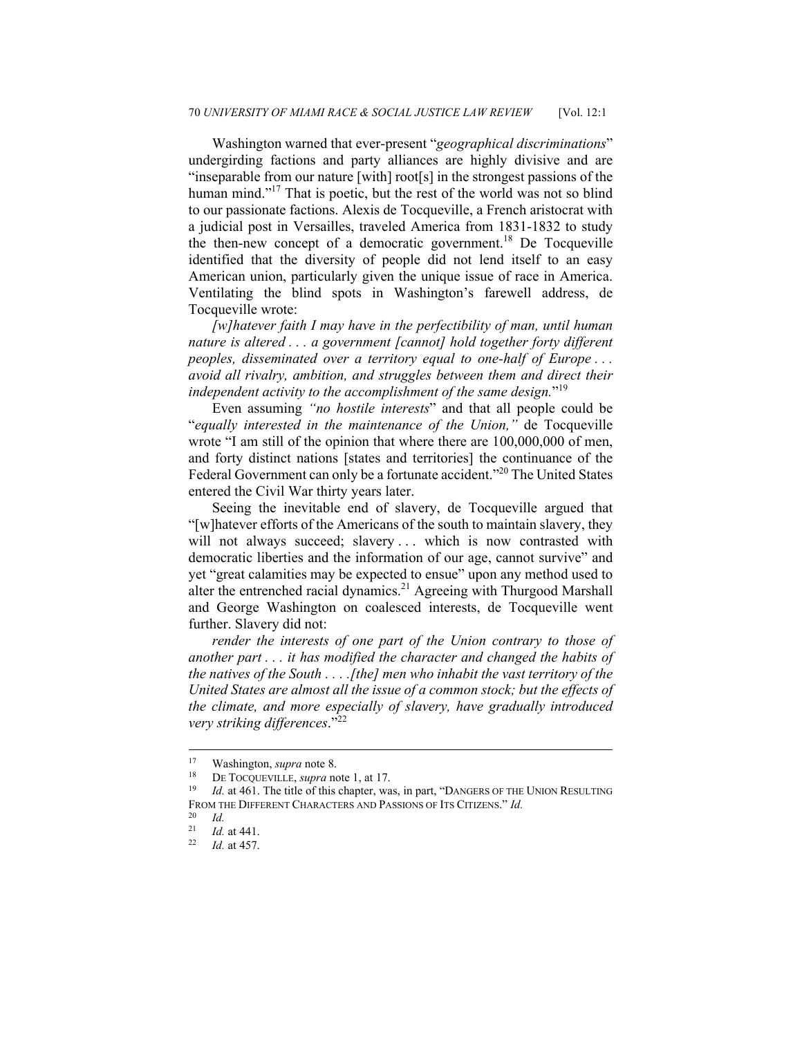Washington warned that ever-present "*geographical discriminations*" undergirding factions and party alliances are highly divisive and are "inseparable from our nature [with] root[s] in the strongest passions of the human mind."[17] That is poetic, but the rest of the world was not so blind to our passionate factions. Alexis de Tocqueville, a French aristocrat with a judicial post in Versailles, traveled America from 1831-1832 to study the then-new concept of a democratic government.[18] De Tocqueville identified that the diversity of people did not lend itself to an easy American union, particularly given the unique issue of race in America. Ventilating the blind spots in Washington's farewell address, de Tocqueville wrote:

> *[w]hatever faith I may have in the perfectibility of man, until human nature is altered . . . a government [cannot] hold together forty different peoples, disseminated over a territory equal to one-half of Europe . . . avoid all rivalry, ambition, and struggles between them and direct their independent activity to the accomplishment of the same design.*"[19]

Even assuming *"no hostile interests*" and that all people could be "*equally interested in the maintenance of the Union,"* de Tocqueville wrote "I am still of the opinion that where there are 100,000,000 of men, and forty distinct nations [states and territories] the continuance of the Federal Government can only be a fortunate accident."[20] The United States entered the Civil War thirty years later.

Seeing the inevitable end of slavery, de Tocqueville argued that "[w]hatever efforts of the Americans of the south to maintain slavery, they will not always succeed; slavery . . . which is now contrasted with democratic liberties and the information of our age, cannot survive" and yet "great calamities may be expected to ensue" upon any method used to alter the entrenched racial dynamics.[21] Agreeing with Thurgood Marshall and George Washington on coalesced interests, de Tocqueville went further. Slavery did not:

> *render the interests of one part of the Union contrary to those of another part . . . it has modified the character and changed the habits of the natives of the South . . . .[the] men who inhabit the vast territory of the United States are almost all the issue of a common stock; but the effects of the climate, and more especially of slavery, have gradually introduced very striking differences*."[22]

---

[17] Washington, *supra* note 8.

[18] DE TOCQUEVILLE, *supra* note 1, at 17.

[19] *Id.* at 461. The title of this chapter, was, in part, "DANGERS OF THE UNION RESULTING FROM THE DIFFERENT CHARACTERS AND PASSIONS OF ITS CITIZENS." *Id.*

[20] *Id.*

[21] *Id.* at 441.

[22] *Id.* at 457.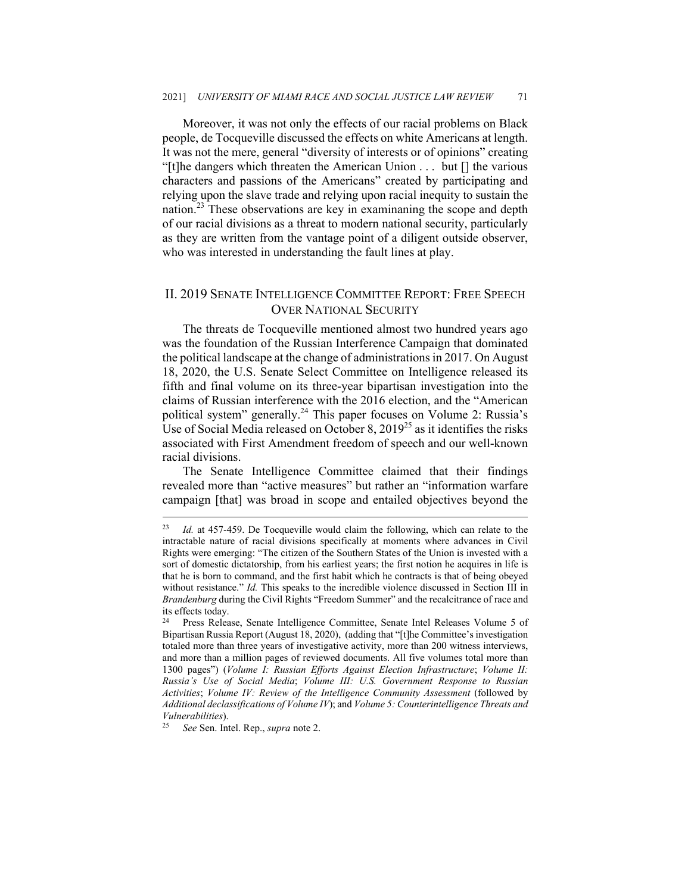Moreover, it was not only the effects of our racial problems on Black people, de Tocqueville discussed the effects on white Americans at length. It was not the mere, general "diversity of interests or of opinions" creating "[t]he dangers which threaten the American Union . . . but [] the various characters and passions of the Americans" created by participating and relying upon the slave trade and relying upon racial inequity to sustain the nation.[23] These observations are key in examinaning the scope and depth of our racial divisions as a threat to modern national security, particularly as they are written from the vantage point of a diligent outside observer, who was interested in understanding the fault lines at play.

## II. 2019 SENATE INTELLIGENCE COMMITTEE REPORT: FREE SPEECH OVER NATIONAL SECURITY

The threats de Tocqueville mentioned almost two hundred years ago was the foundation of the Russian Interference Campaign that dominated the political landscape at the change of administrations in 2017. On August 18, 2020, the U.S. Senate Select Committee on Intelligence released its fifth and final volume on its three-year bipartisan investigation into the claims of Russian interference with the 2016 election, and the "American political system" generally.[24] This paper focuses on Volume 2: Russia's Use of Social Media released on October 8, 2019[25] as it identifies the risks associated with First Amendment freedom of speech and our well-known racial divisions.

The Senate Intelligence Committee claimed that their findings revealed more than "active measures" but rather an "information warfare campaign [that] was broad in scope and entailed objectives beyond the

---

[23] *Id.* at 457-459. De Tocqueville would claim the following, which can relate to the intractable nature of racial divisions specifically at moments where advances in Civil Rights were emerging: "The citizen of the Southern States of the Union is invested with a sort of domestic dictatorship, from his earliest years; the first notion he acquires in life is that he is born to command, and the first habit which he contracts is that of being obeyed without resistance." *Id.* This speaks to the incredible violence discussed in Section III in *Brandenburg* during the Civil Rights "Freedom Summer" and the recalcitrance of race and its effects today.

[24] Press Release, Senate Intelligence Committee, Senate Intel Releases Volume 5 of Bipartisan Russia Report (August 18, 2020), (adding that "[t]he Committee's investigation totaled more than three years of investigative activity, more than 200 witness interviews, and more than a million pages of reviewed documents. All five volumes total more than 1300 pages") (*Volume I: Russian Efforts Against Election Infrastructure*; *Volume II: Russia's Use of Social Media*; *Volume III: U.S. Government Response to Russian Activities*; *Volume IV: Review of the Intelligence Community Assessment* (followed by *Additional declassifications of Volume IV*); and *Volume 5: Counterintelligence Threats and Vulnerabilities*).

[25] *See* Sen. Intel. Rep., *supra* note 2.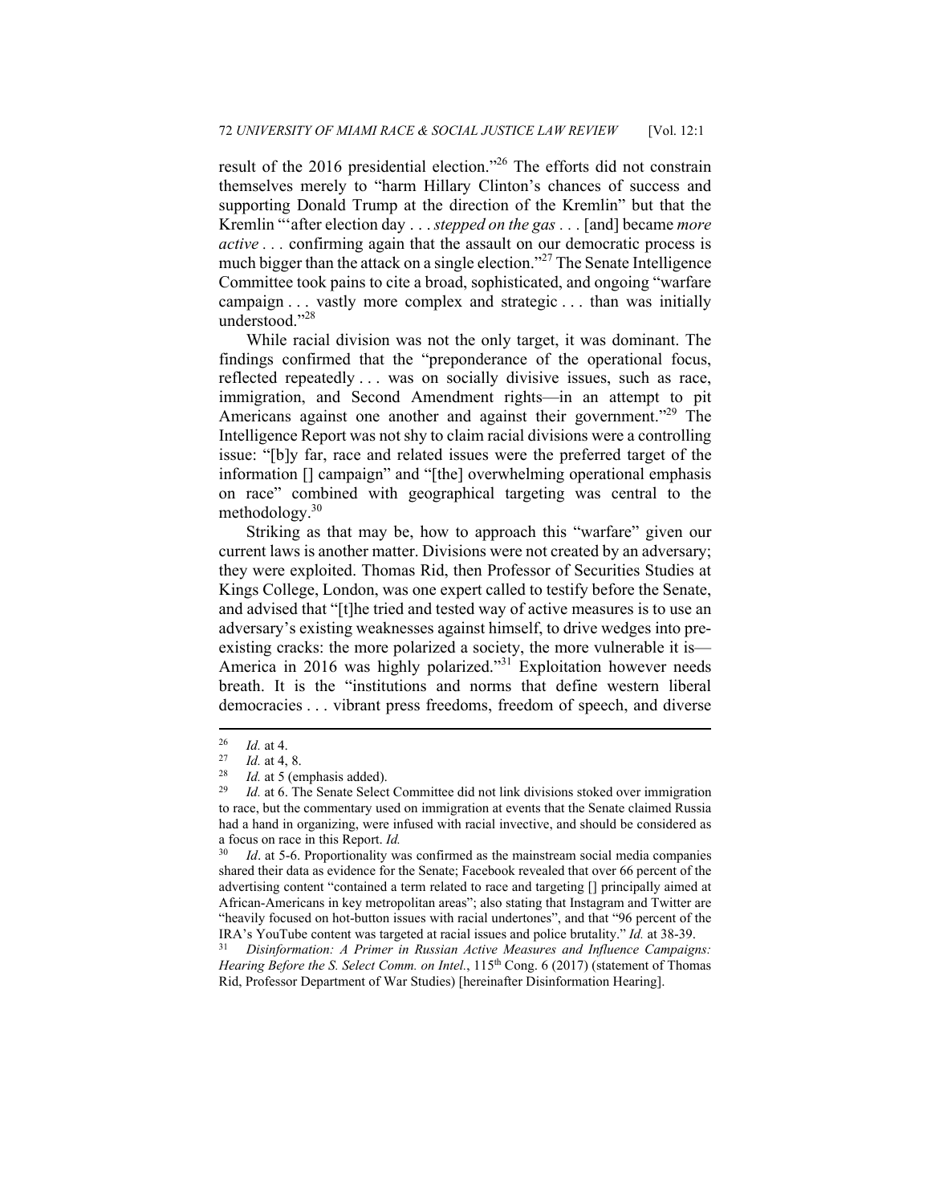result of the 2016 presidential election."[26] The efforts did not constrain themselves merely to "harm Hillary Clinton's chances of success and supporting Donald Trump at the direction of the Kremlin" but that the Kremlin "'after election day . . . *stepped on the gas* . . . [and] became *more active* . . . confirming again that the assault on our democratic process is much bigger than the attack on a single election."[27] The Senate Intelligence Committee took pains to cite a broad, sophisticated, and ongoing "warfare campaign . . . vastly more complex and strategic . . . than was initially understood."[28]

While racial division was not the only target, it was dominant. The findings confirmed that the "preponderance of the operational focus, reflected repeatedly . . . was on socially divisive issues, such as race, immigration, and Second Amendment rights—in an attempt to pit Americans against one another and against their government."[29] The Intelligence Report was not shy to claim racial divisions were a controlling issue: "[b]y far, race and related issues were the preferred target of the information [] campaign" and "[the] overwhelming operational emphasis on race" combined with geographical targeting was central to the methodology.[30]

Striking as that may be, how to approach this "warfare" given our current laws is another matter. Divisions were not created by an adversary; they were exploited. Thomas Rid, then Professor of Securities Studies at Kings College, London, was one expert called to testify before the Senate, and advised that "[t]he tried and tested way of active measures is to use an adversary's existing weaknesses against himself, to drive wedges into pre-existing cracks: the more polarized a society, the more vulnerable it is—America in 2016 was highly polarized."[31] Exploitation however needs breath. It is the "institutions and norms that define western liberal democracies . . . vibrant press freedoms, freedom of speech, and diverse

---

[26] *Id.* at 4.

[27] *Id.* at 4, 8.

[28] *Id.* at 5 (emphasis added).

[29] *Id.* at 6. The Senate Select Committee did not link divisions stoked over immigration to race, but the commentary used on immigration at events that the Senate claimed Russia had a hand in organizing, were infused with racial invective, and should be considered as a focus on race in this Report. *Id.*

[30] *Id*. at 5-6. Proportionality was confirmed as the mainstream social media companies shared their data as evidence for the Senate; Facebook revealed that over 66 percent of the advertising content "contained a term related to race and targeting [] principally aimed at African-Americans in key metropolitan areas"; also stating that Instagram and Twitter are "heavily focused on hot-button issues with racial undertones", and that "96 percent of the IRA's YouTube content was targeted at racial issues and police brutality." *Id.* at 38-39.

[31] *Disinformation: A Primer in Russian Active Measures and Influence Campaigns: Hearing Before the S. Select Comm. on Intel.*, 115th Cong. 6 (2017) (statement of Thomas Rid, Professor Department of War Studies) [hereinafter Disinformation Hearing].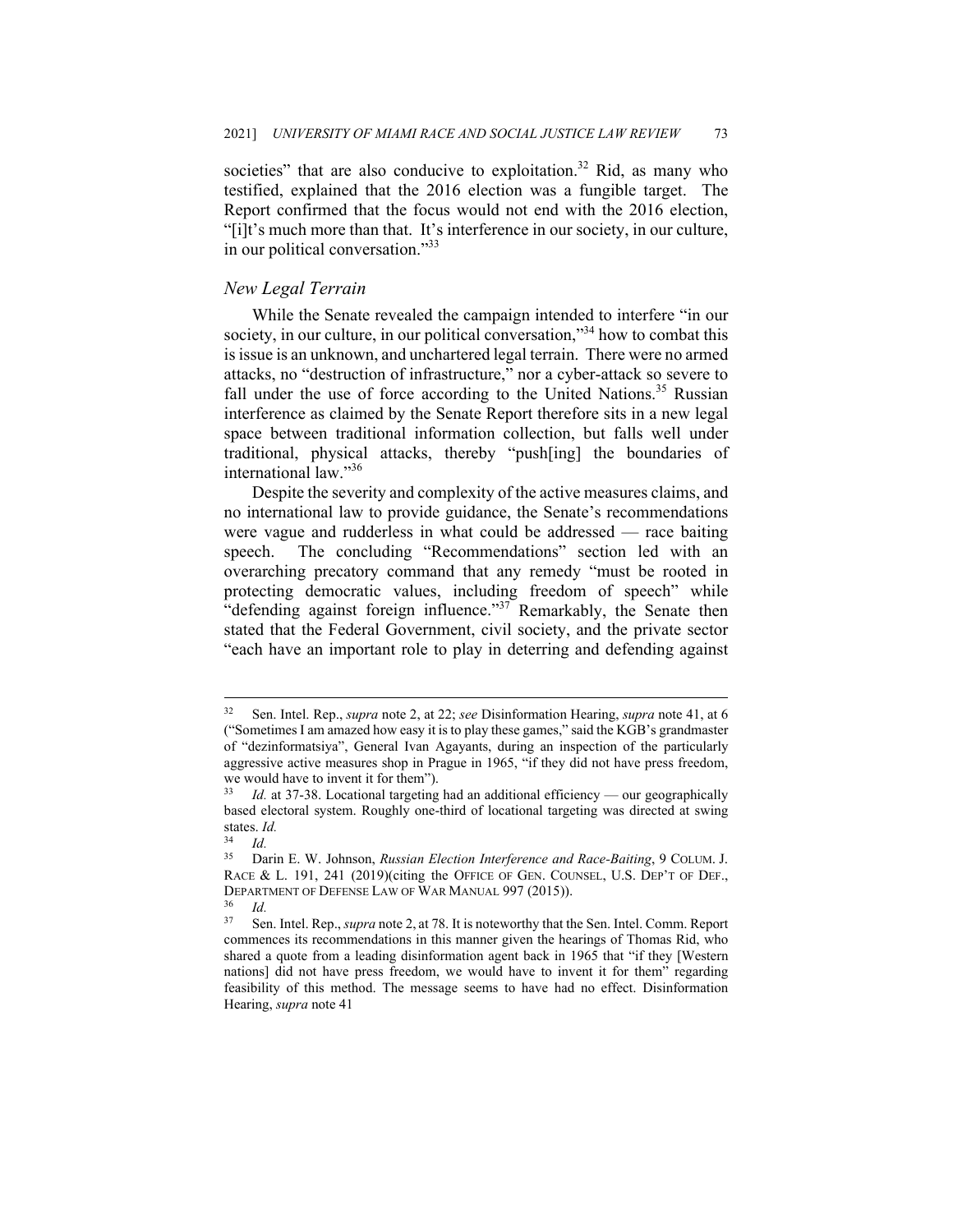societies" that are also conducive to exploitation.[32] Rid, as many who testified, explained that the 2016 election was a fungible target. The Report confirmed that the focus would not end with the 2016 election, "[i]t's much more than that. It's interference in our society, in our culture, in our political conversation."[33]

### *New Legal Terrain*

While the Senate revealed the campaign intended to interfere "in our society, in our culture, in our political conversation,"[34] how to combat this is issue is an unknown, and unchartered legal terrain. There were no armed attacks, no "destruction of infrastructure," nor a cyber-attack so severe to fall under the use of force according to the United Nations.[35] Russian interference as claimed by the Senate Report therefore sits in a new legal space between traditional information collection, but falls well under traditional, physical attacks, thereby "push[ing] the boundaries of international law."[36]

Despite the severity and complexity of the active measures claims, and no international law to provide guidance, the Senate's recommendations were vague and rudderless in what could be addressed — race baiting speech. The concluding "Recommendations" section led with an overarching precatory command that any remedy "must be rooted in protecting democratic values, including freedom of speech" while "defending against foreign influence."[37] Remarkably, the Senate then stated that the Federal Government, civil society, and the private sector "each have an important role to play in deterring and defending against

---

[32] Sen. Intel. Rep., *supra* note 2, at 22; *see* Disinformation Hearing, *supra* note 41, at 6 ("Sometimes I am amazed how easy it is to play these games," said the KGB's grandmaster of "dezinformatsiya", General Ivan Agayants, during an inspection of the particularly aggressive active measures shop in Prague in 1965, "if they did not have press freedom, we would have to invent it for them").

[33] *Id.* at 37-38. Locational targeting had an additional efficiency — our geographically based electoral system. Roughly one-third of locational targeting was directed at swing states. *Id.*

[34] *Id.*

[35] Darin E. W. Johnson, *Russian Election Interference and Race-Baiting*, 9 COLUM. J. RACE & L. 191, 241 (2019)(citing the OFFICE OF GEN. COUNSEL, U.S. DEP'T OF DEF., DEPARTMENT OF DEFENSE LAW OF WAR MANUAL 997 (2015)).

[36] *Id.*

[37] Sen. Intel. Rep., *supra* note 2, at 78. It is noteworthy that the Sen. Intel. Comm. Report commences its recommendations in this manner given the hearings of Thomas Rid, who shared a quote from a leading disinformation agent back in 1965 that "if they [Western nations] did not have press freedom, we would have to invent it for them" regarding feasibility of this method. The message seems to have had no effect. Disinformation Hearing, *supra* note 41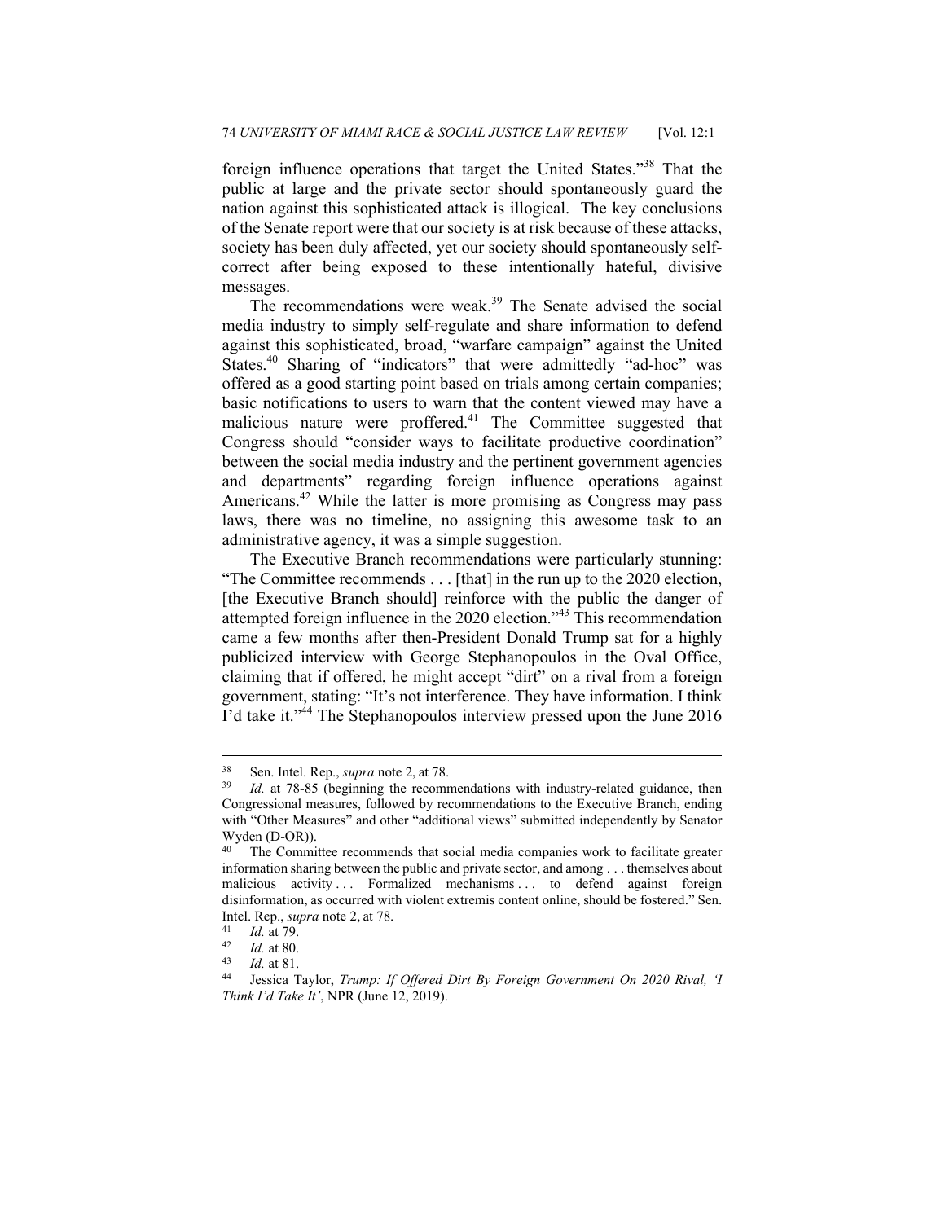foreign influence operations that target the United States."[38] That the public at large and the private sector should spontaneously guard the nation against this sophisticated attack is illogical. The key conclusions of the Senate report were that our society is at risk because of these attacks, society has been duly affected, yet our society should spontaneously self-correct after being exposed to these intentionally hateful, divisive messages.

The recommendations were weak.[39] The Senate advised the social media industry to simply self-regulate and share information to defend against this sophisticated, broad, "warfare campaign" against the United States.[40] Sharing of "indicators" that were admittedly "ad-hoc" was offered as a good starting point based on trials among certain companies; basic notifications to users to warn that the content viewed may have a malicious nature were proffered.[41] The Committee suggested that Congress should "consider ways to facilitate productive coordination" between the social media industry and the pertinent government agencies and departments" regarding foreign influence operations against Americans.[42] While the latter is more promising as Congress may pass laws, there was no timeline, no assigning this awesome task to an administrative agency, it was a simple suggestion.

The Executive Branch recommendations were particularly stunning: "The Committee recommends . . . [that] in the run up to the 2020 election, [the Executive Branch should] reinforce with the public the danger of attempted foreign influence in the 2020 election."[43] This recommendation came a few months after then-President Donald Trump sat for a highly publicized interview with George Stephanopoulos in the Oval Office, claiming that if offered, he might accept "dirt" on a rival from a foreign government, stating: "It's not interference. They have information. I think I'd take it."[44] The Stephanopoulos interview pressed upon the June 2016

---

[38] Sen. Intel. Rep., *supra* note 2, at 78.

[39] *Id.* at 78-85 (beginning the recommendations with industry-related guidance, then Congressional measures, followed by recommendations to the Executive Branch, ending with "Other Measures" and other "additional views" submitted independently by Senator Wyden (D-OR)).

[40] The Committee recommends that social media companies work to facilitate greater information sharing between the public and private sector, and among . . . themselves about malicious activity . . . Formalized mechanisms . . . to defend against foreign disinformation, as occurred with violent extremis content online, should be fostered." Sen. Intel. Rep., *supra* note 2, at 78.

[41] *Id.* at 79.

[42] *Id.* at 80.

[43] *Id.* at 81.

[44] Jessica Taylor, *Trump: If Offered Dirt By Foreign Government On 2020 Rival, 'I Think I'd Take It'*, NPR (June 12, 2019).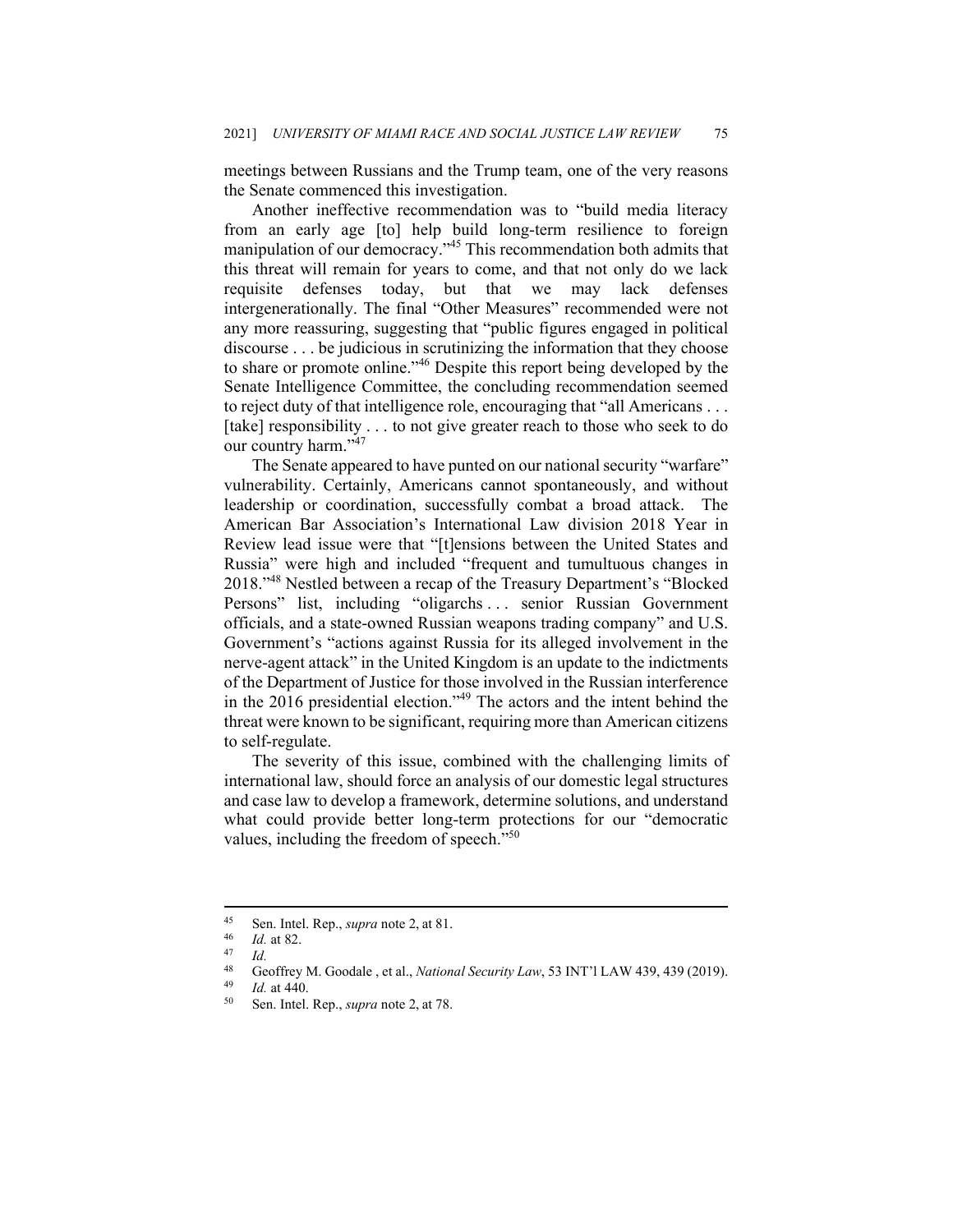meetings between Russians and the Trump team, one of the very reasons the Senate commenced this investigation.

Another ineffective recommendation was to "build media literacy from an early age [to] help build long-term resilience to foreign manipulation of our democracy."[45] This recommendation both admits that this threat will remain for years to come, and that not only do we lack requisite defenses today, but that we may lack defenses intergenerationally. The final "Other Measures" recommended were not any more reassuring, suggesting that "public figures engaged in political discourse . . . be judicious in scrutinizing the information that they choose to share or promote online."[46] Despite this report being developed by the Senate Intelligence Committee, the concluding recommendation seemed to reject duty of that intelligence role, encouraging that "all Americans . . . [take] responsibility . . . to not give greater reach to those who seek to do our country harm."[47]

The Senate appeared to have punted on our national security "warfare" vulnerability. Certainly, Americans cannot spontaneously, and without leadership or coordination, successfully combat a broad attack. The American Bar Association's International Law division 2018 Year in Review lead issue were that "[t]ensions between the United States and Russia" were high and included "frequent and tumultuous changes in 2018."[48] Nestled between a recap of the Treasury Department's "Blocked Persons" list, including "oligarchs . . . senior Russian Government officials, and a state-owned Russian weapons trading company" and U.S. Government's "actions against Russia for its alleged involvement in the nerve-agent attack" in the United Kingdom is an update to the indictments of the Department of Justice for those involved in the Russian interference in the 2016 presidential election."[49] The actors and the intent behind the threat were known to be significant, requiring more than American citizens to self-regulate.

The severity of this issue, combined with the challenging limits of international law, should force an analysis of our domestic legal structures and case law to develop a framework, determine solutions, and understand what could provide better long-term protections for our "democratic values, including the freedom of speech."[50]

---

[45] Sen. Intel. Rep., *supra* note 2, at 81.

[46] *Id.* at 82.

[47] *Id.*

[48] Geoffrey M. Goodale , et al., *National Security Law*, 53 INT'l LAW 439, 439 (2019).

[49] *Id.* at 440.

[50] Sen. Intel. Rep., *supra* note 2, at 78.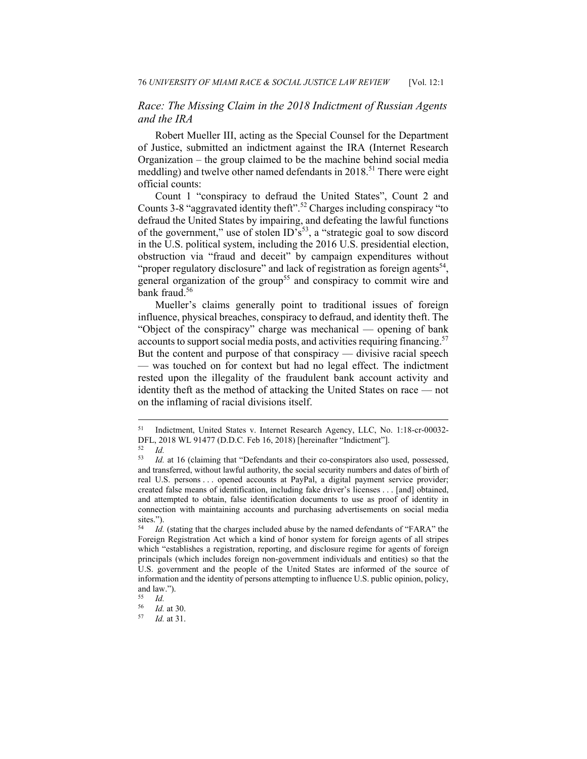## *Race: The Missing Claim in the 2018 Indictment of Russian Agents and the IRA*

Robert Mueller III, acting as the Special Counsel for the Department of Justice, submitted an indictment against the IRA (Internet Research Organization – the group claimed to be the machine behind social media meddling) and twelve other named defendants in 2018.[51] There were eight official counts:

Count 1 "conspiracy to defraud the United States", Count 2 and Counts 3-8 "aggravated identity theft".[52] Charges including conspiracy "to defraud the United States by impairing, and defeating the lawful functions of the government," use of stolen ID's[53], a "strategic goal to sow discord in the U.S. political system, including the 2016 U.S. presidential election, obstruction via "fraud and deceit" by campaign expenditures without "proper regulatory disclosure" and lack of registration as foreign agents[54], general organization of the group[55] and conspiracy to commit wire and bank fraud.[56]

Mueller's claims generally point to traditional issues of foreign influence, physical breaches, conspiracy to defraud, and identity theft. The "Object of the conspiracy" charge was mechanical — opening of bank accounts to support social media posts, and activities requiring financing.[57] But the content and purpose of that conspiracy — divisive racial speech — was touched on for context but had no legal effect. The indictment rested upon the illegality of the fraudulent bank account activity and identity theft as the method of attacking the United States on race — not on the inflaming of racial divisions itself.

---

[51] Indictment, United States v. Internet Research Agency, LLC, No. 1:18-cr-00032-DFL, 2018 WL 91477 (D.D.C. Feb 16, 2018) [hereinafter "Indictment"].

[52] *Id.*

[53] *Id.* at 16 (claiming that "Defendants and their co-conspirators also used, possessed, and transferred, without lawful authority, the social security numbers and dates of birth of real U.S. persons . . . opened accounts at PayPal, a digital payment service provider; created false means of identification, including fake driver's licenses . . . [and] obtained, and attempted to obtain, false identification documents to use as proof of identity in connection with maintaining accounts and purchasing advertisements on social media sites.").

[54] *Id.* (stating that the charges included abuse by the named defendants of "FARA" the Foreign Registration Act which a kind of honor system for foreign agents of all stripes which "establishes a registration, reporting, and disclosure regime for agents of foreign principals (which includes foreign non-government individuals and entities) so that the U.S. government and the people of the United States are informed of the source of information and the identity of persons attempting to influence U.S. public opinion, policy, and law.").

[55] *Id.*

[56] *Id.* at 30.

[57] *Id.* at 31.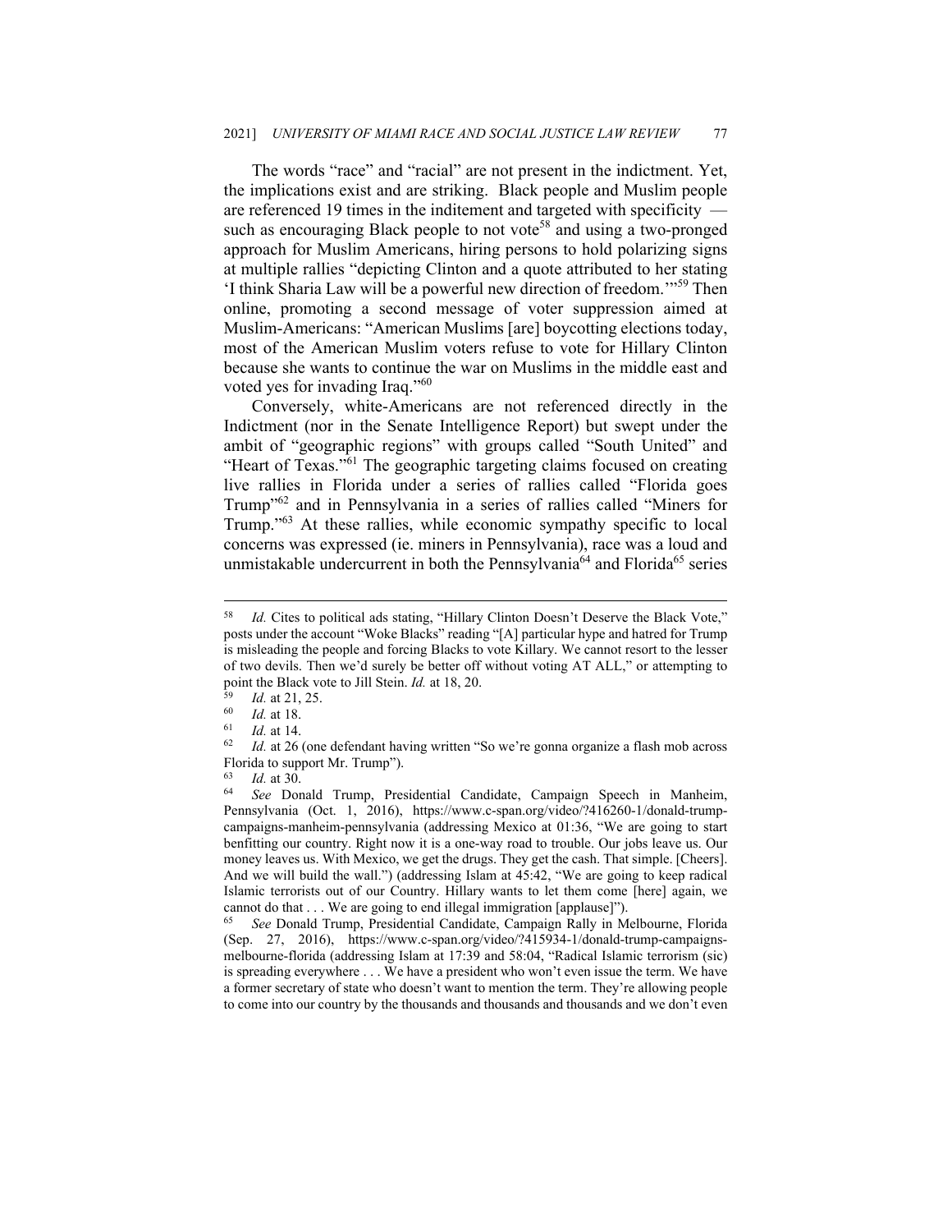The words "race" and "racial" are not present in the indictment. Yet, the implications exist and are striking. Black people and Muslim people are referenced 19 times in the inditement and targeted with specificity — such as encouraging Black people to not vote[58] and using a two-pronged approach for Muslim Americans, hiring persons to hold polarizing signs at multiple rallies "depicting Clinton and a quote attributed to her stating 'I think Sharia Law will be a powerful new direction of freedom.'"[59] Then online, promoting a second message of voter suppression aimed at Muslim-Americans: "American Muslims [are] boycotting elections today, most of the American Muslim voters refuse to vote for Hillary Clinton because she wants to continue the war on Muslims in the middle east and voted yes for invading Iraq."[60]

Conversely, white-Americans are not referenced directly in the Indictment (nor in the Senate Intelligence Report) but swept under the ambit of "geographic regions" with groups called "South United" and "Heart of Texas."[61] The geographic targeting claims focused on creating live rallies in Florida under a series of rallies called "Florida goes Trump"[62] and in Pennsylvania in a series of rallies called "Miners for Trump."[63] At these rallies, while economic sympathy specific to local concerns was expressed (ie. miners in Pennsylvania), race was a loud and unmistakable undercurrent in both the Pennsylvania[64] and Florida[65] series

---

[58] *Id.* Cites to political ads stating, "Hillary Clinton Doesn't Deserve the Black Vote," posts under the account "Woke Blacks" reading "[A] particular hype and hatred for Trump is misleading the people and forcing Blacks to vote Killary. We cannot resort to the lesser of two devils. Then we'd surely be better off without voting AT ALL," or attempting to point the Black vote to Jill Stein. *Id.* at 18, 20.

[59] *Id.* at 21, 25.

[60] *Id.* at 18.

[61] *Id.* at 14.

[62] *Id.* at 26 (one defendant having written "So we're gonna organize a flash mob across Florida to support Mr. Trump").

[63] *Id.* at 30.

[64] *See* Donald Trump, Presidential Candidate, Campaign Speech in Manheim, Pennsylvania (Oct. 1, 2016), https://www.c-span.org/video/?416260-1/donald-trump-campaigns-manheim-pennsylvania (addressing Mexico at 01:36, "We are going to start benfitting our country. Right now it is a one-way road to trouble. Our jobs leave us. Our money leaves us. With Mexico, we get the drugs. They get the cash. That simple. [Cheers]. And we will build the wall.") (addressing Islam at 45:42, "We are going to keep radical Islamic terrorists out of our Country. Hillary wants to let them come [here] again, we cannot do that . . . We are going to end illegal immigration [applause]").

[65] *See* Donald Trump, Presidential Candidate, Campaign Rally in Melbourne, Florida (Sep. 27, 2016), https://www.c-span.org/video/?415934-1/donald-trump-campaigns-melbourne-florida (addressing Islam at 17:39 and 58:04, "Radical Islamic terrorism (sic) is spreading everywhere . . . We have a president who won't even issue the term. We have a former secretary of state who doesn't want to mention the term. They're allowing people to come into our country by the thousands and thousands and thousands and we don't even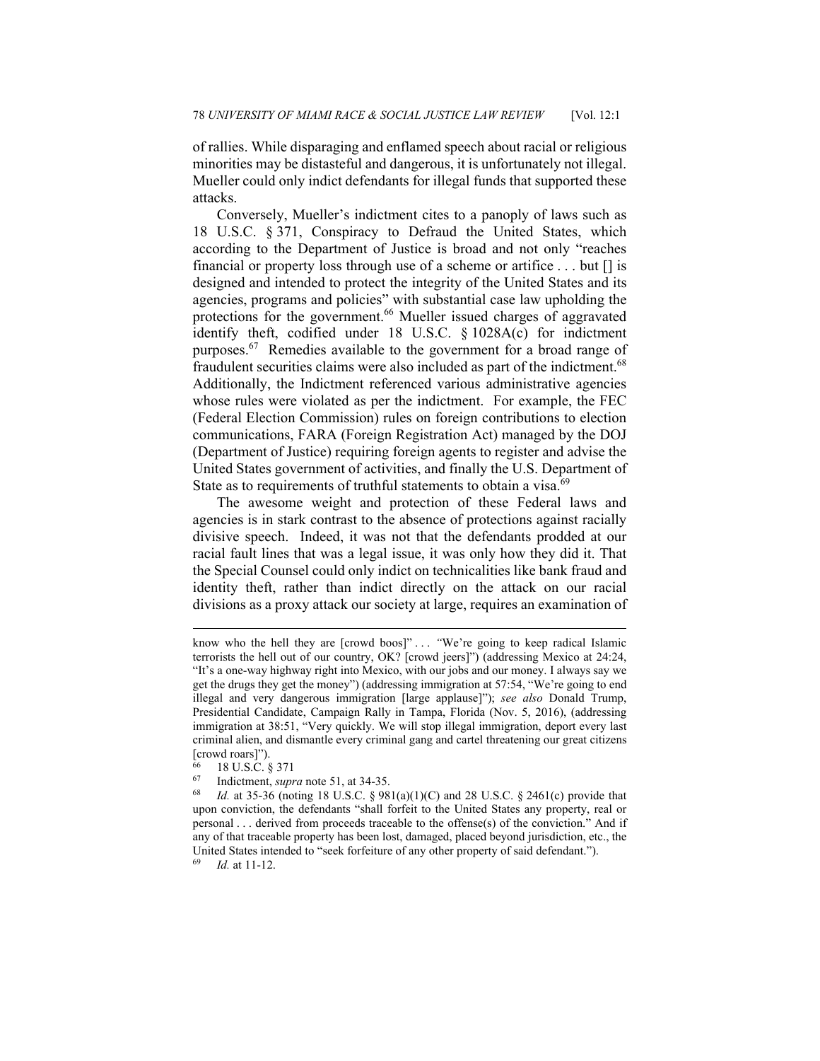of rallies. While disparaging and enflamed speech about racial or religious minorities may be distasteful and dangerous, it is unfortunately not illegal. Mueller could only indict defendants for illegal funds that supported these attacks.

Conversely, Mueller's indictment cites to a panoply of laws such as 18 U.S.C. § 371, Conspiracy to Defraud the United States, which according to the Department of Justice is broad and not only "reaches financial or property loss through use of a scheme or artifice . . . but [] is designed and intended to protect the integrity of the United States and its agencies, programs and policies" with substantial case law upholding the protections for the government.[66] Mueller issued charges of aggravated identify theft, codified under 18 U.S.C. § 1028A(c) for indictment purposes.[67] Remedies available to the government for a broad range of fraudulent securities claims were also included as part of the indictment.[68] Additionally, the Indictment referenced various administrative agencies whose rules were violated as per the indictment. For example, the FEC (Federal Election Commission) rules on foreign contributions to election communications, FARA (Foreign Registration Act) managed by the DOJ (Department of Justice) requiring foreign agents to register and advise the United States government of activities, and finally the U.S. Department of State as to requirements of truthful statements to obtain a visa.[69]

The awesome weight and protection of these Federal laws and agencies is in stark contrast to the absence of protections against racially divisive speech. Indeed, it was not that the defendants prodded at our racial fault lines that was a legal issue, it was only how they did it. That the Special Counsel could only indict on technicalities like bank fraud and identity theft, rather than indict directly on the attack on our racial divisions as a proxy attack our society at large, requires an examination of

---

know who the hell they are [crowd boos]" . . . "We're going to keep radical Islamic terrorists the hell out of our country, OK? [crowd jeers]") (addressing Mexico at 24:24, "It's a one-way highway right into Mexico, with our jobs and our money. I always say we get the drugs they get the money") (addressing immigration at 57:54, "We're going to end illegal and very dangerous immigration [large applause]"); *see also* Donald Trump, Presidential Candidate, Campaign Rally in Tampa, Florida (Nov. 5, 2016), (addressing immigration at 38:51, "Very quickly. We will stop illegal immigration, deport every last criminal alien, and dismantle every criminal gang and cartel threatening our great citizens [crowd roars]").

[66] 18 U.S.C. § 371

[67] Indictment, *supra* note 51, at 34-35.

[68] *Id.* at 35-36 (noting 18 U.S.C. § 981(a)(1)(C) and 28 U.S.C. § 2461(c) provide that upon conviction, the defendants "shall forfeit to the United States any property, real or personal . . . derived from proceeds traceable to the offense(s) of the conviction." And if any of that traceable property has been lost, damaged, placed beyond jurisdiction, etc., the United States intended to "seek forfeiture of any other property of said defendant.").

[69] *Id.* at 11-12.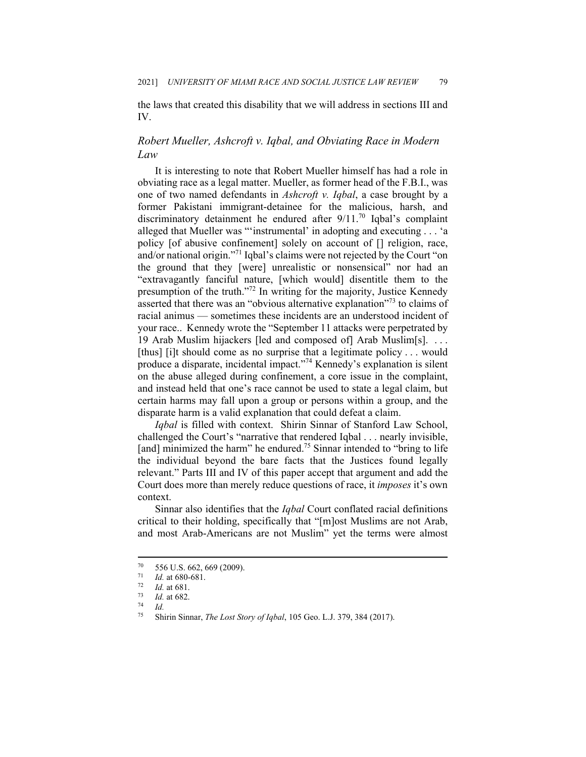the laws that created this disability that we will address in sections III and IV.

### *Robert Mueller, Ashcroft v. Iqbal, and Obviating Race in Modern Law*

It is interesting to note that Robert Mueller himself has had a role in obviating race as a legal matter. Mueller, as former head of the F.B.I., was one of two named defendants in *Ashcroft v. Iqbal*, a case brought by a former Pakistani immigrant-detainee for the malicious, harsh, and discriminatory detainment he endured after 9/11.[70] Iqbal's complaint alleged that Mueller was "'instrumental' in adopting and executing . . . 'a policy [of abusive confinement] solely on account of [] religion, race, and/or national origin."[71] Iqbal's claims were not rejected by the Court "on the ground that they [were] unrealistic or nonsensical" nor had an "extravagantly fanciful nature, [which would] disentitle them to the presumption of the truth."[72] In writing for the majority, Justice Kennedy asserted that there was an "obvious alternative explanation"[73] to claims of racial animus — sometimes these incidents are an understood incident of your race.. Kennedy wrote the "September 11 attacks were perpetrated by 19 Arab Muslim hijackers [led and composed of] Arab Muslim[s]. . . . [thus] [i]t should come as no surprise that a legitimate policy . . . would produce a disparate, incidental impact."[74] Kennedy's explanation is silent on the abuse alleged during confinement, a core issue in the complaint, and instead held that one's race cannot be used to state a legal claim, but certain harms may fall upon a group or persons within a group, and the disparate harm is a valid explanation that could defeat a claim.

*Iqbal* is filled with context. Shirin Sinnar of Stanford Law School, challenged the Court's "narrative that rendered Iqbal . . . nearly invisible, [and] minimized the harm" he endured.[75] Sinnar intended to "bring to life the individual beyond the bare facts that the Justices found legally relevant." Parts III and IV of this paper accept that argument and add the Court does more than merely reduce questions of race, it *imposes* it's own context.

Sinnar also identifies that the *Iqbal* Court conflated racial definitions critical to their holding, specifically that "[m]ost Muslims are not Arab, and most Arab-Americans are not Muslim" yet the terms were almost

---

[70] 556 U.S. 662, 669 (2009).

[71] *Id.* at 680-681.

[72] *Id.* at 681.

[73] *Id.* at 682.

[74] *Id.*

[75] Shirin Sinnar, *The Lost Story of Iqbal*, 105 Geo. L.J. 379, 384 (2017).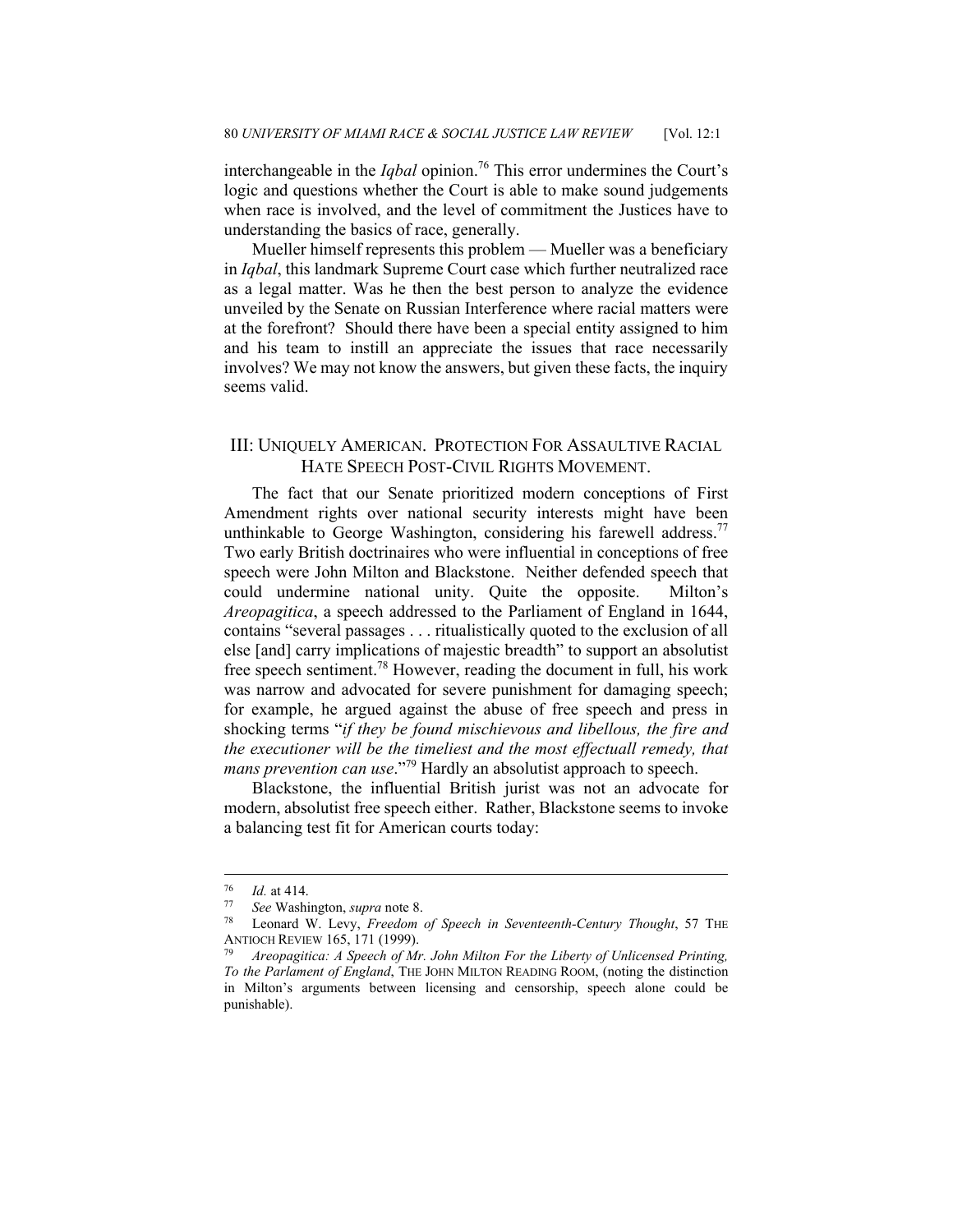interchangeable in the *Iqbal* opinion.[76] This error undermines the Court's logic and questions whether the Court is able to make sound judgements when race is involved, and the level of commitment the Justices have to understanding the basics of race, generally.

Mueller himself represents this problem — Mueller was a beneficiary in *Iqbal*, this landmark Supreme Court case which further neutralized race as a legal matter. Was he then the best person to analyze the evidence unveiled by the Senate on Russian Interference where racial matters were at the forefront? Should there have been a special entity assigned to him and his team to instill an appreciate the issues that race necessarily involves? We may not know the answers, but given these facts, the inquiry seems valid.

## III: UNIQUELY AMERICAN. PROTECTION FOR ASSAULTIVE RACIAL HATE SPEECH POST-CIVIL RIGHTS MOVEMENT.

The fact that our Senate prioritized modern conceptions of First Amendment rights over national security interests might have been unthinkable to George Washington, considering his farewell address.[77] Two early British doctrinaires who were influential in conceptions of free speech were John Milton and Blackstone. Neither defended speech that could undermine national unity. Quite the opposite. Milton's *Areopagitica*, a speech addressed to the Parliament of England in 1644, contains "several passages . . . ritualistically quoted to the exclusion of all else [and] carry implications of majestic breadth" to support an absolutist free speech sentiment.[78] However, reading the document in full, his work was narrow and advocated for severe punishment for damaging speech; for example, he argued against the abuse of free speech and press in shocking terms "*if they be found mischievous and libellous, the fire and the executioner will be the timeliest and the most effectuall remedy, that mans prevention can use*."[79] Hardly an absolutist approach to speech.

Blackstone, the influential British jurist was not an advocate for modern, absolutist free speech either. Rather, Blackstone seems to invoke a balancing test fit for American courts today:

---

[76] *Id.* at 414.

[77] *See* Washington, *supra* note 8.

[78] Leonard W. Levy, *Freedom of Speech in Seventeenth-Century Thought*, 57 THE ANTIOCH REVIEW 165, 171 (1999).

[79] *Areopagitica: A Speech of Mr. John Milton For the Liberty of Unlicensed Printing, To the Parlament of England*, THE JOHN MILTON READING ROOM, (noting the distinction in Milton's arguments between licensing and censorship, speech alone could be punishable).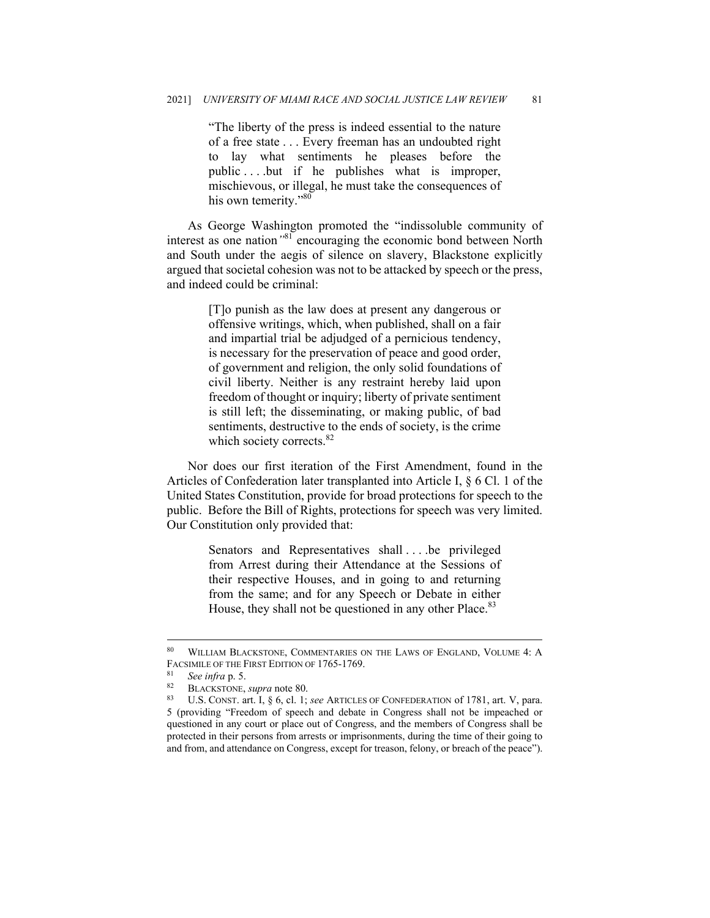> "The liberty of the press is indeed essential to the nature of a free state . . . Every freeman has an undoubted right to lay what sentiments he pleases before the public . . . .but if he publishes what is improper, mischievous, or illegal, he must take the consequences of his own temerity."[80]

As George Washington promoted the "indissoluble community of interest as one nation*"*[81] encouraging the economic bond between North and South under the aegis of silence on slavery, Blackstone explicitly argued that societal cohesion was not to be attacked by speech or the press, and indeed could be criminal:

> [T]o punish as the law does at present any dangerous or offensive writings, which, when published, shall on a fair and impartial trial be adjudged of a pernicious tendency, is necessary for the preservation of peace and good order, of government and religion, the only solid foundations of civil liberty. Neither is any restraint hereby laid upon freedom of thought or inquiry; liberty of private sentiment is still left; the disseminating, or making public, of bad sentiments, destructive to the ends of society, is the crime which society corrects.[82]

Nor does our first iteration of the First Amendment, found in the Articles of Confederation later transplanted into Article I, § 6 Cl. 1 of the United States Constitution, provide for broad protections for speech to the public. Before the Bill of Rights, protections for speech was very limited. Our Constitution only provided that:

> Senators and Representatives shall . . . .be privileged from Arrest during their Attendance at the Sessions of their respective Houses, and in going to and returning from the same; and for any Speech or Debate in either House, they shall not be questioned in any other Place.[83]

---

[80] WILLIAM BLACKSTONE, COMMENTARIES ON THE LAWS OF ENGLAND, VOLUME 4: A FACSIMILE OF THE FIRST EDITION OF 1765-1769.

[81] *See infra* p. 5.

[82] BLACKSTONE, *supra* note 80.

[83] U.S. CONST. art. I, § 6, cl. 1; *see* ARTICLES OF CONFEDERATION of 1781, art. V, para. 5 (providing "Freedom of speech and debate in Congress shall not be impeached or questioned in any court or place out of Congress, and the members of Congress shall be protected in their persons from arrests or imprisonments, during the time of their going to and from, and attendance on Congress, except for treason, felony, or breach of the peace").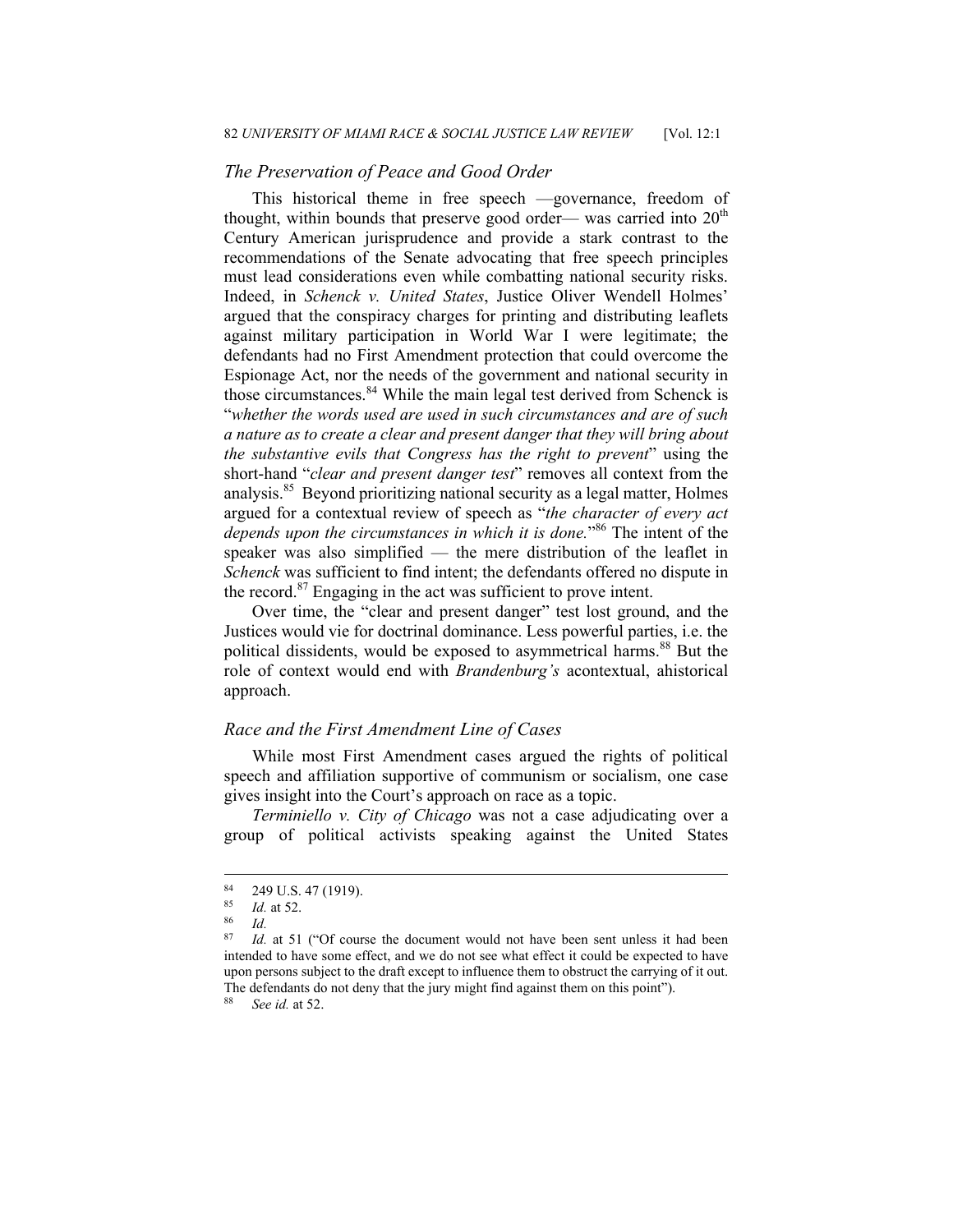### *The Preservation of Peace and Good Order*

This historical theme in free speech —governance, freedom of thought, within bounds that preserve good order— was carried into 20th Century American jurisprudence and provide a stark contrast to the recommendations of the Senate advocating that free speech principles must lead considerations even while combatting national security risks. Indeed, in *Schenck v. United States*, Justice Oliver Wendell Holmes' argued that the conspiracy charges for printing and distributing leaflets against military participation in World War I were legitimate; the defendants had no First Amendment protection that could overcome the Espionage Act, nor the needs of the government and national security in those circumstances.[84] While the main legal test derived from Schenck is "*whether the words used are used in such circumstances and are of such a nature as to create a clear and present danger that they will bring about the substantive evils that Congress has the right to prevent*" using the short-hand "*clear and present danger test*" removes all context from the analysis.[85] Beyond prioritizing national security as a legal matter, Holmes argued for a contextual review of speech as "*the character of every act depends upon the circumstances in which it is done.*"[86] The intent of the speaker was also simplified — the mere distribution of the leaflet in *Schenck* was sufficient to find intent; the defendants offered no dispute in the record.[87] Engaging in the act was sufficient to prove intent.

Over time, the "clear and present danger" test lost ground, and the Justices would vie for doctrinal dominance. Less powerful parties, i.e. the political dissidents, would be exposed to asymmetrical harms.[88] But the role of context would end with *Brandenburg's* acontextual, ahistorical approach.

### *Race and the First Amendment Line of Cases*

While most First Amendment cases argued the rights of political speech and affiliation supportive of communism or socialism, one case gives insight into the Court's approach on race as a topic.

*Terminiello v. City of Chicago* was not a case adjudicating over a group of political activists speaking against the United States

---

[84] 249 U.S. 47 (1919).

[85] *Id.* at 52.

[86] *Id.*

[87] *Id.* at 51 ("Of course the document would not have been sent unless it had been intended to have some effect, and we do not see what effect it could be expected to have upon persons subject to the draft except to influence them to obstruct the carrying of it out. The defendants do not deny that the jury might find against them on this point").

[88] *See id.* at 52.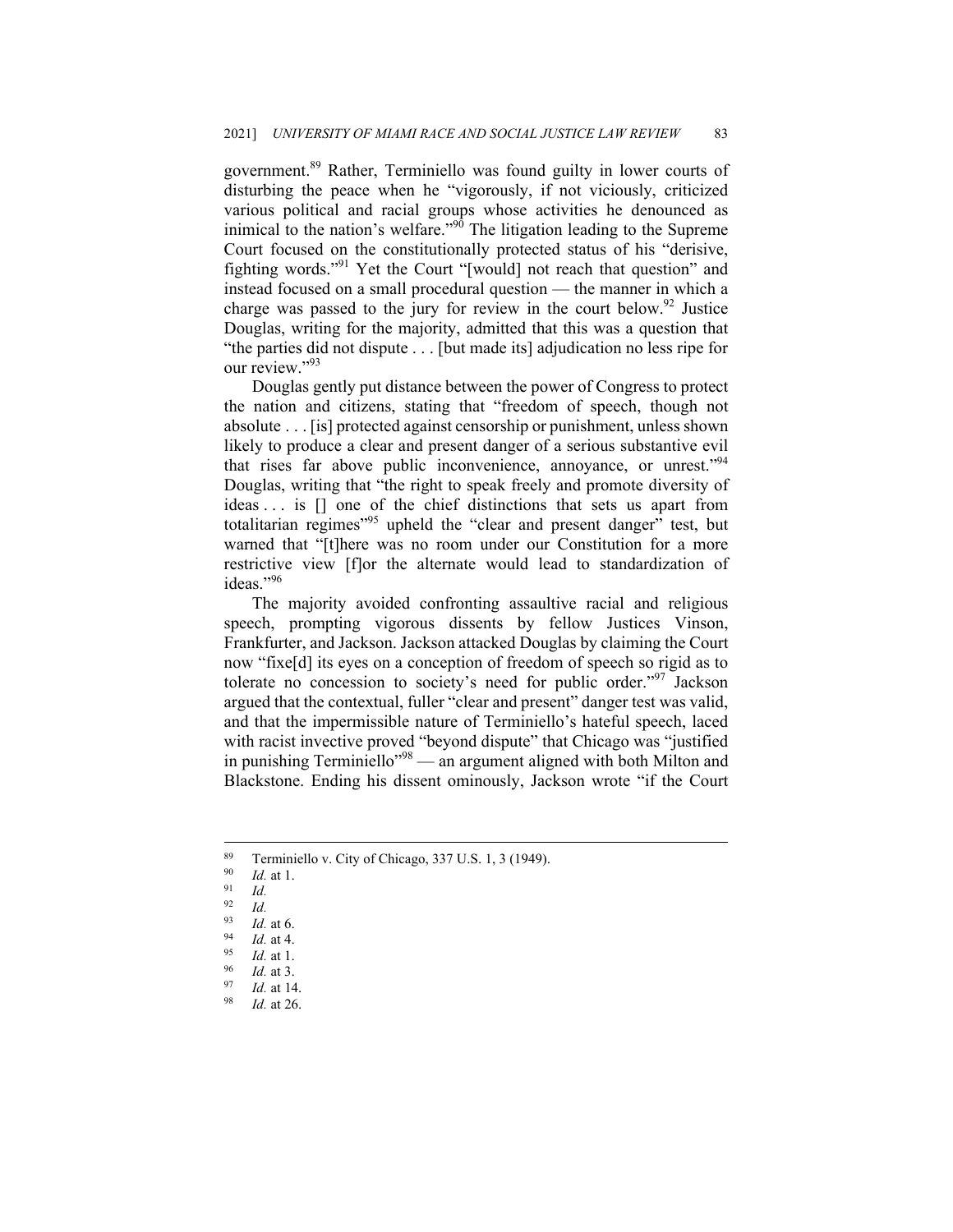government.[89] Rather, Terminiello was found guilty in lower courts of disturbing the peace when he "vigorously, if not viciously, criticized various political and racial groups whose activities he denounced as inimical to the nation's welfare."[90] The litigation leading to the Supreme Court focused on the constitutionally protected status of his "derisive, fighting words."[91] Yet the Court "[would] not reach that question" and instead focused on a small procedural question — the manner in which a charge was passed to the jury for review in the court below.[92] Justice Douglas, writing for the majority, admitted that this was a question that "the parties did not dispute . . . [but made its] adjudication no less ripe for our review."[93]

Douglas gently put distance between the power of Congress to protect the nation and citizens, stating that "freedom of speech, though not absolute . . . [is] protected against censorship or punishment, unless shown likely to produce a clear and present danger of a serious substantive evil that rises far above public inconvenience, annoyance, or unrest."[94] Douglas, writing that "the right to speak freely and promote diversity of ideas . . . is [] one of the chief distinctions that sets us apart from totalitarian regimes"[95] upheld the "clear and present danger" test, but warned that "[t]here was no room under our Constitution for a more restrictive view [f]or the alternate would lead to standardization of ideas."[96]

The majority avoided confronting assaultive racial and religious speech, prompting vigorous dissents by fellow Justices Vinson, Frankfurter, and Jackson. Jackson attacked Douglas by claiming the Court now "fixe[d] its eyes on a conception of freedom of speech so rigid as to tolerate no concession to society's need for public order."[97] Jackson argued that the contextual, fuller "clear and present" danger test was valid, and that the impermissible nature of Terminiello's hateful speech, laced with racist invective proved "beyond dispute" that Chicago was "justified in punishing Terminiello"[98] — an argument aligned with both Milton and Blackstone. Ending his dissent ominously, Jackson wrote "if the Court

---

[89] Terminiello v. City of Chicago, 337 U.S. 1, 3 (1949).
[90] *Id.* at 1.
[91] *Id.*
[92] *Id.*
[93] *Id.* at 6.
[94] *Id.* at 4.
[95] *Id.* at 1.
[96] *Id.* at 3.
[97] *Id.* at 14.
[98] *Id.* at 26.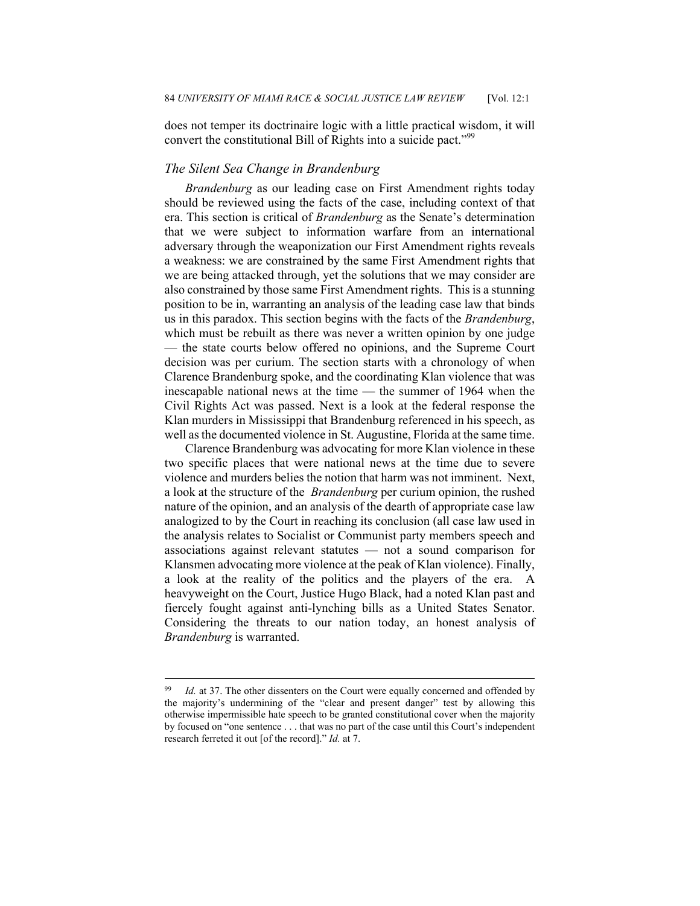does not temper its doctrinaire logic with a little practical wisdom, it will convert the constitutional Bill of Rights into a suicide pact."[99]

### *The Silent Sea Change in Brandenburg*

*Brandenburg* as our leading case on First Amendment rights today should be reviewed using the facts of the case, including context of that era. This section is critical of *Brandenburg* as the Senate's determination that we were subject to information warfare from an international adversary through the weaponization our First Amendment rights reveals a weakness: we are constrained by the same First Amendment rights that we are being attacked through, yet the solutions that we may consider are also constrained by those same First Amendment rights. This is a stunning position to be in, warranting an analysis of the leading case law that binds us in this paradox. This section begins with the facts of the *Brandenburg*, which must be rebuilt as there was never a written opinion by one judge — the state courts below offered no opinions, and the Supreme Court decision was per curium. The section starts with a chronology of when Clarence Brandenburg spoke, and the coordinating Klan violence that was inescapable national news at the time — the summer of 1964 when the Civil Rights Act was passed. Next is a look at the federal response the Klan murders in Mississippi that Brandenburg referenced in his speech, as well as the documented violence in St. Augustine, Florida at the same time.

Clarence Brandenburg was advocating for more Klan violence in these two specific places that were national news at the time due to severe violence and murders belies the notion that harm was not imminent. Next, a look at the structure of the *Brandenburg* per curium opinion, the rushed nature of the opinion, and an analysis of the dearth of appropriate case law analogized to by the Court in reaching its conclusion (all case law used in the analysis relates to Socialist or Communist party members speech and associations against relevant statutes — not a sound comparison for Klansmen advocating more violence at the peak of Klan violence). Finally, a look at the reality of the politics and the players of the era. A heavyweight on the Court, Justice Hugo Black, had a noted Klan past and fiercely fought against anti-lynching bills as a United States Senator. Considering the threats to our nation today, an honest analysis of *Brandenburg* is warranted.

---

[99] *Id.* at 37. The other dissenters on the Court were equally concerned and offended by the majority's undermining of the "clear and present danger" test by allowing this otherwise impermissible hate speech to be granted constitutional cover when the majority by focused on "one sentence . . . that was no part of the case until this Court's independent research ferreted it out [of the record]." *Id.* at 7.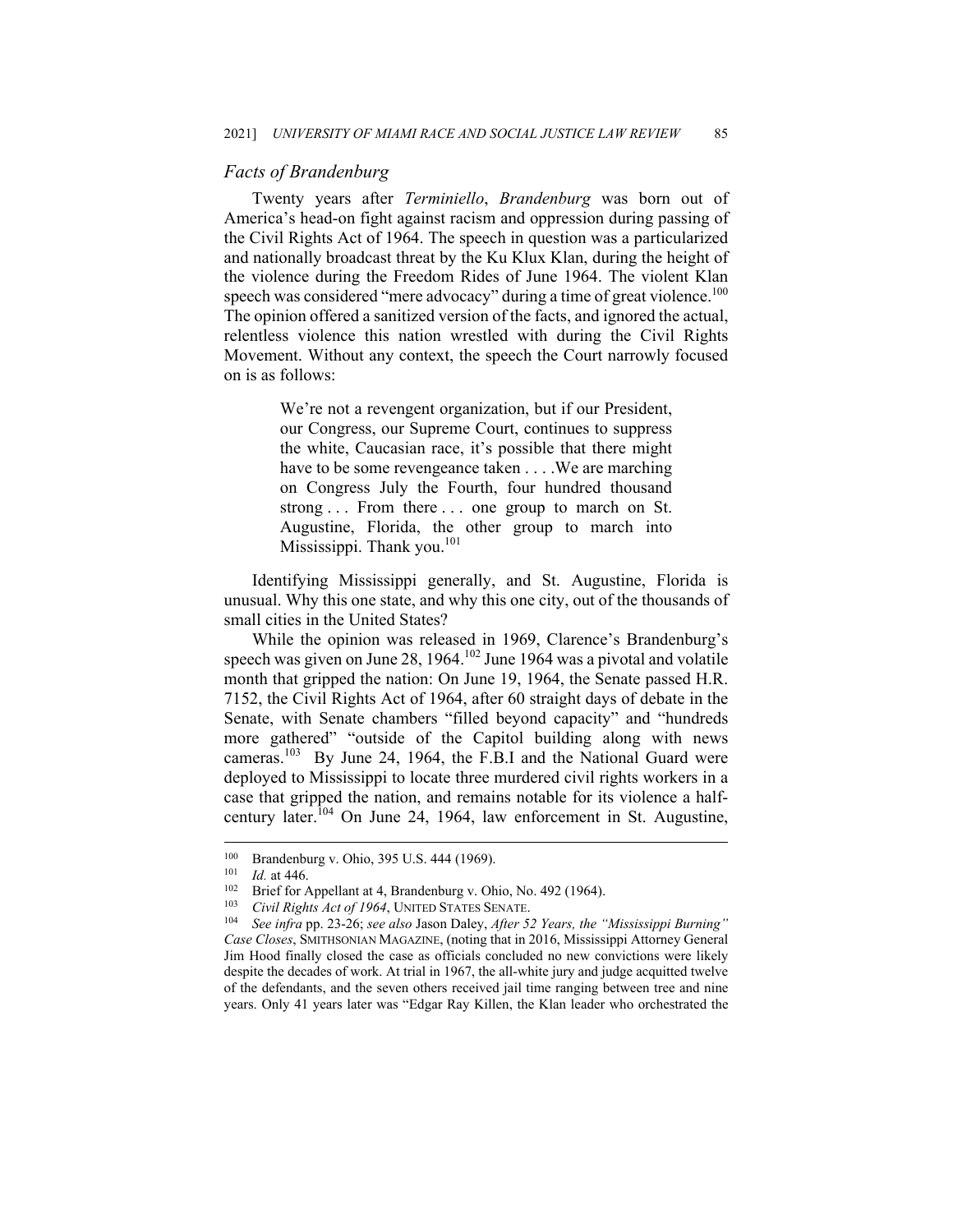### *Facts of Brandenburg*

Twenty years after *Terminiello*, *Brandenburg* was born out of America's head-on fight against racism and oppression during passing of the Civil Rights Act of 1964. The speech in question was a particularized and nationally broadcast threat by the Ku Klux Klan, during the height of the violence during the Freedom Rides of June 1964. The violent Klan speech was considered "mere advocacy" during a time of great violence.[100] The opinion offered a sanitized version of the facts, and ignored the actual, relentless violence this nation wrestled with during the Civil Rights Movement. Without any context, the speech the Court narrowly focused on is as follows:

> We're not a revengent organization, but if our President, our Congress, our Supreme Court, continues to suppress the white, Caucasian race, it's possible that there might have to be some revengeance taken . . . .We are marching on Congress July the Fourth, four hundred thousand strong . . . From there . . . one group to march on St. Augustine, Florida, the other group to march into Mississippi. Thank you.[101]

Identifying Mississippi generally, and St. Augustine, Florida is unusual. Why this one state, and why this one city, out of the thousands of small cities in the United States?

While the opinion was released in 1969, Clarence's Brandenburg's speech was given on June 28, 1964.[102] June 1964 was a pivotal and volatile month that gripped the nation: On June 19, 1964, the Senate passed H.R. 7152, the Civil Rights Act of 1964, after 60 straight days of debate in the Senate, with Senate chambers "filled beyond capacity" and "hundreds more gathered" "outside of the Capitol building along with news cameras.[103] By June 24, 1964, the F.B.I and the National Guard were deployed to Mississippi to locate three murdered civil rights workers in a case that gripped the nation, and remains notable for its violence a half-century later.[104] On June 24, 1964, law enforcement in St. Augustine,

---

[100] Brandenburg v. Ohio, 395 U.S. 444 (1969).

[101] *Id.* at 446.

[102] Brief for Appellant at 4, Brandenburg v. Ohio, No. 492 (1964).

[103] *Civil Rights Act of 1964*, UNITED STATES SENATE.

[104] *See infra* pp. 23-26; *see also* Jason Daley, *After 52 Years, the "Mississippi Burning" Case Closes*, SMITHSONIAN MAGAZINE, (noting that in 2016, Mississippi Attorney General Jim Hood finally closed the case as officials concluded no new convictions were likely despite the decades of work. At trial in 1967, the all-white jury and judge acquitted twelve of the defendants, and the seven others received jail time ranging between tree and nine years. Only 41 years later was "Edgar Ray Killen, the Klan leader who orchestrated the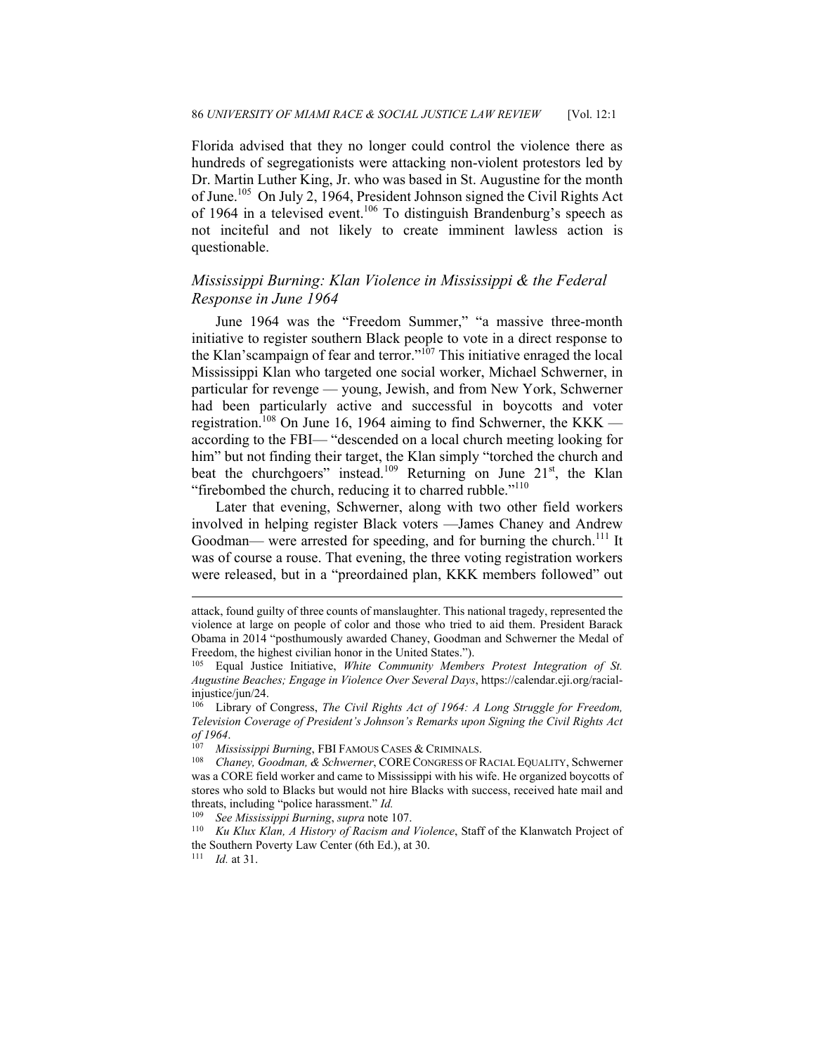Florida advised that they no longer could control the violence there as hundreds of segregationists were attacking non-violent protestors led by Dr. Martin Luther King, Jr. who was based in St. Augustine for the month of June.[105] On July 2, 1964, President Johnson signed the Civil Rights Act of 1964 in a televised event.[106] To distinguish Brandenburg's speech as not inciteful and not likely to create imminent lawless action is questionable.

## *Mississippi Burning: Klan Violence in Mississippi & the Federal Response in June 1964*

June 1964 was the "Freedom Summer," "a massive three-month initiative to register southern Black people to vote in a direct response to the Klan'scampaign of fear and terror."[107] This initiative enraged the local Mississippi Klan who targeted one social worker, Michael Schwerner, in particular for revenge — young, Jewish, and from New York, Schwerner had been particularly active and successful in boycotts and voter registration.[108] On June 16, 1964 aiming to find Schwerner, the KKK — according to the FBI— "descended on a local church meeting looking for him" but not finding their target, the Klan simply "torched the church and beat the churchgoers" instead.[109] Returning on June 21st, the Klan "firebombed the church, reducing it to charred rubble."[110]

Later that evening, Schwerner, along with two other field workers involved in helping register Black voters —James Chaney and Andrew Goodman— were arrested for speeding, and for burning the church.[111] It was of course a rouse. That evening, the three voting registration workers were released, but in a "preordained plan, KKK members followed" out

---

attack, found guilty of three counts of manslaughter. This national tragedy, represented the violence at large on people of color and those who tried to aid them. President Barack Obama in 2014 "posthumously awarded Chaney, Goodman and Schwerner the Medal of Freedom, the highest civilian honor in the United States.").

[105] Equal Justice Initiative, *White Community Members Protest Integration of St. Augustine Beaches; Engage in Violence Over Several Days*, https://calendar.eji.org/racial-injustice/jun/24.

[106] Library of Congress, *The Civil Rights Act of 1964: A Long Struggle for Freedom, Television Coverage of President's Johnson's Remarks upon Signing the Civil Rights Act of 1964*.

[107] *Mississippi Burning*, FBI FAMOUS CASES & CRIMINALS.

[108] *Chaney, Goodman, & Schwerner*, CORE CONGRESS OF RACIAL EQUALITY, Schwerner was a CORE field worker and came to Mississippi with his wife. He organized boycotts of stores who sold to Blacks but would not hire Blacks with success, received hate mail and threats, including "police harassment." *Id.*

[109] *See Mississippi Burning*, *supra* note 107.

[110] *Ku Klux Klan, A History of Racism and Violence*, Staff of the Klanwatch Project of the Southern Poverty Law Center (6th Ed.), at 30.

[111] *Id.* at 31.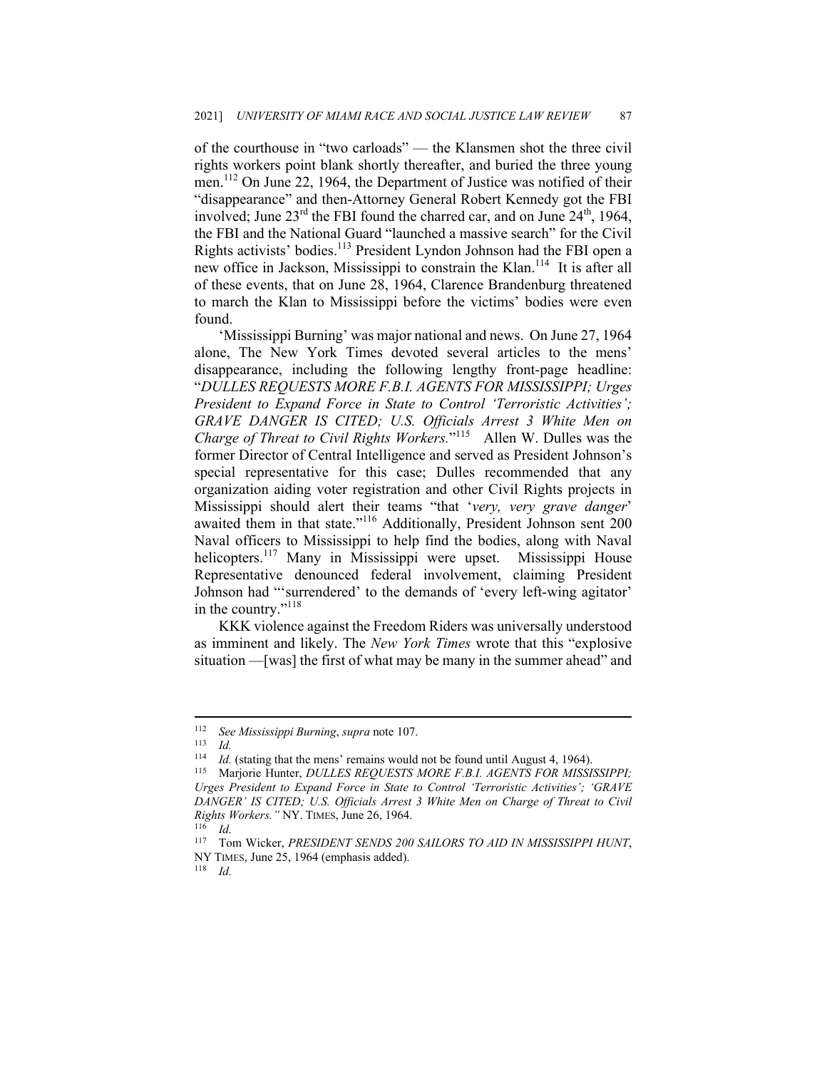of the courthouse in "two carloads" — the Klansmen shot the three civil rights workers point blank shortly thereafter, and buried the three young men.[112] On June 22, 1964, the Department of Justice was notified of their "disappearance" and then-Attorney General Robert Kennedy got the FBI involved; June 23rd the FBI found the charred car, and on June 24th, 1964, the FBI and the National Guard "launched a massive search" for the Civil Rights activists' bodies.[113] President Lyndon Johnson had the FBI open a new office in Jackson, Mississippi to constrain the Klan.[114] It is after all of these events, that on June 28, 1964, Clarence Brandenburg threatened to march the Klan to Mississippi before the victims' bodies were even found.

'Mississippi Burning' was major national and news. On June 27, 1964 alone, The New York Times devoted several articles to the mens' disappearance, including the following lengthy front-page headline: "*DULLES REQUESTS MORE F.B.I. AGENTS FOR MISSISSIPPI; Urges President to Expand Force in State to Control 'Terroristic Activities'; GRAVE DANGER IS CITED; U.S. Officials Arrest 3 White Men on Charge of Threat to Civil Rights Workers.*"[115] Allen W. Dulles was the former Director of Central Intelligence and served as President Johnson's special representative for this case; Dulles recommended that any organization aiding voter registration and other Civil Rights projects in Mississippi should alert their teams "that '*very, very grave danger*' awaited them in that state."[116] Additionally, President Johnson sent 200 Naval officers to Mississippi to help find the bodies, along with Naval helicopters.[117] Many in Mississippi were upset. Mississippi House Representative denounced federal involvement, claiming President Johnson had "'surrendered' to the demands of 'every left-wing agitator' in the country."[118]

KKK violence against the Freedom Riders was universally understood as imminent and likely. The *New York Times* wrote that this "explosive situation —[was] the first of what may be many in the summer ahead" and

---

[112] *See Mississippi Burning*, *supra* note 107.

[113] *Id.*

[114] *Id.* (stating that the mens' remains would not be found until August 4, 1964).

[115] Marjorie Hunter, *DULLES REQUESTS MORE F.B.I. AGENTS FOR MISSISSIPPI; Urges President to Expand Force in State to Control 'Terroristic Activities'; 'GRAVE DANGER' IS CITED; U.S. Officials Arrest 3 White Men on Charge of Threat to Civil Rights Workers."* NY. TIMES, June 26, 1964.

[116] *Id.*

[117] Tom Wicker, *PRESIDENT SENDS 200 SAILORS TO AID IN MISSISSIPPI HUNT*, NY TIMES, June 25, 1964 (emphasis added).

[118] *Id.*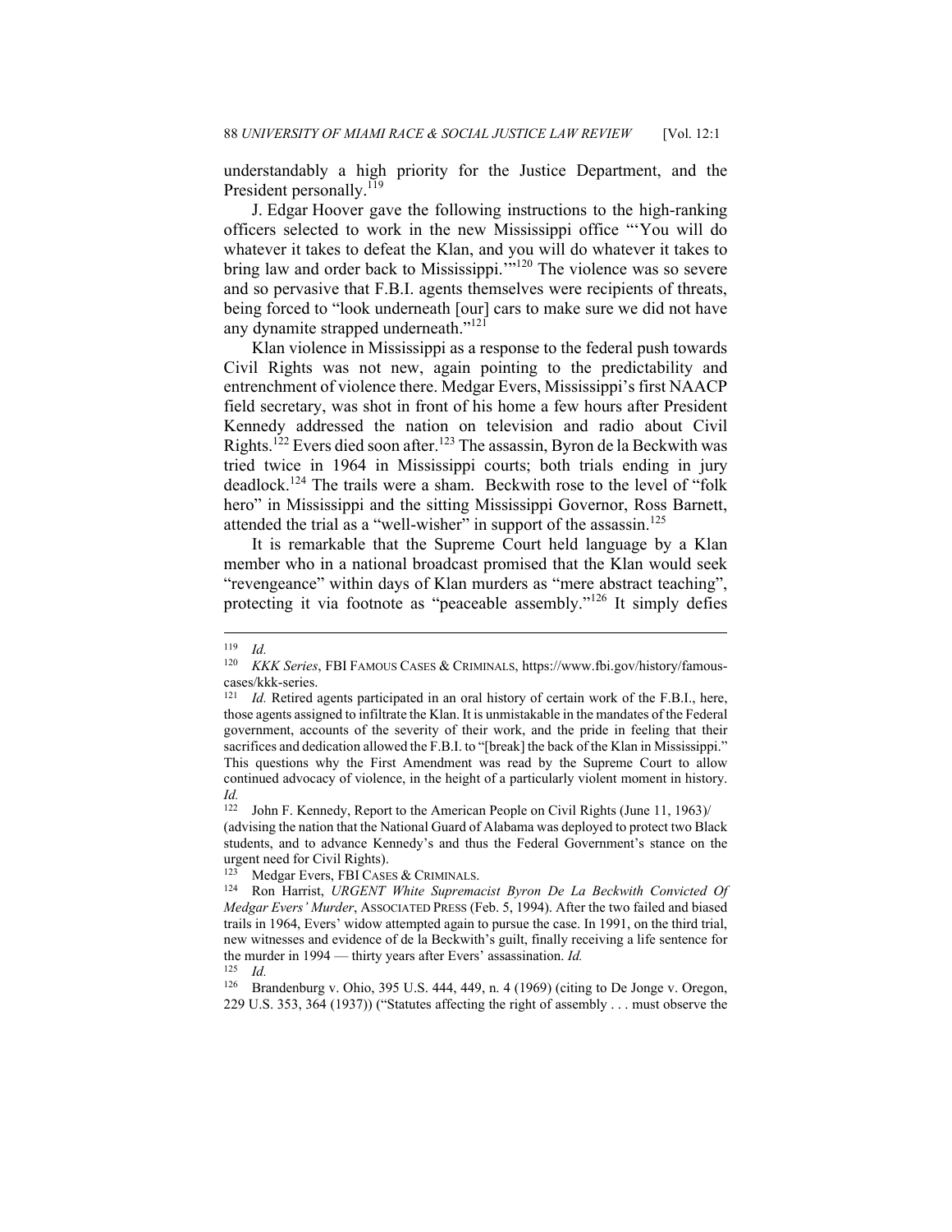understandably a high priority for the Justice Department, and the President personally.[119]

J. Edgar Hoover gave the following instructions to the high-ranking officers selected to work in the new Mississippi office "'You will do whatever it takes to defeat the Klan, and you will do whatever it takes to bring law and order back to Mississippi.'"[120] The violence was so severe and so pervasive that F.B.I. agents themselves were recipients of threats, being forced to "look underneath [our] cars to make sure we did not have any dynamite strapped underneath."[121]

Klan violence in Mississippi as a response to the federal push towards Civil Rights was not new, again pointing to the predictability and entrenchment of violence there. Medgar Evers, Mississippi's first NAACP field secretary, was shot in front of his home a few hours after President Kennedy addressed the nation on television and radio about Civil Rights.[122] Evers died soon after.[123] The assassin, Byron de la Beckwith was tried twice in 1964 in Mississippi courts; both trials ending in jury deadlock.[124] The trails were a sham. Beckwith rose to the level of "folk hero" in Mississippi and the sitting Mississippi Governor, Ross Barnett, attended the trial as a "well-wisher" in support of the assassin.[125]

It is remarkable that the Supreme Court held language by a Klan member who in a national broadcast promised that the Klan would seek "revengeance" within days of Klan murders as "mere abstract teaching", protecting it via footnote as "peaceable assembly."[126] It simply defies

---

[119] *Id.*

[120] *KKK Series*, FBI FAMOUS CASES & CRIMINALS, https://www.fbi.gov/history/famous-cases/kkk-series.

[121] *Id.* Retired agents participated in an oral history of certain work of the F.B.I., here, those agents assigned to infiltrate the Klan. It is unmistakable in the mandates of the Federal government, accounts of the severity of their work, and the pride in feeling that their sacrifices and dedication allowed the F.B.I. to "[break] the back of the Klan in Mississippi." This questions why the First Amendment was read by the Supreme Court to allow continued advocacy of violence, in the height of a particularly violent moment in history. *Id.*

[122] John F. Kennedy, Report to the American People on Civil Rights (June 11, 1963)/ (advising the nation that the National Guard of Alabama was deployed to protect two Black students, and to advance Kennedy's and thus the Federal Government's stance on the urgent need for Civil Rights).

[123] Medgar Evers, FBI CASES & CRIMINALS.

[124] Ron Harrist, *URGENT White Supremacist Byron De La Beckwith Convicted Of Medgar Evers' Murder*, ASSOCIATED PRESS (Feb. 5, 1994). After the two failed and biased trails in 1964, Evers' widow attempted again to pursue the case. In 1991, on the third trial, new witnesses and evidence of de la Beckwith's guilt, finally receiving a life sentence for the murder in 1994 — thirty years after Evers' assassination. *Id.*

[125] *Id.*

[126] Brandenburg v. Ohio, 395 U.S. 444, 449, n. 4 (1969) (citing to De Jonge v. Oregon, 229 U.S. 353, 364 (1937)) ("Statutes affecting the right of assembly . . . must observe the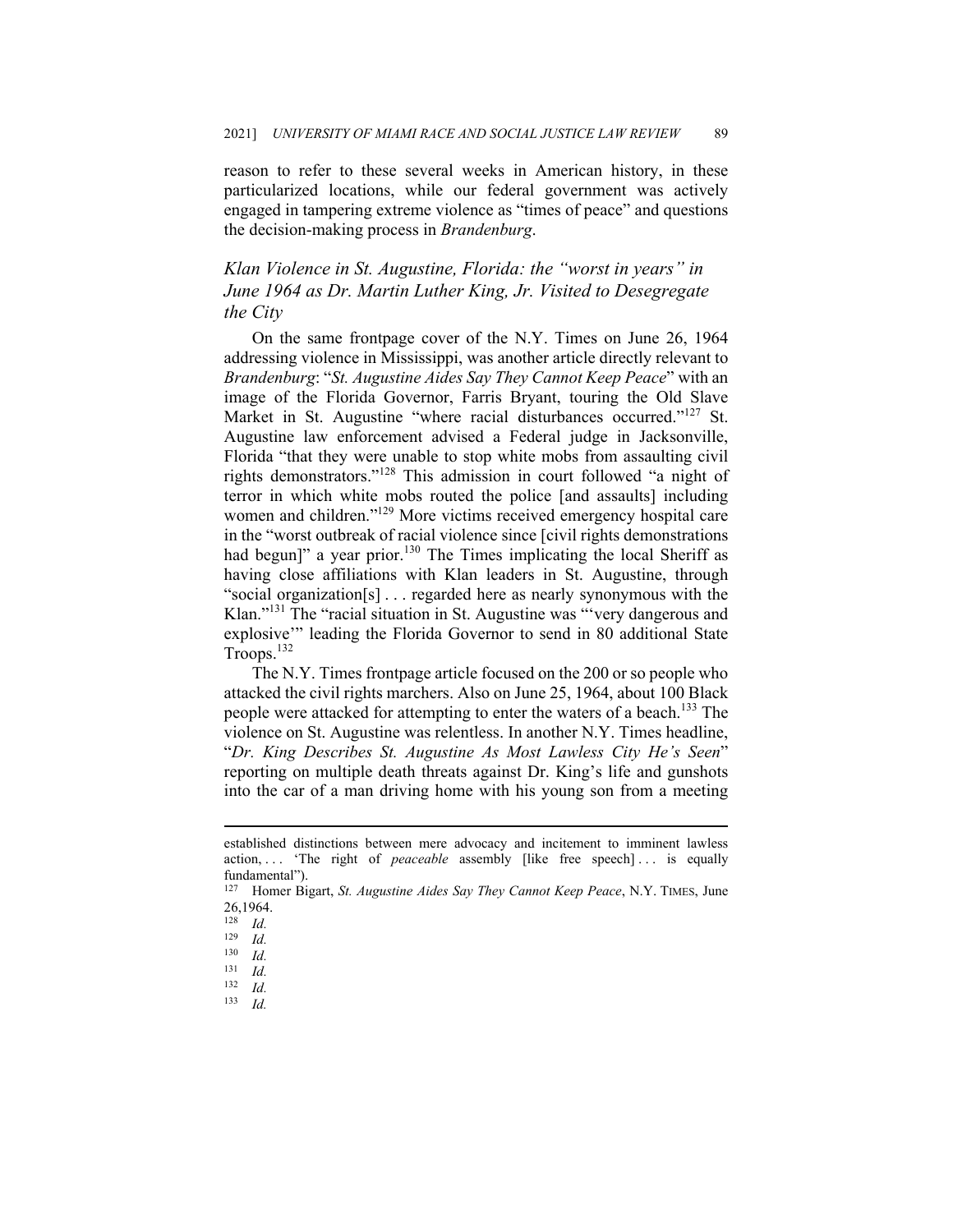reason to refer to these several weeks in American history, in these particularized locations, while our federal government was actively engaged in tampering extreme violence as "times of peace" and questions the decision-making process in *Brandenburg*.

### *Klan Violence in St. Augustine, Florida: the "worst in years" in June 1964 as Dr. Martin Luther King, Jr. Visited to Desegregate the City*

On the same frontpage cover of the N.Y. Times on June 26, 1964 addressing violence in Mississippi, was another article directly relevant to *Brandenburg*: "*St. Augustine Aides Say They Cannot Keep Peace*" with an image of the Florida Governor, Farris Bryant, touring the Old Slave Market in St. Augustine "where racial disturbances occurred."[127] St. Augustine law enforcement advised a Federal judge in Jacksonville, Florida "that they were unable to stop white mobs from assaulting civil rights demonstrators."[128] This admission in court followed "a night of terror in which white mobs routed the police [and assaults] including women and children."[129] More victims received emergency hospital care in the "worst outbreak of racial violence since [civil rights demonstrations had begun]" a year prior.[130] The Times implicating the local Sheriff as having close affiliations with Klan leaders in St. Augustine, through "social organization[s] . . . regarded here as nearly synonymous with the Klan."[131] The "racial situation in St. Augustine was "'very dangerous and explosive'" leading the Florida Governor to send in 80 additional State Troops.[132]

The N.Y. Times frontpage article focused on the 200 or so people who attacked the civil rights marchers. Also on June 25, 1964, about 100 Black people were attacked for attempting to enter the waters of a beach.[133] The violence on St. Augustine was relentless. In another N.Y. Times headline, "*Dr. King Describes St. Augustine As Most Lawless City He's Seen*" reporting on multiple death threats against Dr. King's life and gunshots into the car of a man driving home with his young son from a meeting

---

established distinctions between mere advocacy and incitement to imminent lawless action, . . . 'The right of *peaceable* assembly [like free speech] . . . is equally fundamental").

[127] Homer Bigart, *St. Augustine Aides Say They Cannot Keep Peace*, N.Y. TIMES, June 26,1964.

[128] *Id.*

[129] *Id.*

[130] *Id.*

[131] *Id.*

[132] *Id.*

[133] *Id.*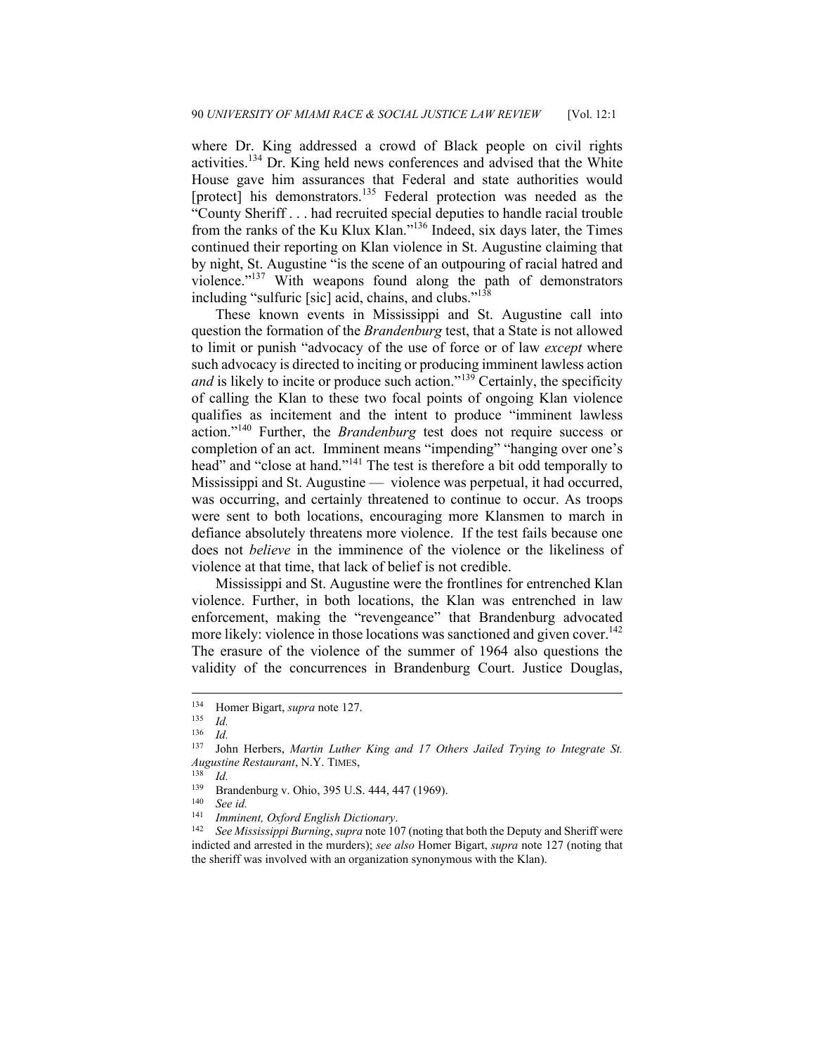where Dr. King addressed a crowd of Black people on civil rights activities.[134] Dr. King held news conferences and advised that the White House gave him assurances that Federal and state authorities would [protect] his demonstrators.[135] Federal protection was needed as the "County Sheriff . . . had recruited special deputies to handle racial trouble from the ranks of the Ku Klux Klan."[136] Indeed, six days later, the Times continued their reporting on Klan violence in St. Augustine claiming that by night, St. Augustine "is the scene of an outpouring of racial hatred and violence."[137] With weapons found along the path of demonstrators including "sulfuric [sic] acid, chains, and clubs."[138]

These known events in Mississippi and St. Augustine call into question the formation of the *Brandenburg* test, that a State is not allowed to limit or punish "advocacy of the use of force or of law *except* where such advocacy is directed to inciting or producing imminent lawless action *and* is likely to incite or produce such action."[139] Certainly, the specificity of calling the Klan to these two focal points of ongoing Klan violence qualifies as incitement and the intent to produce "imminent lawless action."[140] Further, the *Brandenburg* test does not require success or completion of an act. Imminent means "impending" "hanging over one's head" and "close at hand."[141] The test is therefore a bit odd temporally to Mississippi and St. Augustine — violence was perpetual, it had occurred, was occurring, and certainly threatened to continue to occur. As troops were sent to both locations, encouraging more Klansmen to march in defiance absolutely threatens more violence. If the test fails because one does not *believe* in the imminence of the violence or the likeliness of violence at that time, that lack of belief is not credible.

Mississippi and St. Augustine were the frontlines for entrenched Klan violence. Further, in both locations, the Klan was entrenched in law enforcement, making the "revengeance" that Brandenburg advocated more likely: violence in those locations was sanctioned and given cover.[142] The erasure of the violence of the summer of 1964 also questions the validity of the concurrences in Brandenburg Court. Justice Douglas,

---

[134] Homer Bigart, *supra* note 127.

[135] *Id.*

[136] *Id.*

[137] John Herbers, *Martin Luther King and 17 Others Jailed Trying to Integrate St. Augustine Restaurant*, N.Y. TIMES,

[138] *Id.*

[139] Brandenburg v. Ohio, 395 U.S. 444, 447 (1969).

[140] *See id.*

[141] *Imminent, Oxford English Dictionary*.

[142] *See Mississippi Burning*, *supra* note 107 (noting that both the Deputy and Sheriff were indicted and arrested in the murders); *see also* Homer Bigart, *supra* note 127 (noting that the sheriff was involved with an organization synonymous with the Klan).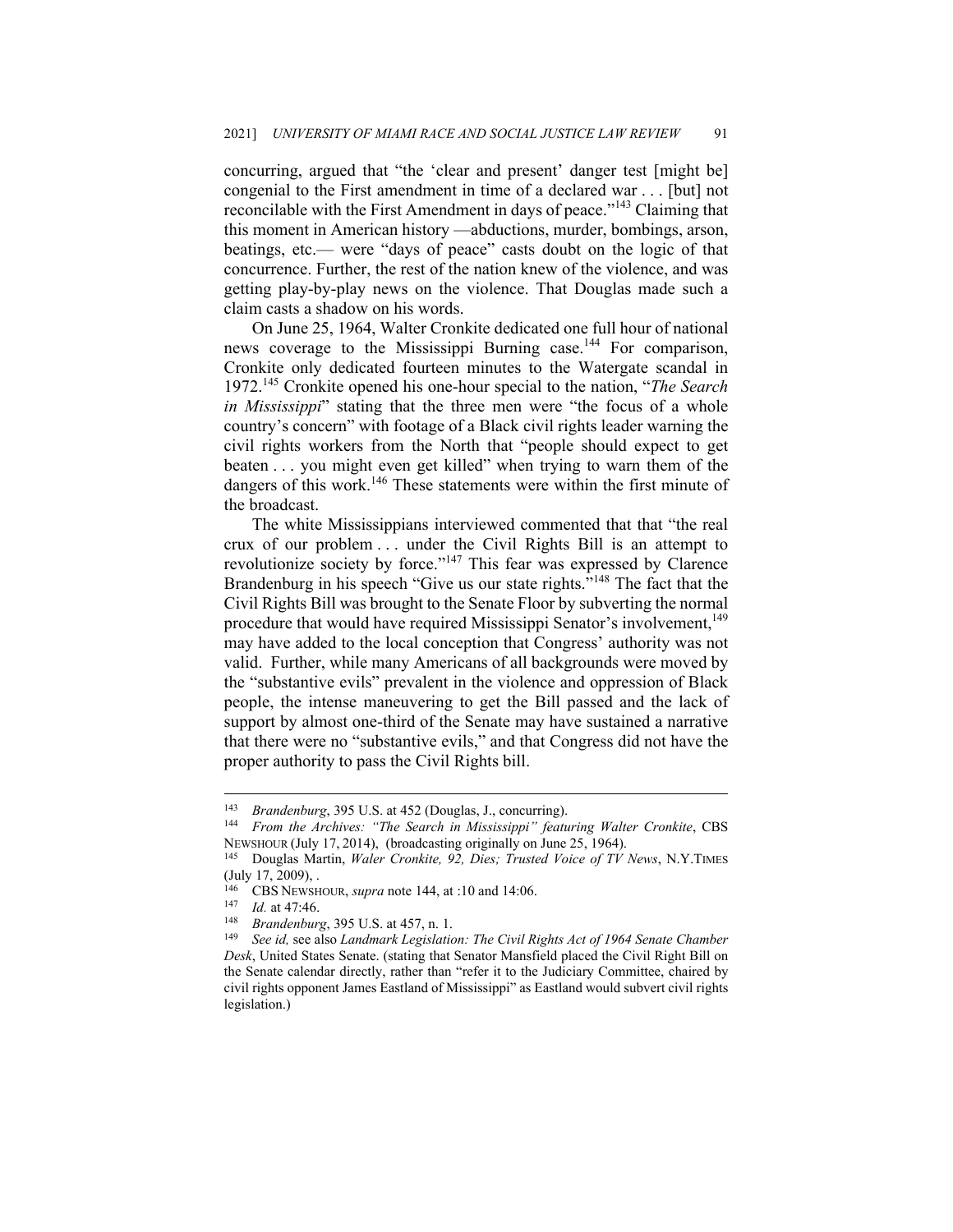concurring, argued that "the 'clear and present' danger test [might be] congenial to the First amendment in time of a declared war . . . [but] not reconcilable with the First Amendment in days of peace."[143] Claiming that this moment in American history —abductions, murder, bombings, arson, beatings, etc.— were "days of peace" casts doubt on the logic of that concurrence. Further, the rest of the nation knew of the violence, and was getting play-by-play news on the violence. That Douglas made such a claim casts a shadow on his words.

On June 25, 1964, Walter Cronkite dedicated one full hour of national news coverage to the Mississippi Burning case.[144] For comparison, Cronkite only dedicated fourteen minutes to the Watergate scandal in 1972.[145] Cronkite opened his one-hour special to the nation, "*The Search in Mississippi*" stating that the three men were "the focus of a whole country's concern" with footage of a Black civil rights leader warning the civil rights workers from the North that "people should expect to get beaten . . . you might even get killed" when trying to warn them of the dangers of this work.[146] These statements were within the first minute of the broadcast.

The white Mississippians interviewed commented that that "the real crux of our problem . . . under the Civil Rights Bill is an attempt to revolutionize society by force."[147] This fear was expressed by Clarence Brandenburg in his speech "Give us our state rights."[148] The fact that the Civil Rights Bill was brought to the Senate Floor by subverting the normal procedure that would have required Mississippi Senator's involvement,[149] may have added to the local conception that Congress' authority was not valid. Further, while many Americans of all backgrounds were moved by the "substantive evils" prevalent in the violence and oppression of Black people, the intense maneuvering to get the Bill passed and the lack of support by almost one-third of the Senate may have sustained a narrative that there were no "substantive evils," and that Congress did not have the proper authority to pass the Civil Rights bill.

---

[143] *Brandenburg*, 395 U.S. at 452 (Douglas, J., concurring).

[144] *From the Archives: "The Search in Mississippi" featuring Walter Cronkite*, CBS NEWSHOUR (July 17, 2014), (broadcasting originally on June 25, 1964).

[145] Douglas Martin, *Waler Cronkite, 92, Dies; Trusted Voice of TV News*, N.Y.TIMES (July 17, 2009), .

[146] CBS NEWSHOUR, *supra* note 144, at :10 and 14:06.

[147] *Id.* at 47:46.

[148] *Brandenburg*, 395 U.S. at 457, n. 1.

[149] *See id,* see also *Landmark Legislation: The Civil Rights Act of 1964 Senate Chamber Desk*, United States Senate. (stating that Senator Mansfield placed the Civil Right Bill on the Senate calendar directly, rather than "refer it to the Judiciary Committee, chaired by civil rights opponent James Eastland of Mississippi" as Eastland would subvert civil rights legislation.)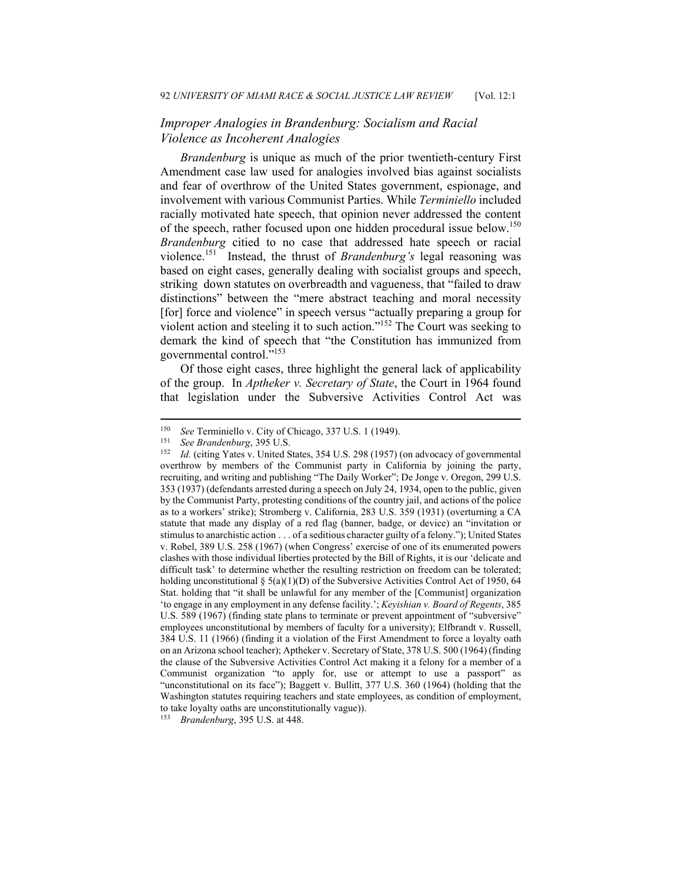## *Improper Analogies in Brandenburg: Socialism and Racial Violence as Incoherent Analogies*

*Brandenburg* is unique as much of the prior twentieth-century First Amendment case law used for analogies involved bias against socialists and fear of overthrow of the United States government, espionage, and involvement with various Communist Parties. While *Terminiello* included racially motivated hate speech, that opinion never addressed the content of the speech, rather focused upon one hidden procedural issue below.[150] *Brandenburg* citied to no case that addressed hate speech or racial violence.[151] Instead, the thrust of *Brandenburg's* legal reasoning was based on eight cases, generally dealing with socialist groups and speech, striking down statutes on overbreadth and vagueness, that "failed to draw distinctions" between the "mere abstract teaching and moral necessity [for] force and violence" in speech versus "actually preparing a group for violent action and steeling it to such action."[152] The Court was seeking to demark the kind of speech that "the Constitution has immunized from governmental control."[153]

Of those eight cases, three highlight the general lack of applicability of the group. In *Aptheker v. Secretary of State*, the Court in 1964 found that legislation under the Subversive Activities Control Act was

---

[150] *See* Terminiello v. City of Chicago, 337 U.S. 1 (1949).

[151] *See Brandenburg*, 395 U.S.

[152] *Id.* (citing Yates v. United States, 354 U.S. 298 (1957) (on advocacy of governmental overthrow by members of the Communist party in California by joining the party, recruiting, and writing and publishing "The Daily Worker"; De Jonge v. Oregon, 299 U.S. 353 (1937) (defendants arrested during a speech on July 24, 1934, open to the public, given by the Communist Party, protesting conditions of the country jail, and actions of the police as to a workers' strike); Stromberg v. California, 283 U.S. 359 (1931) (overturning a CA statute that made any display of a red flag (banner, badge, or device) an "invitation or stimulus to anarchistic action . . . of a seditious character guilty of a felony."); United States v. Robel, 389 U.S. 258 (1967) (when Congress' exercise of one of its enumerated powers clashes with those individual liberties protected by the Bill of Rights, it is our 'delicate and difficult task' to determine whether the resulting restriction on freedom can be tolerated; holding unconstitutional § 5(a)(1)(D) of the Subversive Activities Control Act of 1950, 64 Stat. holding that "it shall be unlawful for any member of the [Communist] organization 'to engage in any employment in any defense facility.'; *Keyishian v. Board of Regents*, 385 U.S. 589 (1967) (finding state plans to terminate or prevent appointment of "subversive" employees unconstitutional by members of faculty for a university); Elfbrandt v. Russell, 384 U.S. 11 (1966) (finding it a violation of the First Amendment to force a loyalty oath on an Arizona school teacher); Aptheker v. Secretary of State, 378 U.S. 500 (1964) (finding the clause of the Subversive Activities Control Act making it a felony for a member of a Communist organization "to apply for, use or attempt to use a passport" as "unconstitutional on its face"); Baggett v. Bullitt, 377 U.S. 360 (1964) (holding that the Washington statutes requiring teachers and state employees, as condition of employment, to take loyalty oaths are unconstitutionally vague)).

[153] *Brandenburg*, 395 U.S. at 448.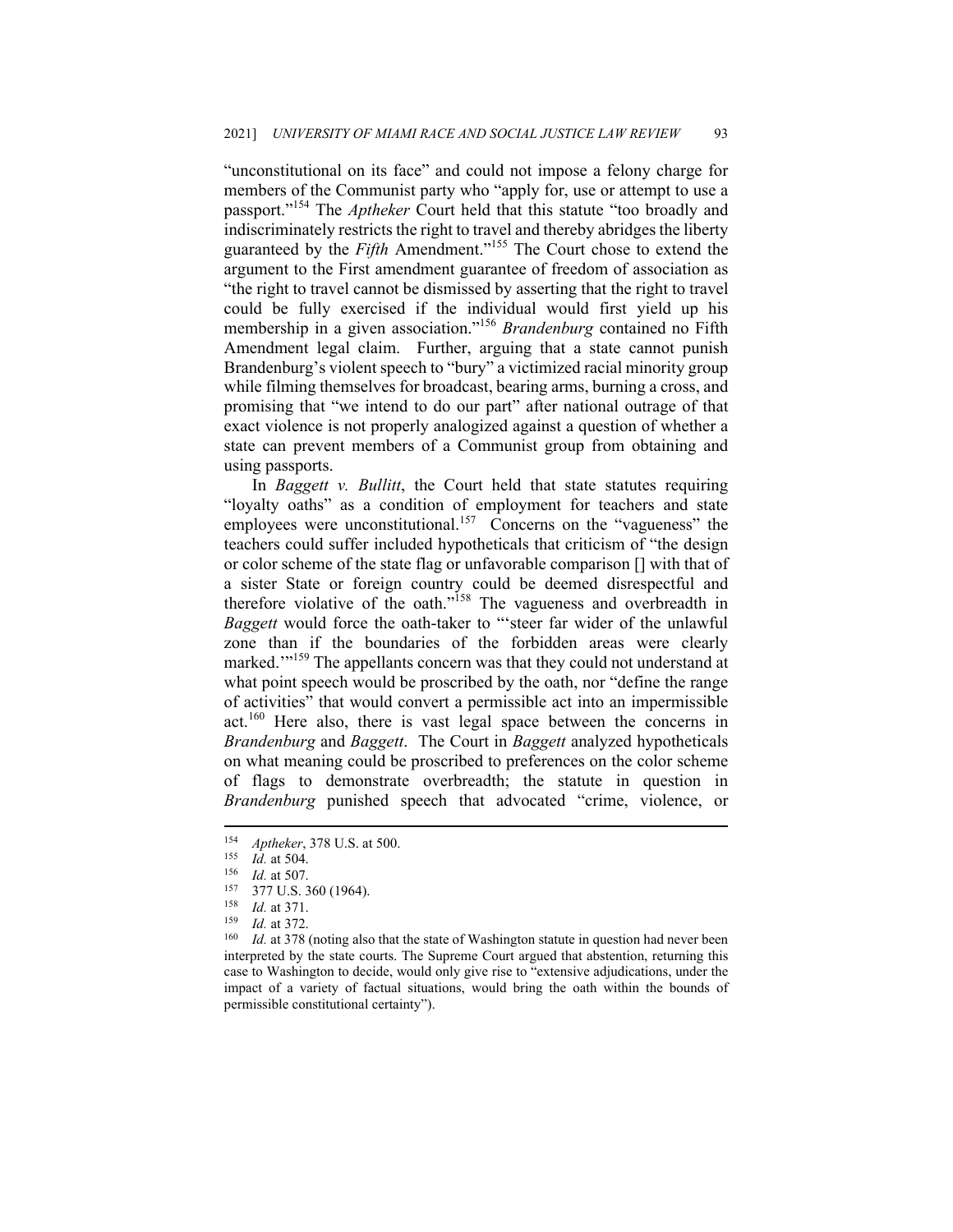"unconstitutional on its face" and could not impose a felony charge for members of the Communist party who "apply for, use or attempt to use a passport."[154] The *Aptheker* Court held that this statute "too broadly and indiscriminately restricts the right to travel and thereby abridges the liberty guaranteed by the *Fifth* Amendment."[155] The Court chose to extend the argument to the First amendment guarantee of freedom of association as "the right to travel cannot be dismissed by asserting that the right to travel could be fully exercised if the individual would first yield up his membership in a given association."[156] *Brandenburg* contained no Fifth Amendment legal claim. Further, arguing that a state cannot punish Brandenburg's violent speech to "bury" a victimized racial minority group while filming themselves for broadcast, bearing arms, burning a cross, and promising that "we intend to do our part" after national outrage of that exact violence is not properly analogized against a question of whether a state can prevent members of a Communist group from obtaining and using passports.

In *Baggett v. Bullitt*, the Court held that state statutes requiring "loyalty oaths" as a condition of employment for teachers and state employees were unconstitutional.[157] Concerns on the "vagueness" the teachers could suffer included hypotheticals that criticism of "the design or color scheme of the state flag or unfavorable comparison [] with that of a sister State or foreign country could be deemed disrespectful and therefore violative of the oath."[158] The vagueness and overbreadth in *Baggett* would force the oath-taker to "'steer far wider of the unlawful zone than if the boundaries of the forbidden areas were clearly marked.'"[159] The appellants concern was that they could not understand at what point speech would be proscribed by the oath, nor "define the range of activities" that would convert a permissible act into an impermissible act.[160] Here also, there is vast legal space between the concerns in *Brandenburg* and *Baggett*. The Court in *Baggett* analyzed hypotheticals on what meaning could be proscribed to preferences on the color scheme of flags to demonstrate overbreadth; the statute in question in *Brandenburg* punished speech that advocated "crime, violence, or

---

[154] *Aptheker*, 378 U.S. at 500.

[155] *Id.* at 504.

[156] *Id.* at 507.

[157] 377 U.S. 360 (1964).

[158] *Id.* at 371.

[159] *Id.* at 372.

[160] *Id.* at 378 (noting also that the state of Washington statute in question had never been interpreted by the state courts. The Supreme Court argued that abstention, returning this case to Washington to decide, would only give rise to "extensive adjudications, under the impact of a variety of factual situations, would bring the oath within the bounds of permissible constitutional certainty").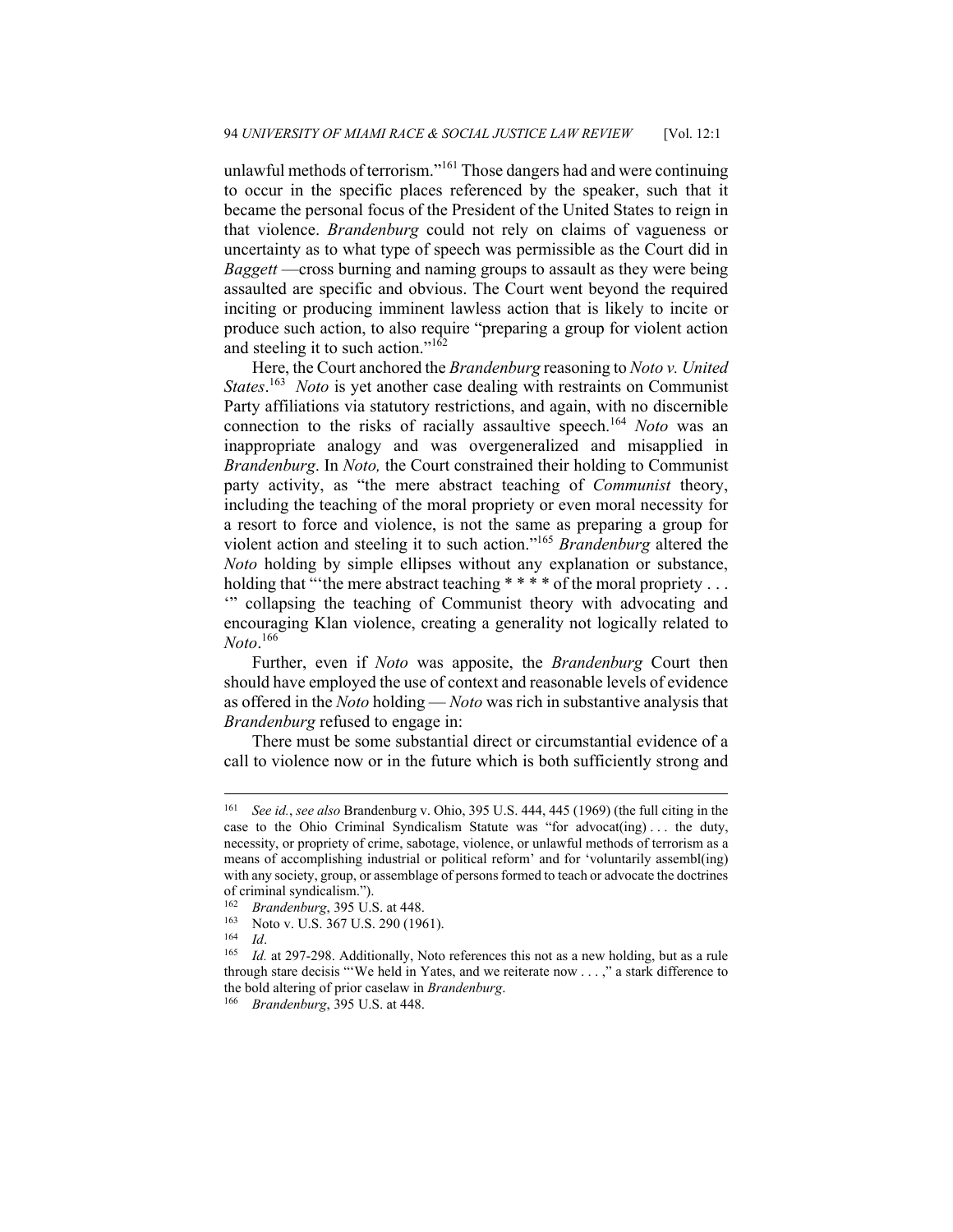unlawful methods of terrorism."[161] Those dangers had and were continuing to occur in the specific places referenced by the speaker, such that it became the personal focus of the President of the United States to reign in that violence. *Brandenburg* could not rely on claims of vagueness or uncertainty as to what type of speech was permissible as the Court did in *Baggett* —cross burning and naming groups to assault as they were being assaulted are specific and obvious. The Court went beyond the required inciting or producing imminent lawless action that is likely to incite or produce such action, to also require "preparing a group for violent action and steeling it to such action."[162]

Here, the Court anchored the *Brandenburg* reasoning to *Noto v. United States*.[163] *Noto* is yet another case dealing with restraints on Communist Party affiliations via statutory restrictions, and again, with no discernible connection to the risks of racially assaultive speech.[164] *Noto* was an inappropriate analogy and was overgeneralized and misapplied in *Brandenburg*. In *Noto,* the Court constrained their holding to Communist party activity, as "the mere abstract teaching of *Communist* theory, including the teaching of the moral propriety or even moral necessity for a resort to force and violence, is not the same as preparing a group for violent action and steeling it to such action."[165] *Brandenburg* altered the *Noto* holding by simple ellipses without any explanation or substance, holding that "'the mere abstract teaching * * * * of the moral propriety . . . '" collapsing the teaching of Communist theory with advocating and encouraging Klan violence, creating a generality not logically related to *Noto*.[166]

Further, even if *Noto* was apposite, the *Brandenburg* Court then should have employed the use of context and reasonable levels of evidence as offered in the *Noto* holding — *Noto* was rich in substantive analysis that *Brandenburg* refused to engage in:

There must be some substantial direct or circumstantial evidence of a call to violence now or in the future which is both sufficiently strong and

---

[161] *See id.*, *see also* Brandenburg v. Ohio, 395 U.S. 444, 445 (1969) (the full citing in the case to the Ohio Criminal Syndicalism Statute was "for advocat(ing) . . . the duty, necessity, or propriety of crime, sabotage, violence, or unlawful methods of terrorism as a means of accomplishing industrial or political reform' and for 'voluntarily assembl(ing) with any society, group, or assemblage of persons formed to teach or advocate the doctrines of criminal syndicalism.").

[162] *Brandenburg*, 395 U.S. at 448.

[163] Noto v. U.S. 367 U.S. 290 (1961).

[164] *Id*.

[165] *Id.* at 297-298. Additionally, Noto references this not as a new holding, but as a rule through stare decisis "'We held in Yates, and we reiterate now . . . ,'' a stark difference to the bold altering of prior caselaw in *Brandenburg*.

[166] *Brandenburg*, 395 U.S. at 448.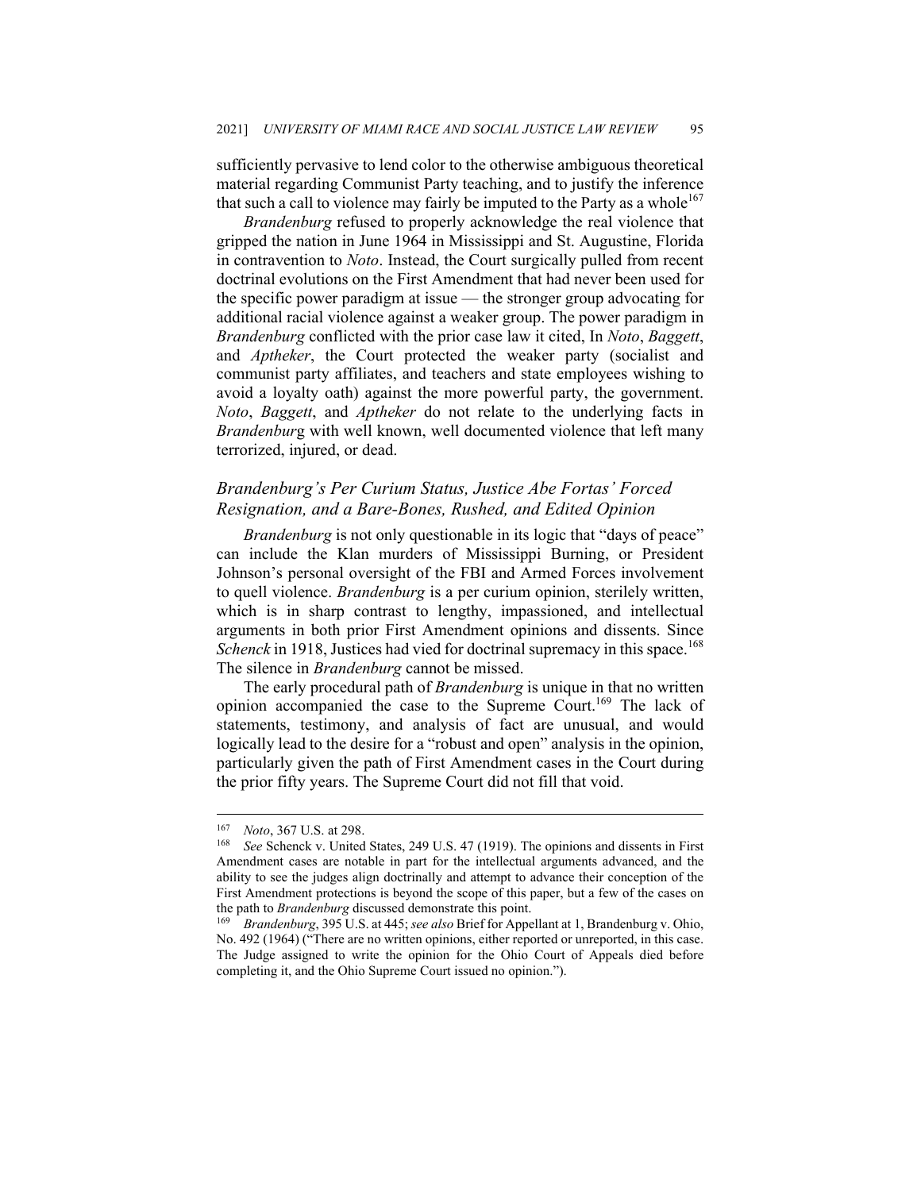sufficiently pervasive to lend color to the otherwise ambiguous theoretical material regarding Communist Party teaching, and to justify the inference that such a call to violence may fairly be imputed to the Party as a whole[167]

*Brandenburg* refused to properly acknowledge the real violence that gripped the nation in June 1964 in Mississippi and St. Augustine, Florida in contravention to *Noto*. Instead, the Court surgically pulled from recent doctrinal evolutions on the First Amendment that had never been used for the specific power paradigm at issue — the stronger group advocating for additional racial violence against a weaker group. The power paradigm in *Brandenburg* conflicted with the prior case law it cited, In *Noto*, *Baggett*, and *Aptheker*, the Court protected the weaker party (socialist and communist party affiliates, and teachers and state employees wishing to avoid a loyalty oath) against the more powerful party, the government. *Noto*, *Baggett*, and *Aptheker* do not relate to the underlying facts in *Brandenburg* with well known, well documented violence that left many terrorized, injured, or dead.

### *Brandenburg's Per Curium Status, Justice Abe Fortas' Forced Resignation, and a Bare-Bones, Rushed, and Edited Opinion*

*Brandenburg* is not only questionable in its logic that "days of peace" can include the Klan murders of Mississippi Burning, or President Johnson's personal oversight of the FBI and Armed Forces involvement to quell violence. *Brandenburg* is a per curium opinion, sterilely written, which is in sharp contrast to lengthy, impassioned, and intellectual arguments in both prior First Amendment opinions and dissents. Since *Schenck* in 1918, Justices had vied for doctrinal supremacy in this space.[168] The silence in *Brandenburg* cannot be missed.

The early procedural path of *Brandenburg* is unique in that no written opinion accompanied the case to the Supreme Court.[169] The lack of statements, testimony, and analysis of fact are unusual, and would logically lead to the desire for a "robust and open" analysis in the opinion, particularly given the path of First Amendment cases in the Court during the prior fifty years. The Supreme Court did not fill that void.

---

[167] *Noto*, 367 U.S. at 298.

[168] *See* Schenck v. United States, 249 U.S. 47 (1919). The opinions and dissents in First Amendment cases are notable in part for the intellectual arguments advanced, and the ability to see the judges align doctrinally and attempt to advance their conception of the First Amendment protections is beyond the scope of this paper, but a few of the cases on the path to *Brandenburg* discussed demonstrate this point.

[169] *Brandenburg*, 395 U.S. at 445; *see also* Brief for Appellant at 1, Brandenburg v. Ohio, No. 492 (1964) ("There are no written opinions, either reported or unreported, in this case. The Judge assigned to write the opinion for the Ohio Court of Appeals died before completing it, and the Ohio Supreme Court issued no opinion.").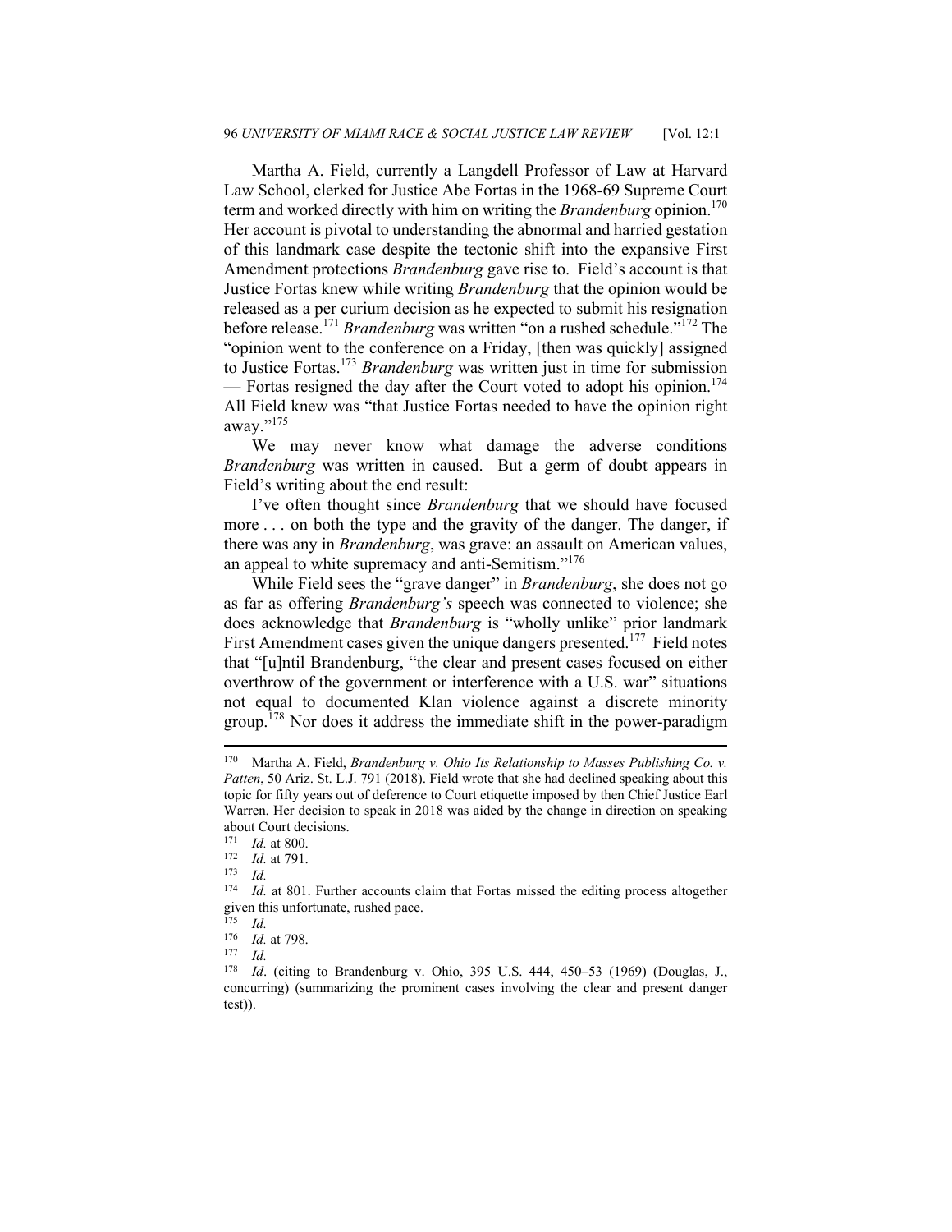Martha A. Field, currently a Langdell Professor of Law at Harvard Law School, clerked for Justice Abe Fortas in the 1968-69 Supreme Court term and worked directly with him on writing the *Brandenburg* opinion.[170] Her account is pivotal to understanding the abnormal and harried gestation of this landmark case despite the tectonic shift into the expansive First Amendment protections *Brandenburg* gave rise to. Field's account is that Justice Fortas knew while writing *Brandenburg* that the opinion would be released as a per curium decision as he expected to submit his resignation before release.[171] *Brandenburg* was written "on a rushed schedule."[172] The "opinion went to the conference on a Friday, [then was quickly] assigned to Justice Fortas.[173] *Brandenburg* was written just in time for submission — Fortas resigned the day after the Court voted to adopt his opinion.[174] All Field knew was "that Justice Fortas needed to have the opinion right away."[175]

We may never know what damage the adverse conditions *Brandenburg* was written in caused. But a germ of doubt appears in Field's writing about the end result:

I've often thought since *Brandenburg* that we should have focused more . . . on both the type and the gravity of the danger. The danger, if there was any in *Brandenburg*, was grave: an assault on American values, an appeal to white supremacy and anti-Semitism."[176]

While Field sees the "grave danger" in *Brandenburg*, she does not go as far as offering *Brandenburg's* speech was connected to violence; she does acknowledge that *Brandenburg* is "wholly unlike" prior landmark First Amendment cases given the unique dangers presented.[177] Field notes that "[u]ntil Brandenburg, "the clear and present cases focused on either overthrow of the government or interference with a U.S. war" situations not equal to documented Klan violence against a discrete minority group.[178] Nor does it address the immediate shift in the power-paradigm

---

[170] Martha A. Field, *Brandenburg v. Ohio Its Relationship to Masses Publishing Co. v. Patten*, 50 Ariz. St. L.J. 791 (2018). Field wrote that she had declined speaking about this topic for fifty years out of deference to Court etiquette imposed by then Chief Justice Earl Warren. Her decision to speak in 2018 was aided by the change in direction on speaking about Court decisions.

[171] *Id.* at 800.

[172] *Id.* at 791.

[173] *Id.*

[174] *Id.* at 801. Further accounts claim that Fortas missed the editing process altogether given this unfortunate, rushed pace.

[175] *Id.*

[176] *Id.* at 798.

[177] *Id.*

[178] *Id*. (citing to Brandenburg v. Ohio, 395 U.S. 444, 450–53 (1969) (Douglas, J., concurring) (summarizing the prominent cases involving the clear and present danger test)).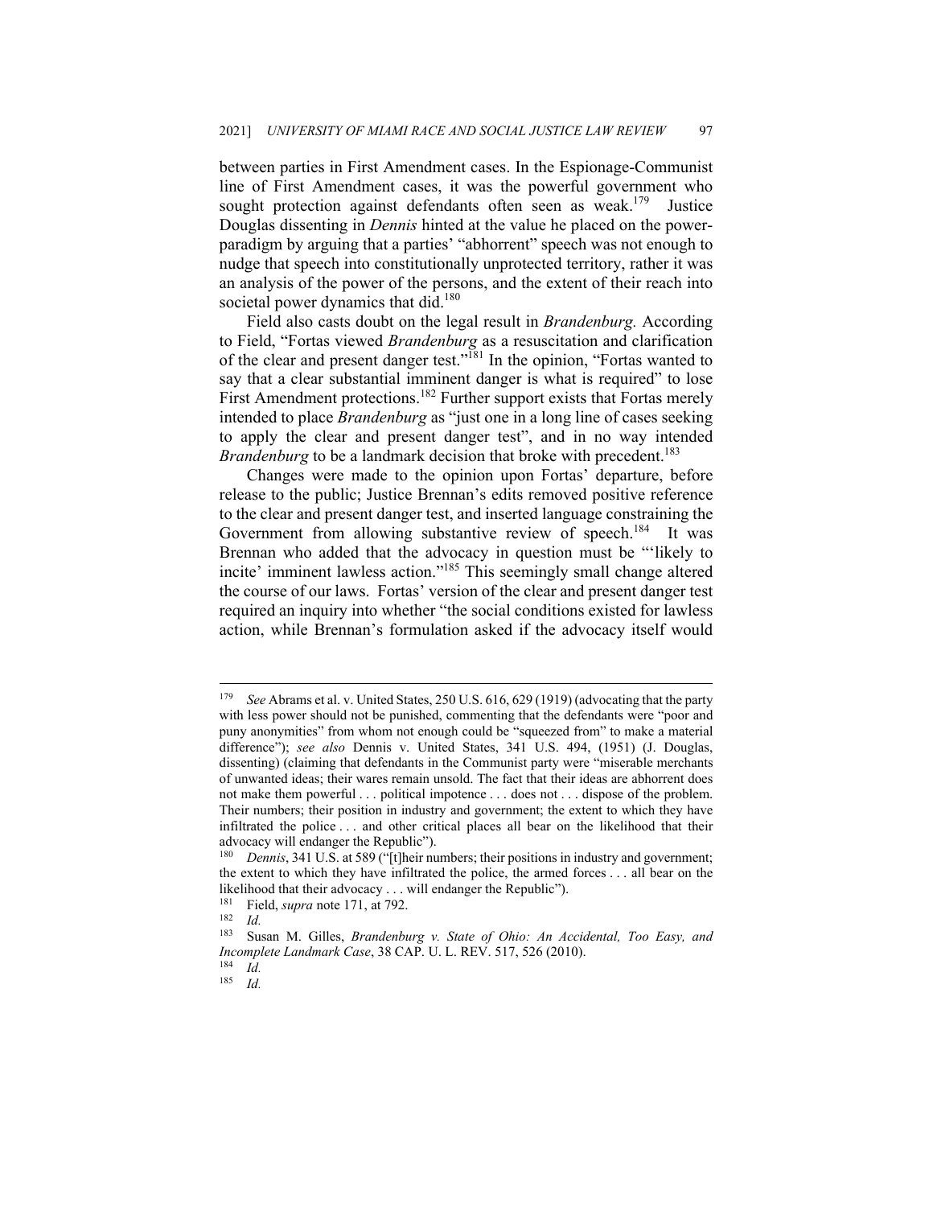between parties in First Amendment cases. In the Espionage-Communist line of First Amendment cases, it was the powerful government who sought protection against defendants often seen as weak.[179] Justice Douglas dissenting in *Dennis* hinted at the value he placed on the power-paradigm by arguing that a parties' "abhorrent" speech was not enough to nudge that speech into constitutionally unprotected territory, rather it was an analysis of the power of the persons, and the extent of their reach into societal power dynamics that did.[180]

Field also casts doubt on the legal result in *Brandenburg.* According to Field, "Fortas viewed *Brandenburg* as a resuscitation and clarification of the clear and present danger test."[181] In the opinion, "Fortas wanted to say that a clear substantial imminent danger is what is required" to lose First Amendment protections.[182] Further support exists that Fortas merely intended to place *Brandenburg* as "just one in a long line of cases seeking to apply the clear and present danger test", and in no way intended *Brandenburg* to be a landmark decision that broke with precedent.[183]

Changes were made to the opinion upon Fortas' departure, before release to the public; Justice Brennan's edits removed positive reference to the clear and present danger test, and inserted language constraining the Government from allowing substantive review of speech.[184] It was Brennan who added that the advocacy in question must be "'likely to incite' imminent lawless action."[185] This seemingly small change altered the course of our laws. Fortas' version of the clear and present danger test required an inquiry into whether "the social conditions existed for lawless action, while Brennan's formulation asked if the advocacy itself would

---

[179] *See* Abrams et al. v. United States, 250 U.S. 616, 629 (1919) (advocating that the party with less power should not be punished, commenting that the defendants were "poor and puny anonymities" from whom not enough could be "squeezed from" to make a material difference"); *see also* Dennis v. United States, 341 U.S. 494, (1951) (J. Douglas, dissenting) (claiming that defendants in the Communist party were "miserable merchants of unwanted ideas; their wares remain unsold. The fact that their ideas are abhorrent does not make them powerful . . . political impotence . . . does not . . . dispose of the problem. Their numbers; their position in industry and government; the extent to which they have infiltrated the police . . . and other critical places all bear on the likelihood that their advocacy will endanger the Republic").

[180] *Dennis*, 341 U.S. at 589 ("[t]heir numbers; their positions in industry and government; the extent to which they have infiltrated the police, the armed forces . . . all bear on the likelihood that their advocacy . . . will endanger the Republic").

[181] Field, *supra* note 171, at 792.

[182] *Id.*

[183] Susan M. Gilles, *Brandenburg v. State of Ohio: An Accidental, Too Easy, and Incomplete Landmark Case*, 38 CAP. U. L. REV. 517, 526 (2010).

[184] *Id.*

[185] *Id.*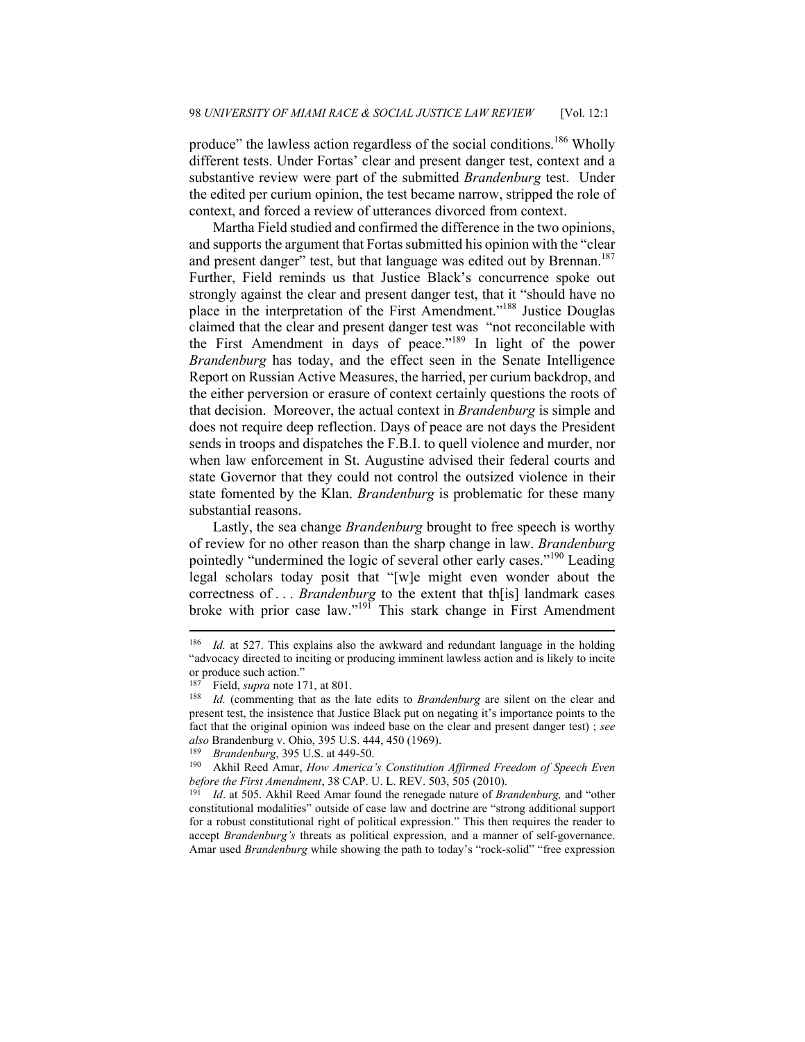produce" the lawless action regardless of the social conditions.[186] Wholly different tests. Under Fortas' clear and present danger test, context and a substantive review were part of the submitted *Brandenburg* test. Under the edited per curium opinion, the test became narrow, stripped the role of context, and forced a review of utterances divorced from context.

Martha Field studied and confirmed the difference in the two opinions, and supports the argument that Fortas submitted his opinion with the "clear and present danger" test, but that language was edited out by Brennan.[187] Further, Field reminds us that Justice Black's concurrence spoke out strongly against the clear and present danger test, that it "should have no place in the interpretation of the First Amendment."[188] Justice Douglas claimed that the clear and present danger test was "not reconcilable with the First Amendment in days of peace."[189] In light of the power *Brandenburg* has today, and the effect seen in the Senate Intelligence Report on Russian Active Measures, the harried, per curium backdrop, and the either perversion or erasure of context certainly questions the roots of that decision. Moreover, the actual context in *Brandenburg* is simple and does not require deep reflection. Days of peace are not days the President sends in troops and dispatches the F.B.I. to quell violence and murder, nor when law enforcement in St. Augustine advised their federal courts and state Governor that they could not control the outsized violence in their state fomented by the Klan. *Brandenburg* is problematic for these many substantial reasons.

Lastly, the sea change *Brandenburg* brought to free speech is worthy of review for no other reason than the sharp change in law. *Brandenburg* pointedly "undermined the logic of several other early cases."[190] Leading legal scholars today posit that "[w]e might even wonder about the correctness of . . . *Brandenburg* to the extent that th[is] landmark cases broke with prior case law."[191] This stark change in First Amendment

---

[186] *Id.* at 527. This explains also the awkward and redundant language in the holding "advocacy directed to inciting or producing imminent lawless action and is likely to incite or produce such action."

[187] Field, *supra* note 171, at 801.

[188] *Id.* (commenting that as the late edits to *Brandenburg* are silent on the clear and present test, the insistence that Justice Black put on negating it's importance points to the fact that the original opinion was indeed base on the clear and present danger test) ; *see also* Brandenburg v. Ohio, 395 U.S. 444, 450 (1969).

[189] *Brandenburg*, 395 U.S. at 449-50.

[190] Akhil Reed Amar, *How America's Constitution Affirmed Freedom of Speech Even before the First Amendment*, 38 CAP. U. L. REV. 503, 505 (2010).

[191] *Id*. at 505. Akhil Reed Amar found the renegade nature of *Brandenburg,* and "other constitutional modalities" outside of case law and doctrine are "strong additional support for a robust constitutional right of political expression." This then requires the reader to accept *Brandenburg's* threats as political expression, and a manner of self-governance. Amar used *Brandenburg* while showing the path to today's "rock-solid" "free expression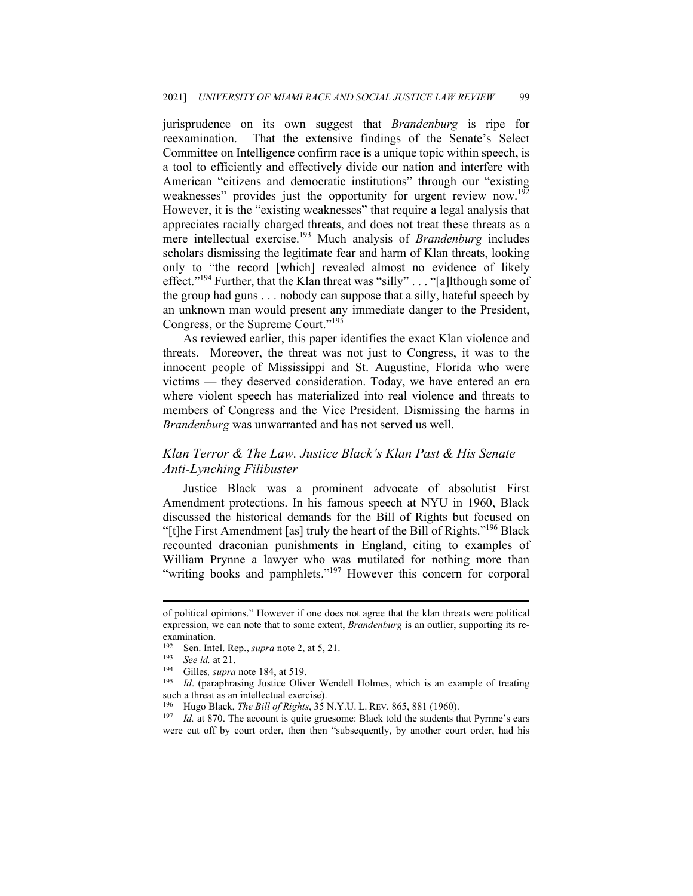jurisprudence on its own suggest that *Brandenburg* is ripe for reexamination. That the extensive findings of the Senate's Select Committee on Intelligence confirm race is a unique topic within speech, is a tool to efficiently and effectively divide our nation and interfere with American "citizens and democratic institutions" through our "existing weaknesses" provides just the opportunity for urgent review now.[192] However, it is the "existing weaknesses" that require a legal analysis that appreciates racially charged threats, and does not treat these threats as a mere intellectual exercise.[193] Much analysis of *Brandenburg* includes scholars dismissing the legitimate fear and harm of Klan threats, looking only to "the record [which] revealed almost no evidence of likely effect."[194] Further, that the Klan threat was "silly" . . . "[a]lthough some of the group had guns . . . nobody can suppose that a silly, hateful speech by an unknown man would present any immediate danger to the President, Congress, or the Supreme Court."[195]

As reviewed earlier, this paper identifies the exact Klan violence and threats. Moreover, the threat was not just to Congress, it was to the innocent people of Mississippi and St. Augustine, Florida who were victims — they deserved consideration. Today, we have entered an era where violent speech has materialized into real violence and threats to members of Congress and the Vice President. Dismissing the harms in *Brandenburg* was unwarranted and has not served us well.

### *Klan Terror & The Law. Justice Black's Klan Past & His Senate Anti-Lynching Filibuster*

Justice Black was a prominent advocate of absolutist First Amendment protections. In his famous speech at NYU in 1960, Black discussed the historical demands for the Bill of Rights but focused on "[t]he First Amendment [as] truly the heart of the Bill of Rights."[196] Black recounted draconian punishments in England, citing to examples of William Prynne a lawyer who was mutilated for nothing more than "writing books and pamphlets."[197] However this concern for corporal

---

of political opinions." However if one does not agree that the klan threats were political expression, we can note that to some extent, *Brandenburg* is an outlier, supporting its re-examination.

[192] Sen. Intel. Rep., *supra* note 2, at 5, 21.

[193] *See id.* at 21.

[194] Gilles*, supra* note 184, at 519.

[195] *Id*. (paraphrasing Justice Oliver Wendell Holmes, which is an example of treating such a threat as an intellectual exercise).

[196] Hugo Black, *The Bill of Rights*, 35 N.Y.U. L. REV. 865, 881 (1960).

[197] *Id.* at 870. The account is quite gruesome: Black told the students that Pyrnne's ears were cut off by court order, then then "subsequently, by another court order, had his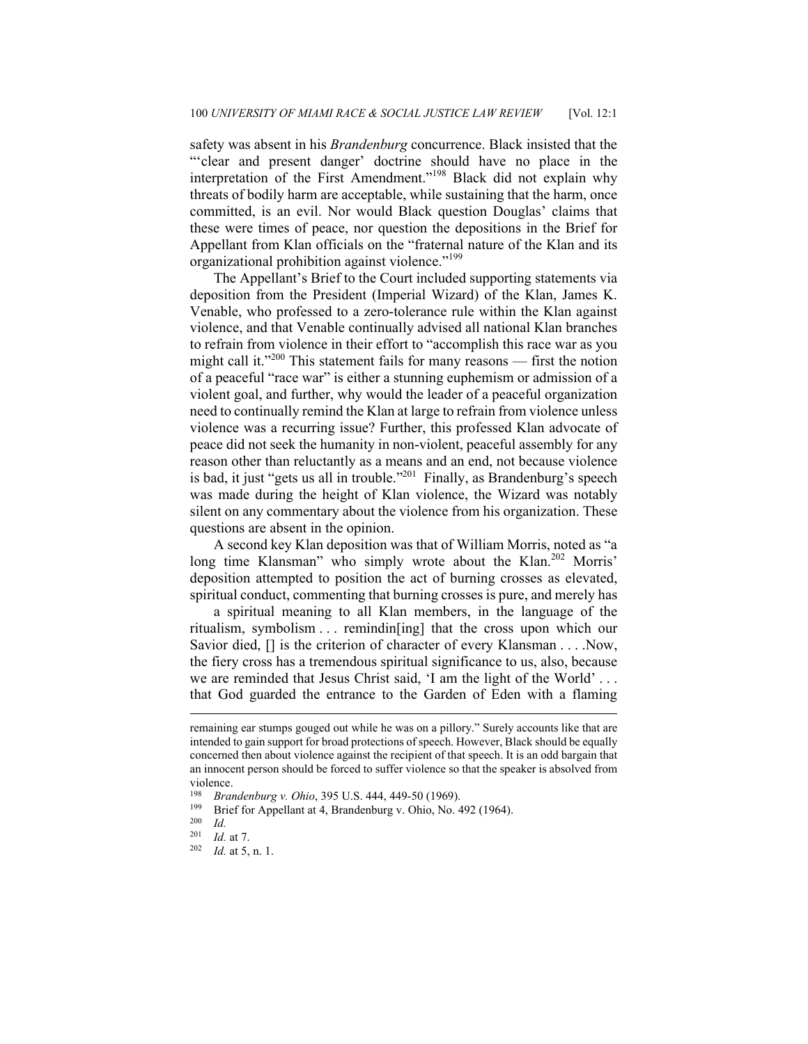safety was absent in his *Brandenburg* concurrence. Black insisted that the "'clear and present danger' doctrine should have no place in the interpretation of the First Amendment."[198] Black did not explain why threats of bodily harm are acceptable, while sustaining that the harm, once committed, is an evil. Nor would Black question Douglas' claims that these were times of peace, nor question the depositions in the Brief for Appellant from Klan officials on the "fraternal nature of the Klan and its organizational prohibition against violence."[199]

The Appellant's Brief to the Court included supporting statements via deposition from the President (Imperial Wizard) of the Klan, James K. Venable, who professed to a zero-tolerance rule within the Klan against violence, and that Venable continually advised all national Klan branches to refrain from violence in their effort to "accomplish this race war as you might call it."[200] This statement fails for many reasons — first the notion of a peaceful "race war" is either a stunning euphemism or admission of a violent goal, and further, why would the leader of a peaceful organization need to continually remind the Klan at large to refrain from violence unless violence was a recurring issue? Further, this professed Klan advocate of peace did not seek the humanity in non-violent, peaceful assembly for any reason other than reluctantly as a means and an end, not because violence is bad, it just "gets us all in trouble."[201] Finally, as Brandenburg's speech was made during the height of Klan violence, the Wizard was notably silent on any commentary about the violence from his organization. These questions are absent in the opinion.

A second key Klan deposition was that of William Morris, noted as "a long time Klansman" who simply wrote about the Klan.[202] Morris' deposition attempted to position the act of burning crosses as elevated, spiritual conduct, commenting that burning crosses is pure, and merely has

> a spiritual meaning to all Klan members, in the language of the ritualism, symbolism . . . remindin[ing] that the cross upon which our Savior died, [] is the criterion of character of every Klansman . . . .Now, the fiery cross has a tremendous spiritual significance to us, also, because we are reminded that Jesus Christ said, 'I am the light of the World' . . . that God guarded the entrance to the Garden of Eden with a flaming

---

remaining ear stumps gouged out while he was on a pillory." Surely accounts like that are intended to gain support for broad protections of speech. However, Black should be equally concerned then about violence against the recipient of that speech. It is an odd bargain that an innocent person should be forced to suffer violence so that the speaker is absolved from violence.

[198] *Brandenburg v. Ohio*, 395 U.S. 444, 449-50 (1969).

[199] Brief for Appellant at 4, Brandenburg v. Ohio, No. 492 (1964).

[200] *Id.*

[201] *Id.* at 7.

[202] *Id.* at 5, n. 1.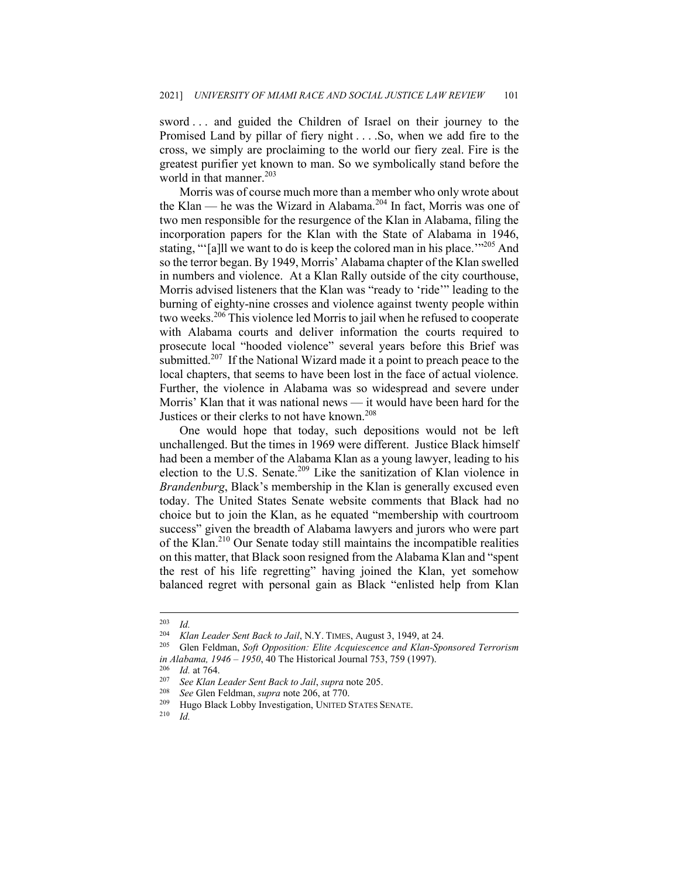sword . . . and guided the Children of Israel on their journey to the Promised Land by pillar of fiery night . . . .So, when we add fire to the cross, we simply are proclaiming to the world our fiery zeal. Fire is the greatest purifier yet known to man. So we symbolically stand before the world in that manner.[203]

Morris was of course much more than a member who only wrote about the Klan — he was the Wizard in Alabama.[204] In fact, Morris was one of two men responsible for the resurgence of the Klan in Alabama, filing the incorporation papers for the Klan with the State of Alabama in 1946, stating, "'[a]ll we want to do is keep the colored man in his place.'"[205] And so the terror began. By 1949, Morris' Alabama chapter of the Klan swelled in numbers and violence. At a Klan Rally outside of the city courthouse, Morris advised listeners that the Klan was "ready to 'ride'" leading to the burning of eighty-nine crosses and violence against twenty people within two weeks.[206] This violence led Morris to jail when he refused to cooperate with Alabama courts and deliver information the courts required to prosecute local "hooded violence" several years before this Brief was submitted.[207] If the National Wizard made it a point to preach peace to the local chapters, that seems to have been lost in the face of actual violence. Further, the violence in Alabama was so widespread and severe under Morris' Klan that it was national news — it would have been hard for the Justices or their clerks to not have known.[208]

One would hope that today, such depositions would not be left unchallenged. But the times in 1969 were different. Justice Black himself had been a member of the Alabama Klan as a young lawyer, leading to his election to the U.S. Senate.[209] Like the sanitization of Klan violence in *Brandenburg*, Black's membership in the Klan is generally excused even today. The United States Senate website comments that Black had no choice but to join the Klan, as he equated "membership with courtroom success" given the breadth of Alabama lawyers and jurors who were part of the Klan.[210] Our Senate today still maintains the incompatible realities on this matter, that Black soon resigned from the Alabama Klan and "spent the rest of his life regretting" having joined the Klan, yet somehow balanced regret with personal gain as Black "enlisted help from Klan

---

[203] *Id.*

[204] *Klan Leader Sent Back to Jail*, N.Y. TIMES, August 3, 1949, at 24.

[205] Glen Feldman, *Soft Opposition: Elite Acquiescence and Klan-Sponsored Terrorism in Alabama, 1946 – 1950*, 40 The Historical Journal 753, 759 (1997).

[206] *Id.* at 764.

[207] *See Klan Leader Sent Back to Jail*, *supra* note 205.

[208] *See* Glen Feldman, *supra* note 206, at 770.

[209] Hugo Black Lobby Investigation, UNITED STATES SENATE.

[210] *Id.*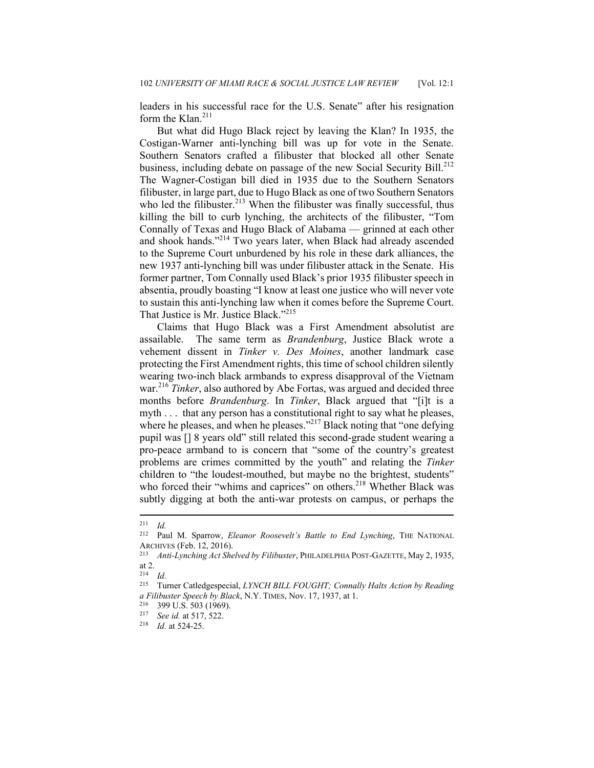leaders in his successful race for the U.S. Senate" after his resignation form the Klan.[211]

But what did Hugo Black reject by leaving the Klan? In 1935, the Costigan-Warner anti-lynching bill was up for vote in the Senate. Southern Senators crafted a filibuster that blocked all other Senate business, including debate on passage of the new Social Security Bill.[212] The Wagner-Costigan bill died in 1935 due to the Southern Senators filibuster, in large part, due to Hugo Black as one of two Southern Senators who led the filibuster.[213] When the filibuster was finally successful, thus killing the bill to curb lynching, the architects of the filibuster, "Tom Connally of Texas and Hugo Black of Alabama — grinned at each other and shook hands."[214] Two years later, when Black had already ascended to the Supreme Court unburdened by his role in these dark alliances, the new 1937 anti-lynching bill was under filibuster attack in the Senate. His former partner, Tom Connally used Black's prior 1935 filibuster speech in absentia, proudly boasting "I know at least one justice who will never vote to sustain this anti-lynching law when it comes before the Supreme Court. That Justice is Mr. Justice Black."[215]

Claims that Hugo Black was a First Amendment absolutist are assailable. The same term as *Brandenburg*, Justice Black wrote a vehement dissent in *Tinker v. Des Moines*, another landmark case protecting the First Amendment rights, this time of school children silently wearing two-inch black armbands to express disapproval of the Vietnam war.[216] *Tinker*, also authored by Abe Fortas, was argued and decided three months before *Brandenburg*. In *Tinker*, Black argued that "[i]t is a myth . . . that any person has a constitutional right to say what he pleases, where he pleases, and when he pleases."[217] Black noting that "one defying pupil was [] 8 years old" still related this second-grade student wearing a pro-peace armband to is concern that "some of the country's greatest problems are crimes committed by the youth" and relating the *Tinker* children to "the loudest-mouthed, but maybe no the brightest, students" who forced their "whims and caprices" on others.[218] Whether Black was subtly digging at both the anti-war protests on campus, or perhaps the

---

[211] *Id.*

[212] Paul M. Sparrow, *Eleanor Roosevelt's Battle to End Lynching*, THE NATIONAL ARCHIVES (Feb. 12, 2016).

[213] *Anti-Lynching Act Shelved by Filibuster*, PHILADELPHIA POST-GAZETTE, May 2, 1935, at 2.

[214] *Id.*

[215] Turner Catledgespecial, *LYNCH BILL FOUGHT; Connally Halts Action by Reading a Filibuster Speech by Black*, N.Y. TIMES, Nov. 17, 1937, at 1.

[216] 399 U.S. 503 (1969).

[217] *See id.* at 517, 522.

[218] *Id.* at 524-25.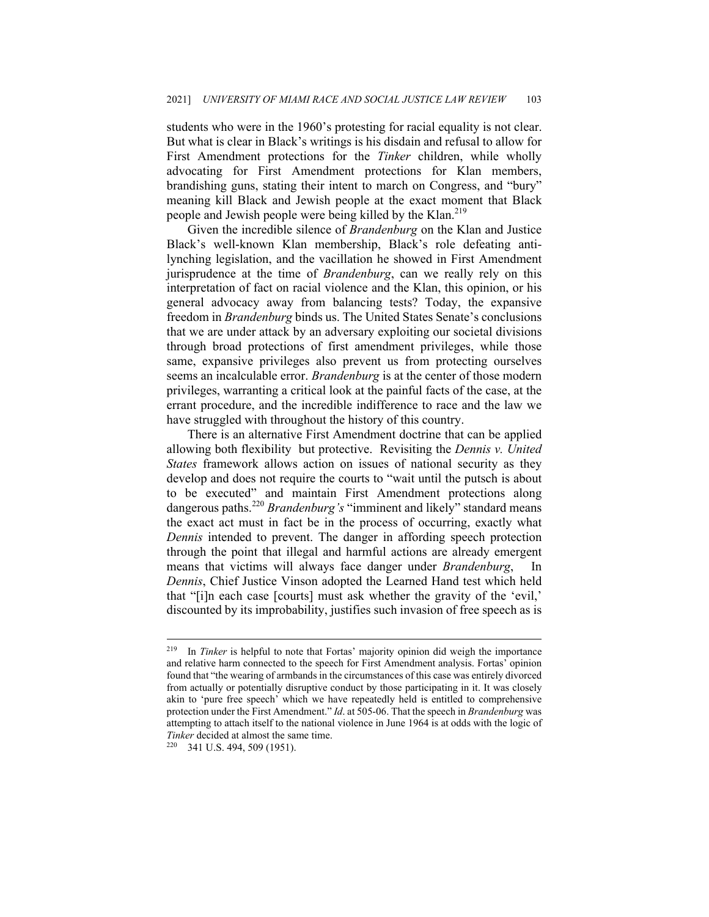students who were in the 1960's protesting for racial equality is not clear. But what is clear in Black's writings is his disdain and refusal to allow for First Amendment protections for the *Tinker* children, while wholly advocating for First Amendment protections for Klan members, brandishing guns, stating their intent to march on Congress, and "bury" meaning kill Black and Jewish people at the exact moment that Black people and Jewish people were being killed by the Klan.[219]

Given the incredible silence of *Brandenburg* on the Klan and Justice Black's well-known Klan membership, Black's role defeating anti-lynching legislation, and the vacillation he showed in First Amendment jurisprudence at the time of *Brandenburg*, can we really rely on this interpretation of fact on racial violence and the Klan, this opinion, or his general advocacy away from balancing tests? Today, the expansive freedom in *Brandenburg* binds us. The United States Senate's conclusions that we are under attack by an adversary exploiting our societal divisions through broad protections of first amendment privileges, while those same, expansive privileges also prevent us from protecting ourselves seems an incalculable error. *Brandenburg* is at the center of those modern privileges, warranting a critical look at the painful facts of the case, at the errant procedure, and the incredible indifference to race and the law we have struggled with throughout the history of this country.

There is an alternative First Amendment doctrine that can be applied allowing both flexibility but protective. Revisiting the *Dennis v. United States* framework allows action on issues of national security as they develop and does not require the courts to "wait until the putsch is about to be executed" and maintain First Amendment protections along dangerous paths.[220] *Brandenburg's* "imminent and likely" standard means the exact act must in fact be in the process of occurring, exactly what *Dennis* intended to prevent. The danger in affording speech protection through the point that illegal and harmful actions are already emergent means that victims will always face danger under *Brandenburg*, In *Dennis*, Chief Justice Vinson adopted the Learned Hand test which held that "[i]n each case [courts] must ask whether the gravity of the 'evil,' discounted by its improbability, justifies such invasion of free speech as is

---

[219] In *Tinker* is helpful to note that Fortas' majority opinion did weigh the importance and relative harm connected to the speech for First Amendment analysis. Fortas' opinion found that "the wearing of armbands in the circumstances of this case was entirely divorced from actually or potentially disruptive conduct by those participating in it. It was closely akin to 'pure free speech' which we have repeatedly held is entitled to comprehensive protection under the First Amendment." *Id*. at 505-06. That the speech in *Brandenburg* was attempting to attach itself to the national violence in June 1964 is at odds with the logic of *Tinker* decided at almost the same time.

[220] 341 U.S. 494, 509 (1951).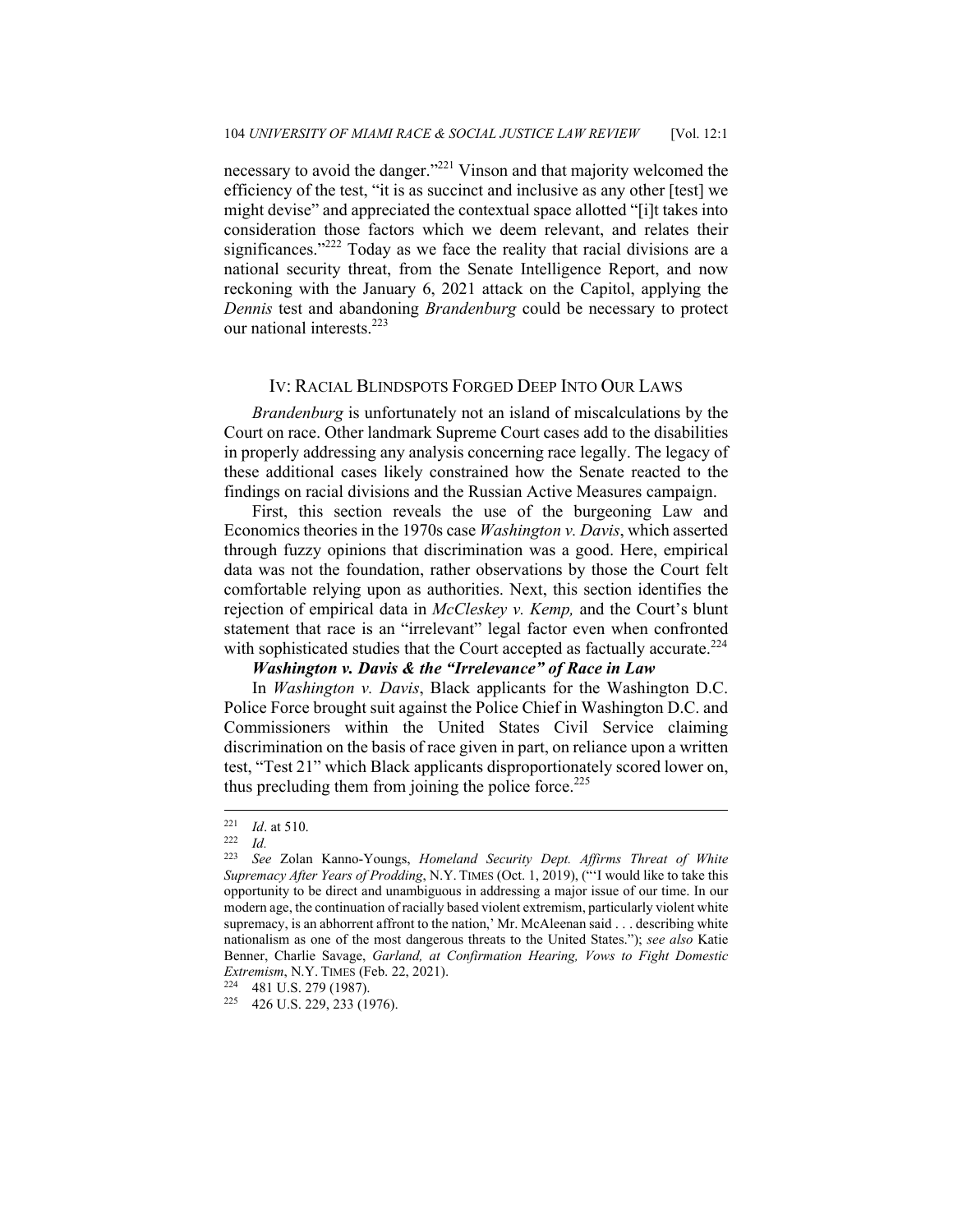necessary to avoid the danger."[221] Vinson and that majority welcomed the efficiency of the test, "it is as succinct and inclusive as any other [test] we might devise" and appreciated the contextual space allotted "[i]t takes into consideration those factors which we deem relevant, and relates their significances."[222] Today as we face the reality that racial divisions are a national security threat, from the Senate Intelligence Report, and now reckoning with the January 6, 2021 attack on the Capitol, applying the *Dennis* test and abandoning *Brandenburg* could be necessary to protect our national interests.[223]

## IV: Racial Blindspots Forged Deep Into Our Laws

*Brandenburg* is unfortunately not an island of miscalculations by the Court on race. Other landmark Supreme Court cases add to the disabilities in properly addressing any analysis concerning race legally. The legacy of these additional cases likely constrained how the Senate reacted to the findings on racial divisions and the Russian Active Measures campaign.

First, this section reveals the use of the burgeoning Law and Economics theories in the 1970s case *Washington v. Davis*, which asserted through fuzzy opinions that discrimination was a good. Here, empirical data was not the foundation, rather observations by those the Court felt comfortable relying upon as authorities. Next, this section identifies the rejection of empirical data in *McCleskey v. Kemp,* and the Court's blunt statement that race is an "irrelevant" legal factor even when confronted with sophisticated studies that the Court accepted as factually accurate.[224]

### *Washington v. Davis & the "Irrelevance" of Race in Law*

In *Washington v. Davis*, Black applicants for the Washington D.C. Police Force brought suit against the Police Chief in Washington D.C. and Commissioners within the United States Civil Service claiming discrimination on the basis of race given in part, on reliance upon a written test, "Test 21" which Black applicants disproportionately scored lower on, thus precluding them from joining the police force.[225]

---

[221] *Id*. at 510.

[222] *Id.*

[223] *See* Zolan Kanno-Youngs, *Homeland Security Dept. Affirms Threat of White Supremacy After Years of Prodding*, N.Y. TIMES (Oct. 1, 2019), ("'I would like to take this opportunity to be direct and unambiguous in addressing a major issue of our time. In our modern age, the continuation of racially based violent extremism, particularly violent white supremacy, is an abhorrent affront to the nation,' Mr. McAleenan said . . . describing white nationalism as one of the most dangerous threats to the United States."); *see also* Katie Benner, Charlie Savage, *Garland, at Confirmation Hearing, Vows to Fight Domestic Extremism*, N.Y. TIMES (Feb. 22, 2021).

[224] 481 U.S. 279 (1987).

[225] 426 U.S. 229, 233 (1976).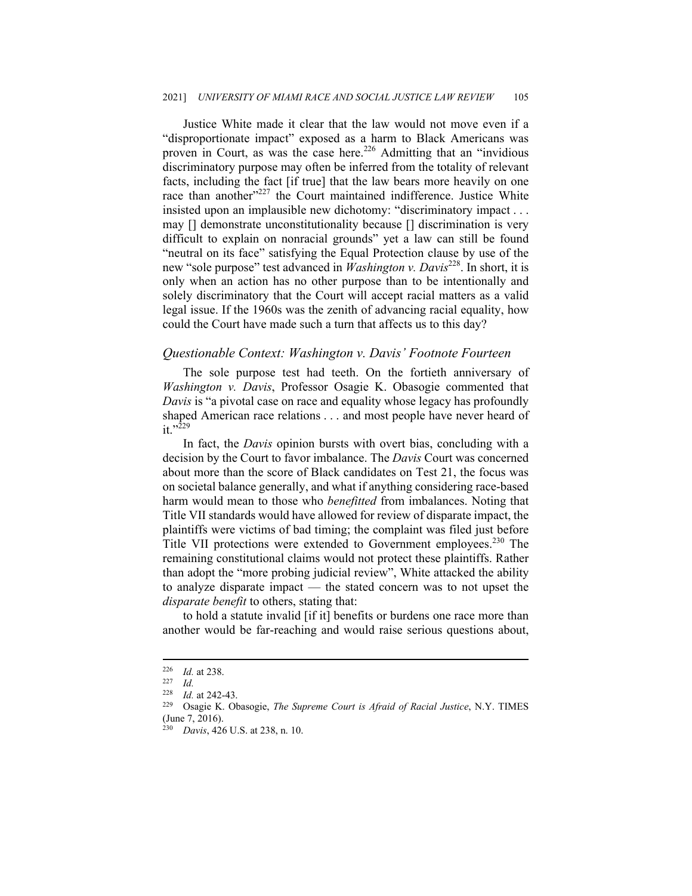Justice White made it clear that the law would not move even if a "disproportionate impact" exposed as a harm to Black Americans was proven in Court, as was the case here.[226] Admitting that an "invidious discriminatory purpose may often be inferred from the totality of relevant facts, including the fact [if true] that the law bears more heavily on one race than another"[227] the Court maintained indifference. Justice White insisted upon an implausible new dichotomy: "discriminatory impact . . . may [] demonstrate unconstitutionality because [] discrimination is very difficult to explain on nonracial grounds" yet a law can still be found "neutral on its face" satisfying the Equal Protection clause by use of the new "sole purpose" test advanced in *Washington v. Davis*[228]. In short, it is only when an action has no other purpose than to be intentionally and solely discriminatory that the Court will accept racial matters as a valid legal issue. If the 1960s was the zenith of advancing racial equality, how could the Court have made such a turn that affects us to this day?

### *Questionable Context: Washington v. Davis' Footnote Fourteen*

The sole purpose test had teeth. On the fortieth anniversary of *Washington v. Davis*, Professor Osagie K. Obasogie commented that *Davis* is "a pivotal case on race and equality whose legacy has profoundly shaped American race relations . . . and most people have never heard of it."[229]

In fact, the *Davis* opinion bursts with overt bias, concluding with a decision by the Court to favor imbalance. The *Davis* Court was concerned about more than the score of Black candidates on Test 21, the focus was on societal balance generally, and what if anything considering race-based harm would mean to those who *benefitted* from imbalances. Noting that Title VII standards would have allowed for review of disparate impact, the plaintiffs were victims of bad timing; the complaint was filed just before Title VII protections were extended to Government employees.[230] The remaining constitutional claims would not protect these plaintiffs. Rather than adopt the "more probing judicial review", White attacked the ability to analyze disparate impact — the stated concern was to not upset the *disparate benefit* to others, stating that:

to hold a statute invalid [if it] benefits or burdens one race more than another would be far-reaching and would raise serious questions about,

---

[226] *Id.* at 238.

[227] *Id.*

[228] *Id.* at 242-43.

[229] Osagie K. Obasogie, *The Supreme Court is Afraid of Racial Justice*, N.Y. TIMES (June 7, 2016).

[230] *Davis*, 426 U.S. at 238, n. 10.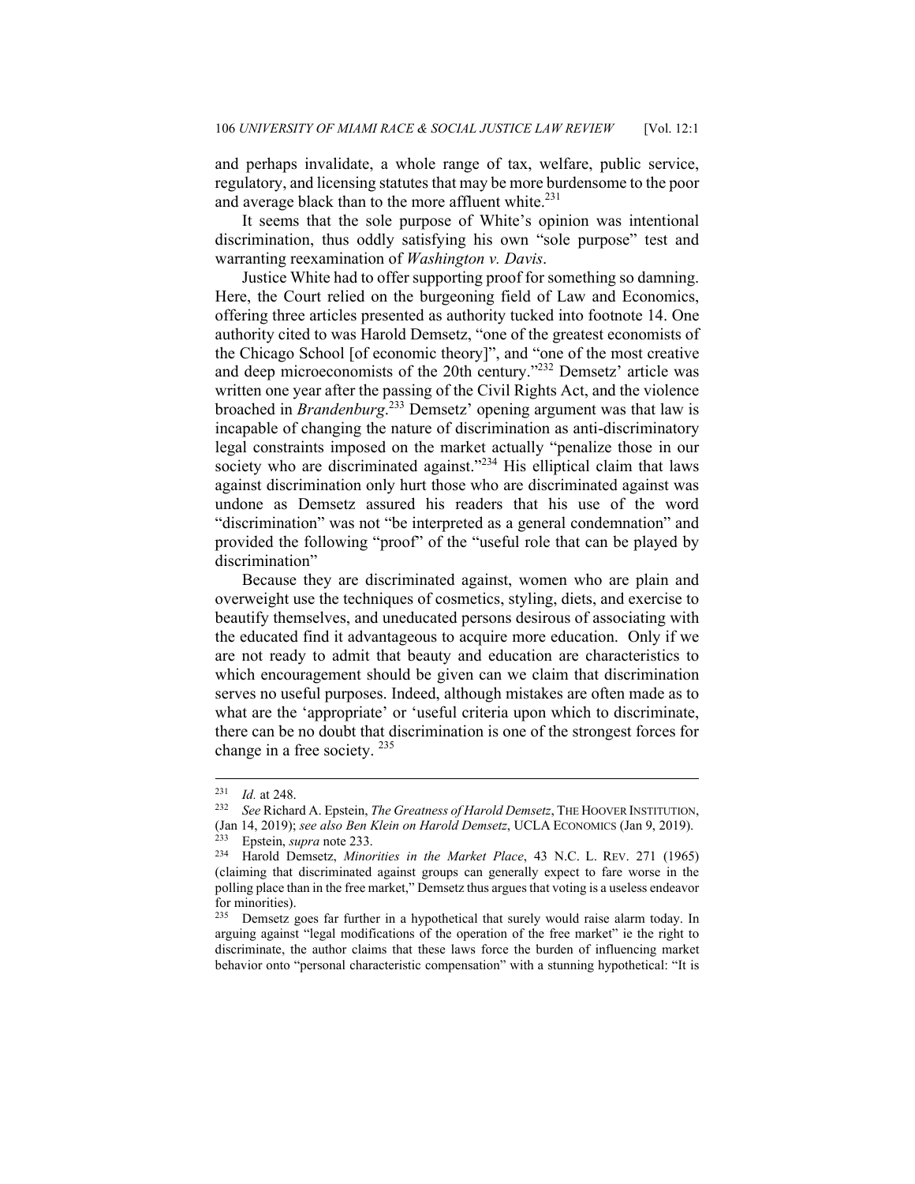and perhaps invalidate, a whole range of tax, welfare, public service, regulatory, and licensing statutes that may be more burdensome to the poor and average black than to the more affluent white.[231]

It seems that the sole purpose of White's opinion was intentional discrimination, thus oddly satisfying his own "sole purpose" test and warranting reexamination of *Washington v. Davis*.

Justice White had to offer supporting proof for something so damning. Here, the Court relied on the burgeoning field of Law and Economics, offering three articles presented as authority tucked into footnote 14. One authority cited to was Harold Demsetz, "one of the greatest economists of the Chicago School [of economic theory]", and "one of the most creative and deep microeconomists of the 20th century."[232] Demsetz' article was written one year after the passing of the Civil Rights Act, and the violence broached in *Brandenburg*.[233] Demsetz' opening argument was that law is incapable of changing the nature of discrimination as anti-discriminatory legal constraints imposed on the market actually "penalize those in our society who are discriminated against."[234] His elliptical claim that laws against discrimination only hurt those who are discriminated against was undone as Demsetz assured his readers that his use of the word "discrimination" was not "be interpreted as a general condemnation" and provided the following "proof" of the "useful role that can be played by discrimination"

Because they are discriminated against, women who are plain and overweight use the techniques of cosmetics, styling, diets, and exercise to beautify themselves, and uneducated persons desirous of associating with the educated find it advantageous to acquire more education. Only if we are not ready to admit that beauty and education are characteristics to which encouragement should be given can we claim that discrimination serves no useful purposes. Indeed, although mistakes are often made as to what are the 'appropriate' or 'useful criteria upon which to discriminate, there can be no doubt that discrimination is one of the strongest forces for change in a free society. [235]

---

[231] *Id.* at 248.

[232] *See* Richard A. Epstein, *The Greatness of Harold Demsetz*, THE HOOVER INSTITUTION, (Jan 14, 2019); *see also Ben Klein on Harold Demsetz*, UCLA ECONOMICS (Jan 9, 2019).

[233] Epstein, *supra* note 233.

[234] Harold Demsetz, *Minorities in the Market Place*, 43 N.C. L. REV. 271 (1965) (claiming that discriminated against groups can generally expect to fare worse in the polling place than in the free market," Demsetz thus argues that voting is a useless endeavor for minorities).

[235] Demsetz goes far further in a hypothetical that surely would raise alarm today. In arguing against "legal modifications of the operation of the free market" ie the right to discriminate, the author claims that these laws force the burden of influencing market behavior onto "personal characteristic compensation" with a stunning hypothetical: "It is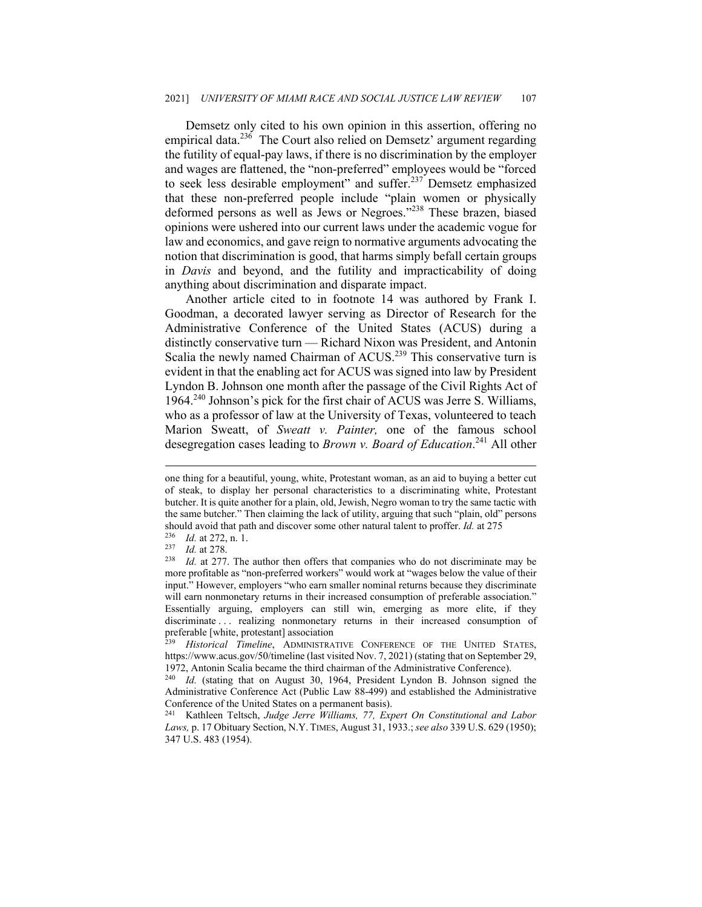Demsetz only cited to his own opinion in this assertion, offering no empirical data.[236] The Court also relied on Demsetz' argument regarding the futility of equal-pay laws, if there is no discrimination by the employer and wages are flattened, the "non-preferred" employees would be "forced to seek less desirable employment" and suffer.[237] Demsetz emphasized that these non-preferred people include "plain women or physically deformed persons as well as Jews or Negroes."[238] These brazen, biased opinions were ushered into our current laws under the academic vogue for law and economics, and gave reign to normative arguments advocating the notion that discrimination is good, that harms simply befall certain groups in *Davis* and beyond, and the futility and impracticability of doing anything about discrimination and disparate impact.

Another article cited to in footnote 14 was authored by Frank I. Goodman, a decorated lawyer serving as Director of Research for the Administrative Conference of the United States (ACUS) during a distinctly conservative turn — Richard Nixon was President, and Antonin Scalia the newly named Chairman of ACUS.[239] This conservative turn is evident in that the enabling act for ACUS was signed into law by President Lyndon B. Johnson one month after the passage of the Civil Rights Act of 1964.[240] Johnson's pick for the first chair of ACUS was Jerre S. Williams, who as a professor of law at the University of Texas, volunteered to teach Marion Sweatt, of *Sweatt v. Painter,* one of the famous school desegregation cases leading to *Brown v. Board of Education*.[241] All other

---

one thing for a beautiful, young, white, Protestant woman, as an aid to buying a better cut of steak, to display her personal characteristics to a discriminating white, Protestant butcher. It is quite another for a plain, old, Jewish, Negro woman to try the same tactic with the same butcher." Then claiming the lack of utility, arguing that such "plain, old" persons should avoid that path and discover some other natural talent to proffer. *Id.* at 275

[236] *Id.* at 272, n. 1.

[237] *Id.* at 278.

[238] *Id.* at 277. The author then offers that companies who do not discriminate may be more profitable as "non-preferred workers" would work at "wages below the value of their input." However, employers "who earn smaller nominal returns because they discriminate will earn nonmonetary returns in their increased consumption of preferable association." Essentially arguing, employers can still win, emerging as more elite, if they discriminate . . . realizing nonmonetary returns in their increased consumption of preferable [white, protestant] association

[239] *Historical Timeline*, ADMINISTRATIVE CONFERENCE OF THE UNITED STATES, https://www.acus.gov/50/timeline (last visited Nov. 7, 2021) (stating that on September 29, 1972, Antonin Scalia became the third chairman of the Administrative Conference).

[240] *Id.* (stating that on August 30, 1964, President Lyndon B. Johnson signed the Administrative Conference Act (Public Law 88-499) and established the Administrative Conference of the United States on a permanent basis).

[241] Kathleen Teltsch, *Judge Jerre Williams, 77, Expert On Constitutional and Labor Laws,* p. 17 Obituary Section, N.Y. TIMES, August 31, 1933.; *see also* 339 U.S. 629 (1950); 347 U.S. 483 (1954).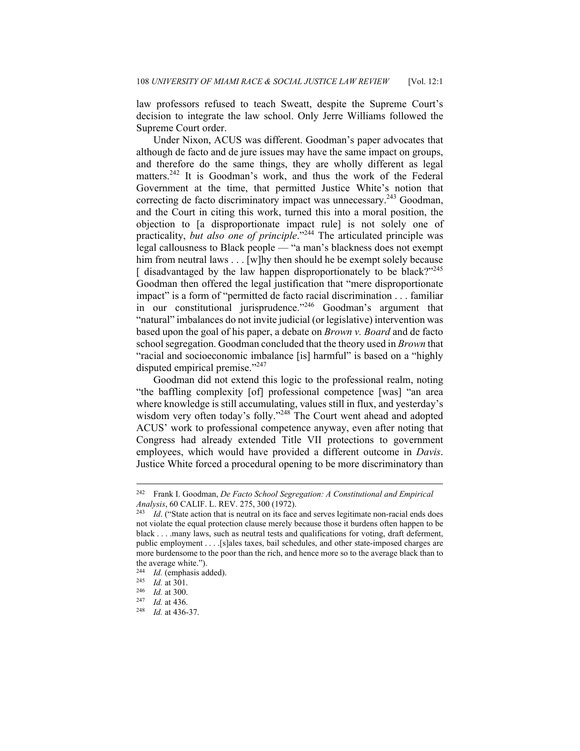law professors refused to teach Sweatt, despite the Supreme Court's decision to integrate the law school. Only Jerre Williams followed the Supreme Court order.

Under Nixon, ACUS was different. Goodman's paper advocates that although de facto and de jure issues may have the same impact on groups, and therefore do the same things, they are wholly different as legal matters.[242] It is Goodman's work, and thus the work of the Federal Government at the time, that permitted Justice White's notion that correcting de facto discriminatory impact was unnecessary.[243] Goodman, and the Court in citing this work, turned this into a moral position, the objection to [a disproportionate impact rule] is not solely one of practicality, *but also one of principle*."[244] The articulated principle was legal callousness to Black people — "a man's blackness does not exempt him from neutral laws . . . [w]hy then should he be exempt solely because [ disadvantaged by the law happen disproportionately to be black?"[245] Goodman then offered the legal justification that "mere disproportionate impact" is a form of "permitted de facto racial discrimination . . . familiar in our constitutional jurisprudence."[246] Goodman's argument that "natural" imbalances do not invite judicial (or legislative) intervention was based upon the goal of his paper, a debate on *Brown v. Board* and de facto school segregation. Goodman concluded that the theory used in *Brown* that "racial and socioeconomic imbalance [is] harmful" is based on a "highly disputed empirical premise."[247]

Goodman did not extend this logic to the professional realm, noting "the baffling complexity [of] professional competence [was] "an area where knowledge is still accumulating, values still in flux, and yesterday's wisdom very often today's folly."[248] The Court went ahead and adopted ACUS' work to professional competence anyway, even after noting that Congress had already extended Title VII protections to government employees, which would have provided a different outcome in *Davis*. Justice White forced a procedural opening to be more discriminatory than

---

[242] Frank I. Goodman, *De Facto School Segregation: A Constitutional and Empirical Analysis*, 60 CALIF. L. REV. 275, 300 (1972).

[243] *Id*. ("State action that is neutral on its face and serves legitimate non-racial ends does not violate the equal protection clause merely because those it burdens often happen to be black . . . .many laws, such as neutral tests and qualifications for voting, draft deferment, public employment . . . .[s]ales taxes, bail schedules, and other state-imposed charges are more burdensome to the poor than the rich, and hence more so to the average black than to the average white.").

[244] *Id.* (emphasis added).

[245] *Id.* at 301.

[246] *Id.* at 300.

[247] *Id.* at 436.

[248] *Id.* at 436-37.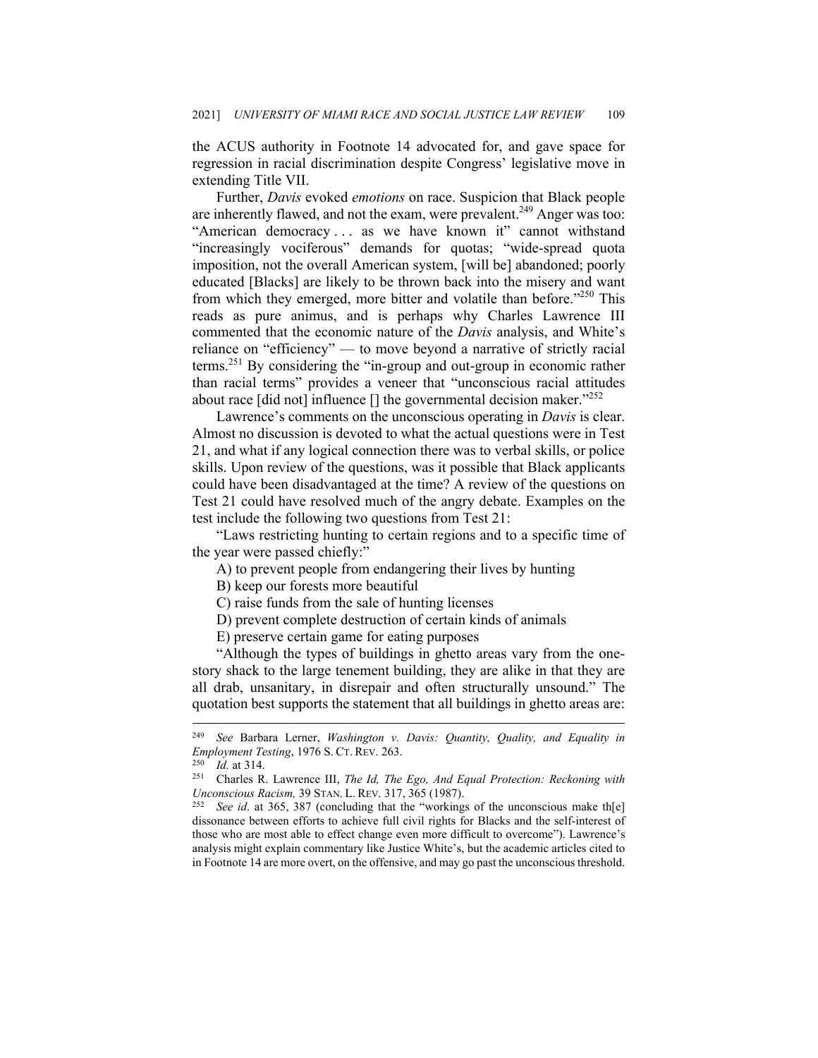the ACUS authority in Footnote 14 advocated for, and gave space for regression in racial discrimination despite Congress' legislative move in extending Title VII.

Further, *Davis* evoked *emotions* on race. Suspicion that Black people are inherently flawed, and not the exam, were prevalent.[249] Anger was too: "American democracy . . . as we have known it" cannot withstand "increasingly vociferous" demands for quotas; "wide-spread quota imposition, not the overall American system, [will be] abandoned; poorly educated [Blacks] are likely to be thrown back into the misery and want from which they emerged, more bitter and volatile than before."[250] This reads as pure animus, and is perhaps why Charles Lawrence III commented that the economic nature of the *Davis* analysis, and White's reliance on "efficiency" — to move beyond a narrative of strictly racial terms.[251] By considering the "in-group and out-group in economic rather than racial terms" provides a veneer that "unconscious racial attitudes about race [did not] influence [] the governmental decision maker."[252]

Lawrence's comments on the unconscious operating in *Davis* is clear. Almost no discussion is devoted to what the actual questions were in Test 21, and what if any logical connection there was to verbal skills, or police skills. Upon review of the questions, was it possible that Black applicants could have been disadvantaged at the time? A review of the questions on Test 21 could have resolved much of the angry debate. Examples on the test include the following two questions from Test 21:

"Laws restricting hunting to certain regions and to a specific time of the year were passed chiefly:"

A) to prevent people from endangering their lives by hunting

B) keep our forests more beautiful

C) raise funds from the sale of hunting licenses

D) prevent complete destruction of certain kinds of animals

E) preserve certain game for eating purposes

"Although the types of buildings in ghetto areas vary from the one-story shack to the large tenement building, they are alike in that they are all drab, unsanitary, in disrepair and often structurally unsound." The quotation best supports the statement that all buildings in ghetto areas are:

---

[249] *See* Barbara Lerner, *Washington v. Davis: Quantity, Quality, and Equality in Employment Testing*, 1976 S. CT. REV. 263.

[250] *Id.* at 314.

[251] Charles R. Lawrence III, *The Id, The Ego, And Equal Protection: Reckoning with Unconscious Racism,* 39 STAN. L. REV. 317, 365 (1987).

[252] *See id*. at 365, 387 (concluding that the "workings of the unconscious make th[e] dissonance between efforts to achieve full civil rights for Blacks and the self-interest of those who are most able to effect change even more difficult to overcome"). Lawrence's analysis might explain commentary like Justice White's, but the academic articles cited to in Footnote 14 are more overt, on the offensive, and may go past the unconscious threshold.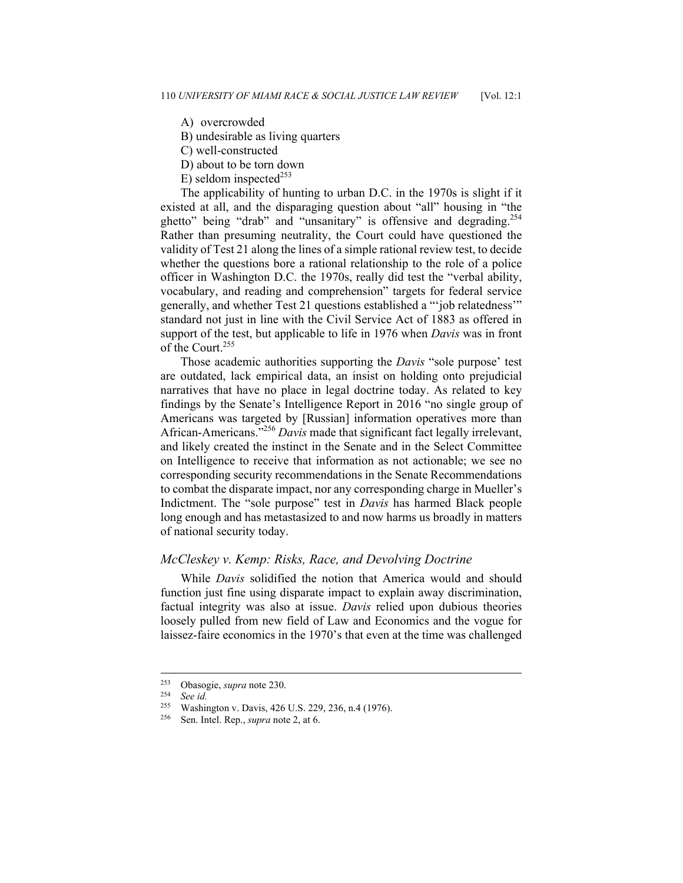A) overcrowded
B) undesirable as living quarters
C) well-constructed
D) about to be torn down
E) seldom inspected[253]

The applicability of hunting to urban D.C. in the 1970s is slight if it existed at all, and the disparaging question about "all" housing in "the ghetto" being "drab" and "unsanitary" is offensive and degrading.[254] Rather than presuming neutrality, the Court could have questioned the validity of Test 21 along the lines of a simple rational review test, to decide whether the questions bore a rational relationship to the role of a police officer in Washington D.C. the 1970s, really did test the "verbal ability, vocabulary, and reading and comprehension" targets for federal service generally, and whether Test 21 questions established a "'job relatedness'" standard not just in line with the Civil Service Act of 1883 as offered in support of the test, but applicable to life in 1976 when *Davis* was in front of the Court.[255]

Those academic authorities supporting the *Davis* "sole purpose' test are outdated, lack empirical data, an insist on holding onto prejudicial narratives that have no place in legal doctrine today. As related to key findings by the Senate's Intelligence Report in 2016 "no single group of Americans was targeted by [Russian] information operatives more than African-Americans."[256] *Davis* made that significant fact legally irrelevant, and likely created the instinct in the Senate and in the Select Committee on Intelligence to receive that information as not actionable; we see no corresponding security recommendations in the Senate Recommendations to combat the disparate impact, nor any corresponding charge in Mueller's Indictment. The "sole purpose" test in *Davis* has harmed Black people long enough and has metastasized to and now harms us broadly in matters of national security today.

### *McCleskey v. Kemp: Risks, Race, and Devolving Doctrine*

While *Davis* solidified the notion that America would and should function just fine using disparate impact to explain away discrimination, factual integrity was also at issue. *Davis* relied upon dubious theories loosely pulled from new field of Law and Economics and the vogue for laissez-faire economics in the 1970's that even at the time was challenged

---

253 Obasogie, *supra* note 230.
254 *See id.*
255 Washington v. Davis, 426 U.S. 229, 236, n.4 (1976).
256 Sen. Intel. Rep., *supra* note 2, at 6.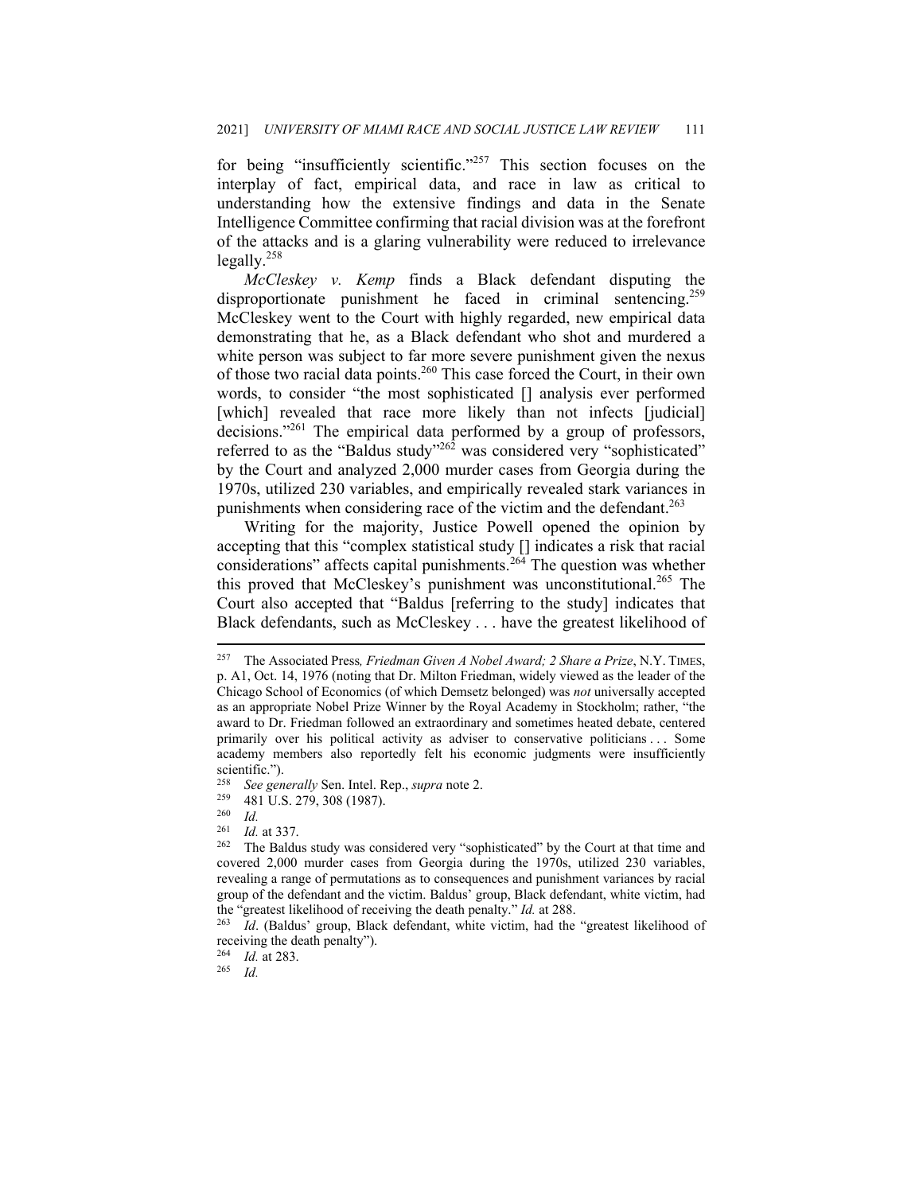for being "insufficiently scientific."[257] This section focuses on the interplay of fact, empirical data, and race in law as critical to understanding how the extensive findings and data in the Senate Intelligence Committee confirming that racial division was at the forefront of the attacks and is a glaring vulnerability were reduced to irrelevance legally.[258]

*McCleskey v. Kemp* finds a Black defendant disputing the disproportionate punishment he faced in criminal sentencing.[259] McCleskey went to the Court with highly regarded, new empirical data demonstrating that he, as a Black defendant who shot and murdered a white person was subject to far more severe punishment given the nexus of those two racial data points.[260] This case forced the Court, in their own words, to consider "the most sophisticated [] analysis ever performed [which] revealed that race more likely than not infects [judicial] decisions."[261] The empirical data performed by a group of professors, referred to as the "Baldus study"[262] was considered very "sophisticated" by the Court and analyzed 2,000 murder cases from Georgia during the 1970s, utilized 230 variables, and empirically revealed stark variances in punishments when considering race of the victim and the defendant.[263]

Writing for the majority, Justice Powell opened the opinion by accepting that this "complex statistical study [] indicates a risk that racial considerations" affects capital punishments.[264] The question was whether this proved that McCleskey's punishment was unconstitutional.[265] The Court also accepted that "Baldus [referring to the study] indicates that Black defendants, such as McCleskey . . . have the greatest likelihood of

---

[257] The Associated Press*, Friedman Given A Nobel Award; 2 Share a Prize*, N.Y. TIMES, p. A1, Oct. 14, 1976 (noting that Dr. Milton Friedman, widely viewed as the leader of the Chicago School of Economics (of which Demsetz belonged) was *not* universally accepted as an appropriate Nobel Prize Winner by the Royal Academy in Stockholm; rather, "the award to Dr. Friedman followed an extraordinary and sometimes heated debate, centered primarily over his political activity as adviser to conservative politicians . . . Some academy members also reportedly felt his economic judgments were insufficiently scientific.").

[258] *See generally* Sen. Intel. Rep., *supra* note 2.

[259] 481 U.S. 279, 308 (1987).

[260] *Id.*

[261] *Id.* at 337.

[262] The Baldus study was considered very "sophisticated" by the Court at that time and covered 2,000 murder cases from Georgia during the 1970s, utilized 230 variables, revealing a range of permutations as to consequences and punishment variances by racial group of the defendant and the victim. Baldus' group, Black defendant, white victim, had the "greatest likelihood of receiving the death penalty." *Id.* at 288.

[263] *Id*. (Baldus' group, Black defendant, white victim, had the "greatest likelihood of receiving the death penalty").

[264] *Id.* at 283.

[265] *Id.*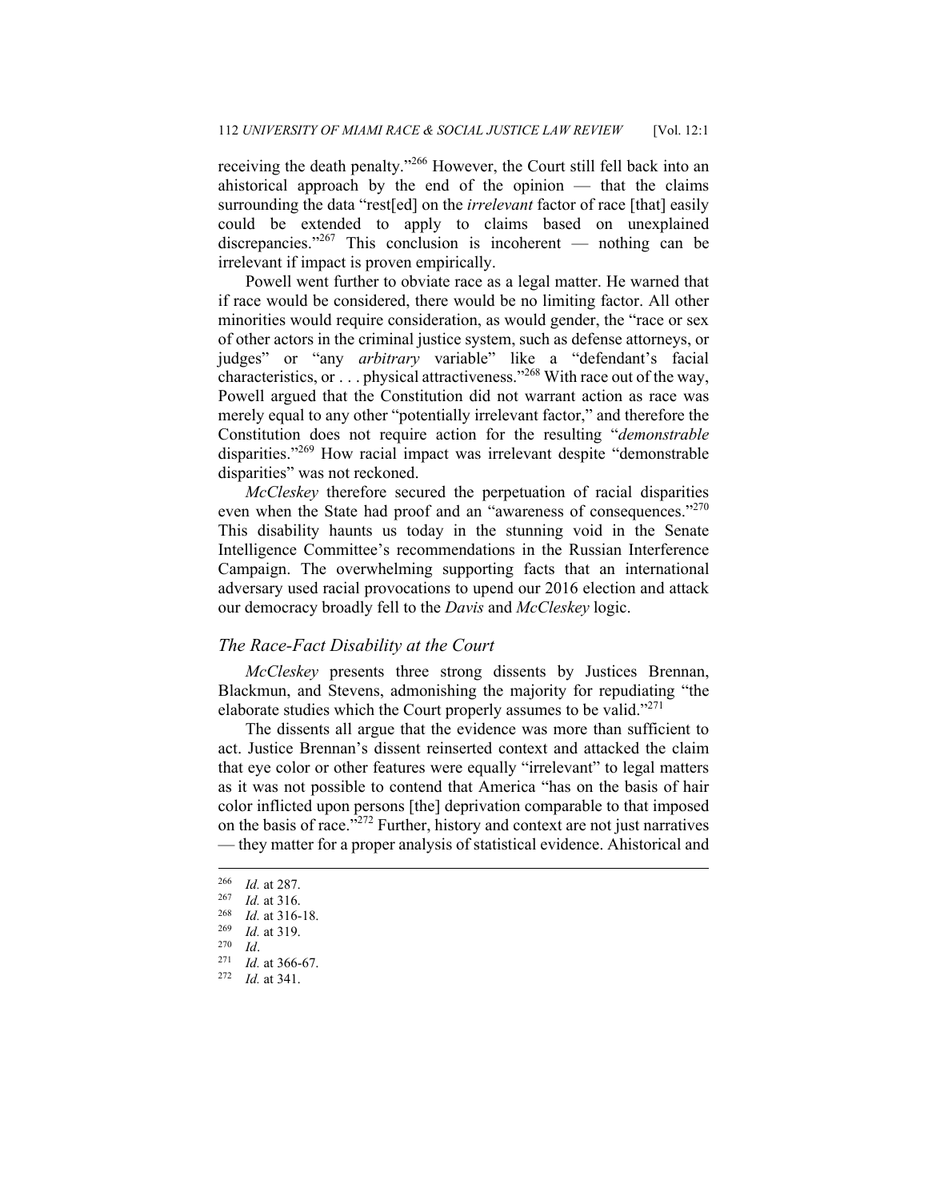receiving the death penalty."[266] However, the Court still fell back into an ahistorical approach by the end of the opinion — that the claims surrounding the data "rest[ed] on the *irrelevant* factor of race [that] easily could be extended to apply to claims based on unexplained discrepancies."[267] This conclusion is incoherent — nothing can be irrelevant if impact is proven empirically.

Powell went further to obviate race as a legal matter. He warned that if race would be considered, there would be no limiting factor. All other minorities would require consideration, as would gender, the "race or sex of other actors in the criminal justice system, such as defense attorneys, or judges" or "any *arbitrary* variable" like a "defendant's facial characteristics, or . . . physical attractiveness."[268] With race out of the way, Powell argued that the Constitution did not warrant action as race was merely equal to any other "potentially irrelevant factor," and therefore the Constitution does not require action for the resulting "*demonstrable* disparities."[269] How racial impact was irrelevant despite "demonstrable disparities" was not reckoned.

*McCleskey* therefore secured the perpetuation of racial disparities even when the State had proof and an "awareness of consequences."[270] This disability haunts us today in the stunning void in the Senate Intelligence Committee's recommendations in the Russian Interference Campaign. The overwhelming supporting facts that an international adversary used racial provocations to upend our 2016 election and attack our democracy broadly fell to the *Davis* and *McCleskey* logic.

### *The Race-Fact Disability at the Court*

*McCleskey* presents three strong dissents by Justices Brennan, Blackmun, and Stevens, admonishing the majority for repudiating "the elaborate studies which the Court properly assumes to be valid."[271]

The dissents all argue that the evidence was more than sufficient to act. Justice Brennan's dissent reinserted context and attacked the claim that eye color or other features were equally "irrelevant" to legal matters as it was not possible to contend that America "has on the basis of hair color inflicted upon persons [the] deprivation comparable to that imposed on the basis of race."[272] Further, history and context are not just narratives — they matter for a proper analysis of statistical evidence. Ahistorical and

---

[266] *Id.* at 287.
[267] *Id.* at 316.
[268] *Id.* at 316-18.
[269] *Id.* at 319.
[270] *Id*.
[271] *Id.* at 366-67.
[272] *Id.* at 341.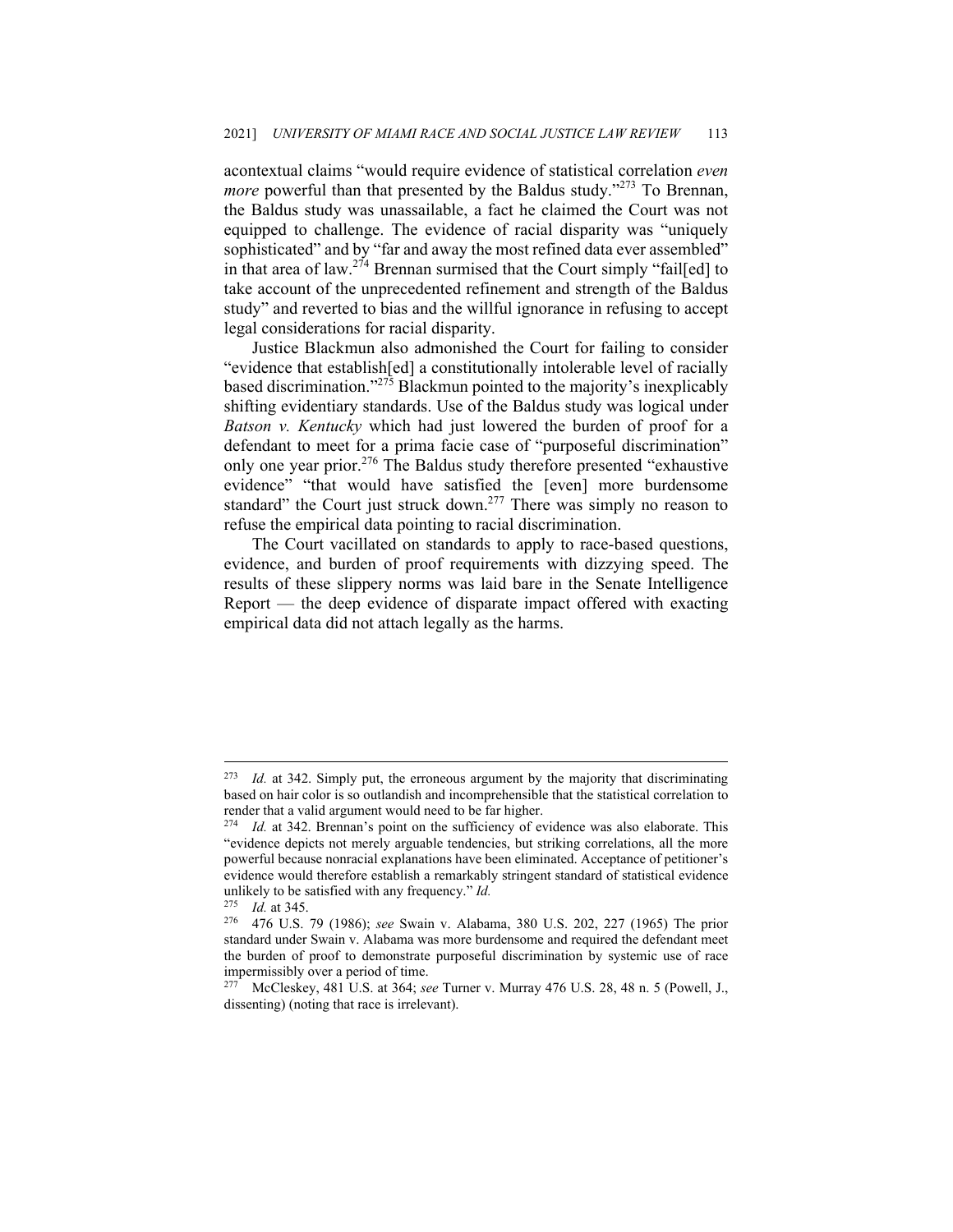acontextual claims "would require evidence of statistical correlation *even more* powerful than that presented by the Baldus study."[273] To Brennan, the Baldus study was unassailable, a fact he claimed the Court was not equipped to challenge. The evidence of racial disparity was "uniquely sophisticated" and by "far and away the most refined data ever assembled" in that area of law.[274] Brennan surmised that the Court simply "fail[ed] to take account of the unprecedented refinement and strength of the Baldus study" and reverted to bias and the willful ignorance in refusing to accept legal considerations for racial disparity.

Justice Blackmun also admonished the Court for failing to consider "evidence that establish[ed] a constitutionally intolerable level of racially based discrimination."[275] Blackmun pointed to the majority's inexplicably shifting evidentiary standards. Use of the Baldus study was logical under *Batson v. Kentucky* which had just lowered the burden of proof for a defendant to meet for a prima facie case of "purposeful discrimination" only one year prior.[276] The Baldus study therefore presented "exhaustive evidence" "that would have satisfied the [even] more burdensome standard" the Court just struck down.[277] There was simply no reason to refuse the empirical data pointing to racial discrimination.

The Court vacillated on standards to apply to race-based questions, evidence, and burden of proof requirements with dizzying speed. The results of these slippery norms was laid bare in the Senate Intelligence Report — the deep evidence of disparate impact offered with exacting empirical data did not attach legally as the harms.

---

[273] *Id.* at 342. Simply put, the erroneous argument by the majority that discriminating based on hair color is so outlandish and incomprehensible that the statistical correlation to render that a valid argument would need to be far higher.

[274] *Id.* at 342. Brennan's point on the sufficiency of evidence was also elaborate. This "evidence depicts not merely arguable tendencies, but striking correlations, all the more powerful because nonracial explanations have been eliminated. Acceptance of petitioner's evidence would therefore establish a remarkably stringent standard of statistical evidence unlikely to be satisfied with any frequency." *Id.*

[275] *Id.* at 345.

[276] 476 U.S. 79 (1986); *see* Swain v. Alabama, 380 U.S. 202, 227 (1965) The prior standard under Swain v. Alabama was more burdensome and required the defendant meet the burden of proof to demonstrate purposeful discrimination by systemic use of race impermissibly over a period of time.

[277] McCleskey, 481 U.S. at 364; *see* Turner v. Murray 476 U.S. 28, 48 n. 5 (Powell, J., dissenting) (noting that race is irrelevant).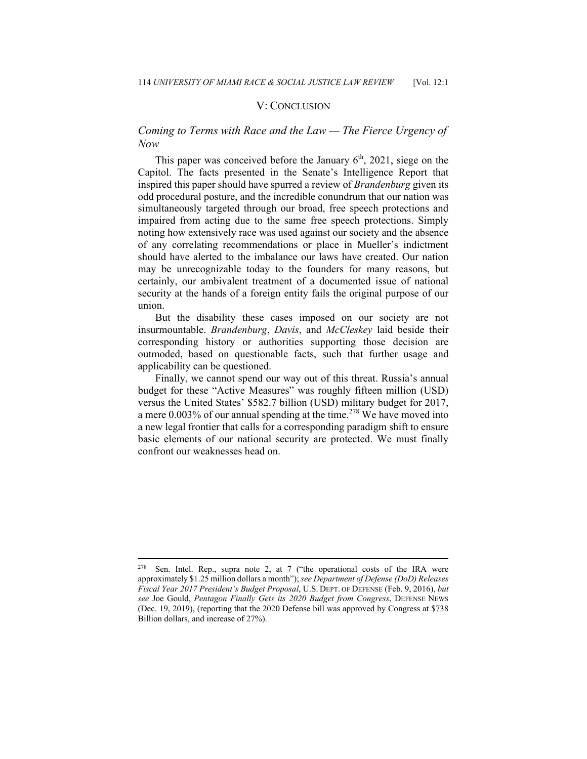## V: CONCLUSION

### *Coming to Terms with Race and the Law — The Fierce Urgency of Now*

This paper was conceived before the January 6th, 2021, siege on the Capitol. The facts presented in the Senate's Intelligence Report that inspired this paper should have spurred a review of *Brandenburg* given its odd procedural posture, and the incredible conundrum that our nation was simultaneously targeted through our broad, free speech protections and impaired from acting due to the same free speech protections. Simply noting how extensively race was used against our society and the absence of any correlating recommendations or place in Mueller's indictment should have alerted to the imbalance our laws have created. Our nation may be unrecognizable today to the founders for many reasons, but certainly, our ambivalent treatment of a documented issue of national security at the hands of a foreign entity fails the original purpose of our union.

But the disability these cases imposed on our society are not insurmountable. *Brandenburg*, *Davis*, and *McCleskey* laid beside their corresponding history or authorities supporting those decision are outmoded, based on questionable facts, such that further usage and applicability can be questioned.

Finally, we cannot spend our way out of this threat. Russia's annual budget for these "Active Measures" was roughly fifteen million (USD) versus the United States' $582.7 billion (USD) military budget for 2017, a mere 0.003% of our annual spending at the time.[278] We have moved into a new legal frontier that calls for a corresponding paradigm shift to ensure basic elements of our national security are protected. We must finally confront our weaknesses head on.

---

[278] Sen. Intel. Rep., supra note 2, at 7 ("the operational costs of the IRA were approximately $1.25 million dollars a month"); *see Department of Defense (DoD) Releases Fiscal Year 2017 President's Budget Proposal*, U.S. DEPT. OF DEFENSE (Feb. 9, 2016), *but see* Joe Gould, *Pentagon Finally Gets its 2020 Budget from Congress*, DEFENSE NEWS (Dec. 19, 2019), (reporting that the 2020 Defense bill was approved by Congress at $738 Billion dollars, and increase of 27%).